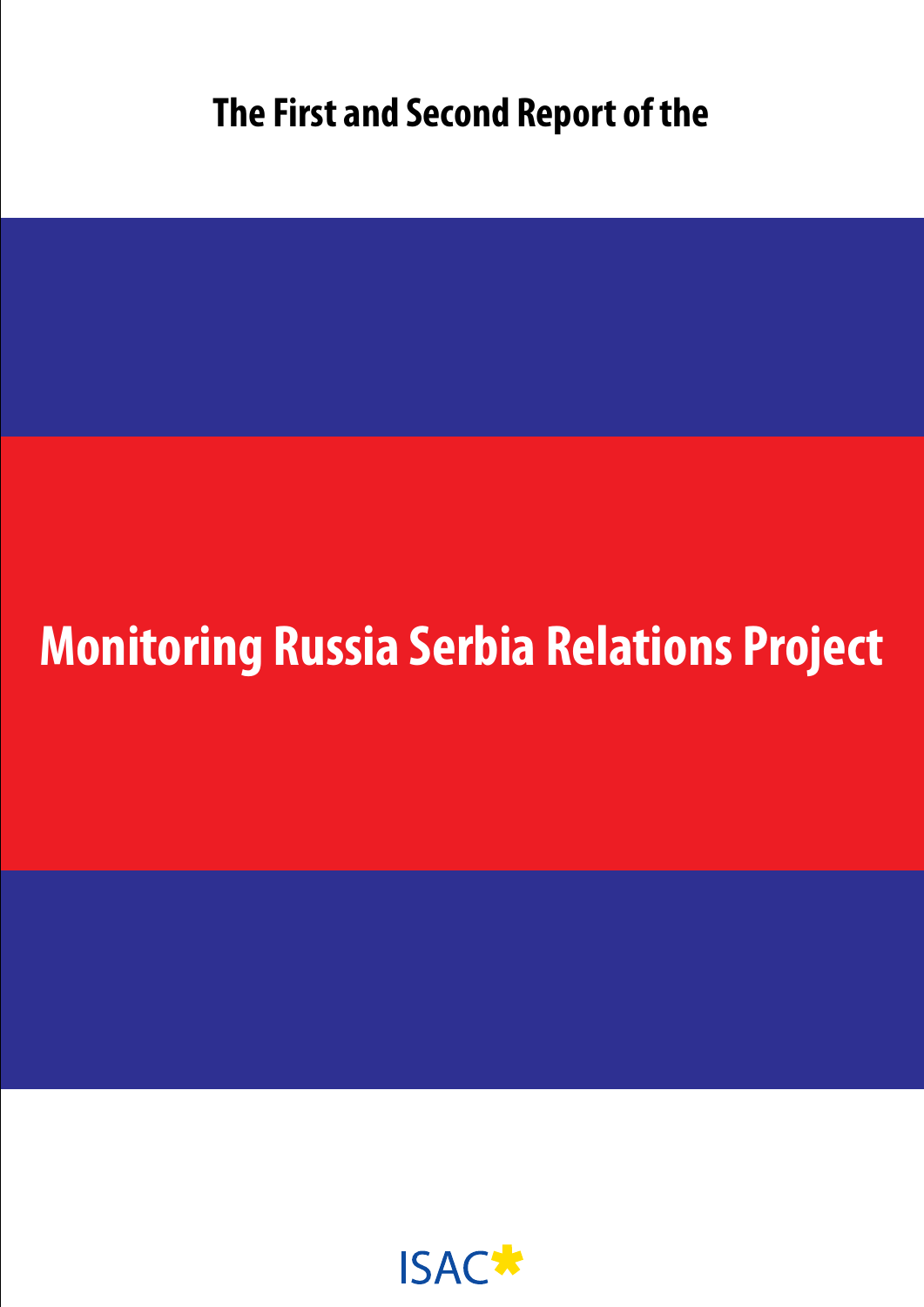The First and Second Report of the

# Monitoring Russia Serbia Relations Project

ISAC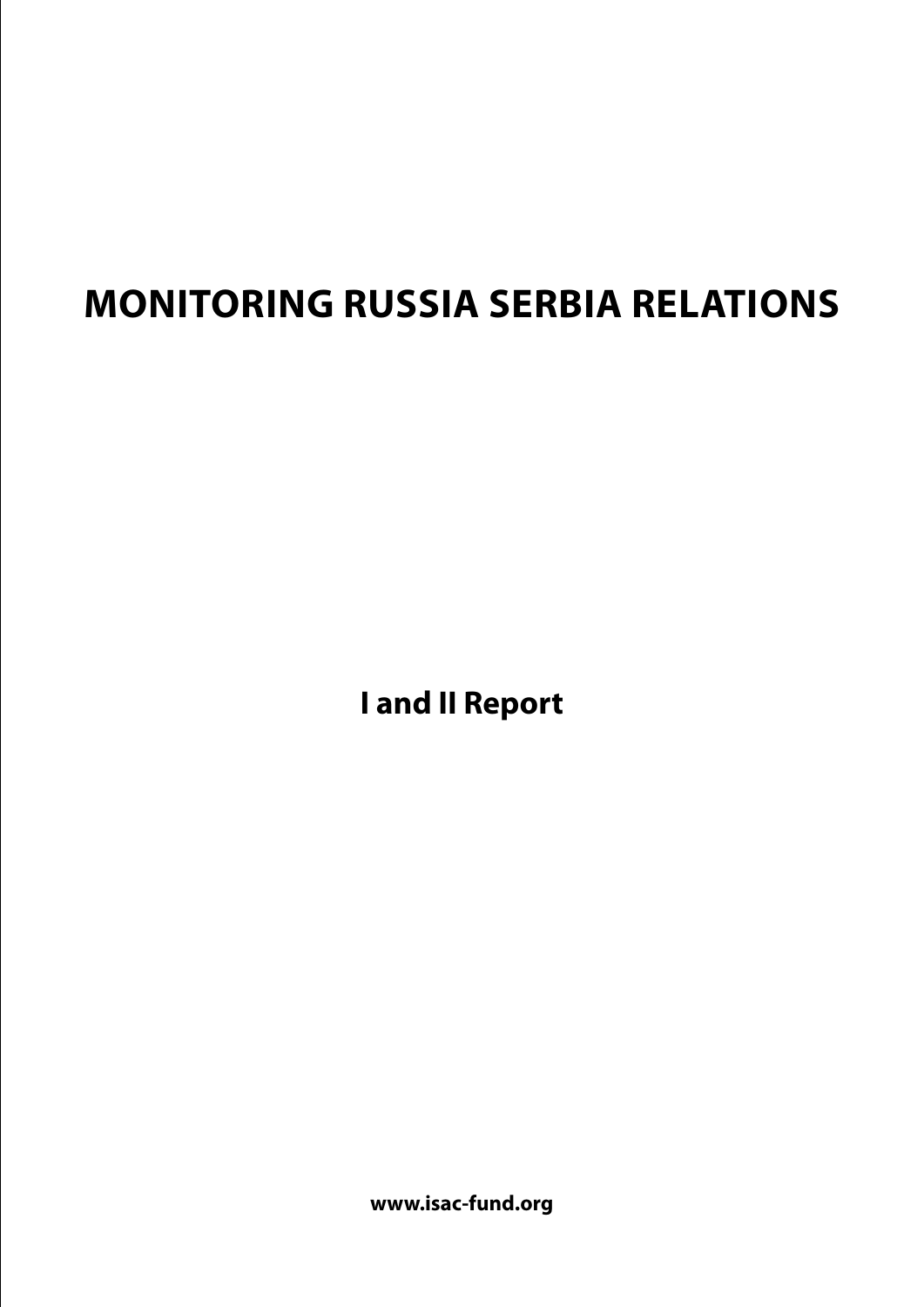# MONITORING RUSSIA SERBIA RELATIONS

**I and II Report**

**www.isac-fund.org**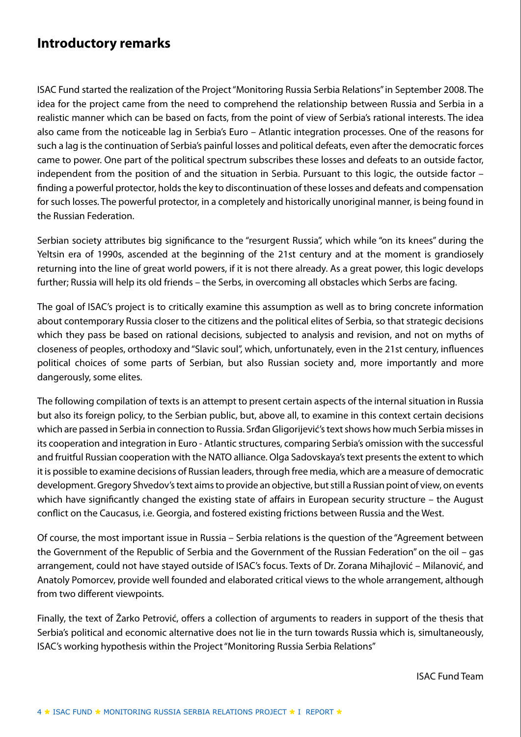## Introductory remarks

ISAC Fund started the realization of the Project "Monitoring Russia Serbia Relations" in September 2008. The idea for the project came from the need to comprehend the relationship between Russia and Serbia in a realistic manner which can be based on facts, from the point of view of Serbia's rational interests. The idea also came from the noticeable lag in Serbia's Euro – Atlantic integration processes. One of the reasons for such a lag is the continuation of Serbia's painful losses and political defeats, even after the democratic forces came to power. One part of the political spectrum subscribes these losses and defeats to an outside factor, independent from the position of and the situation in Serbia. Pursuant to this logic, the outside factor – finding a powerful protector, holds the key to discontinuation of these losses and defeats and compensation for such losses. The powerful protector, in a completely and historically unoriginal manner, is being found in the Russian Federation.

Serbian society attributes big significance to the "resurgent Russia", which while "on its knees" during the Yeltsin era of 1990s, ascended at the beginning of the 21st century and at the moment is grandiosely returning into the line of great world powers, if it is not there already. As a great power, this logic develops further; Russia will help its old friends – the Serbs, in overcoming all obstacles which Serbs are facing.

The goal of ISAC's project is to critically examine this assumption as well as to bring concrete information about contemporary Russia closer to the citizens and the political elites of Serbia, so that strategic decisions which they pass be based on rational decisions, subjected to analysis and revision, and not on myths of closeness of peoples, orthodoxy and "Slavic soul", which, unfortunately, even in the 21st century, influences political choices of some parts of Serbian, but also Russian society and, more importantly and more dangerously, some elites.

The following compilation of texts is an attempt to present certain aspects of the internal situation in Russia but also its foreign policy, to the Serbian public, but, above all, to examine in this context certain decisions which are passed in Serbia in connection to Russia. Srđan Gligorijević's text shows how much Serbia misses in its cooperation and integration in Euro - Atlantic structures, comparing Serbia's omission with the successful and fruitful Russian cooperation with the NATO alliance. Olga Sadovskaya's text presents the extent to which it is possible to examine decisions of Russian leaders, through free media, which are a measure of democratic development. Gregory Shvedov's text aims to provide an objective, but still a Russian point of view, on events which have significantly changed the existing state of affairs in European security structure – the August conflict on the Caucasus, i.e. Georgia, and fostered existing frictions between Russia and the West.

Of course, the most important issue in Russia – Serbia relations is the question of the "Agreement between the Government of the Republic of Serbia and the Government of the Russian Federation" on the oil – gas arrangement, could not have stayed outside of ISAC's focus. Texts of Dr. Zorana Mihajlović – Milanović, and Anatoly Pomorcev, provide well founded and elaborated critical views to the whole arrangement, although from two different viewpoints.

Finally, the text of Žarko Petrović, offers a collection of arguments to readers in support of the thesis that Serbia's political and economic alternative does not lie in the turn towards Russia which is, simultaneously, ISAC's working hypothesis within the Project "Monitoring Russia Serbia Relations"

ISAC Fund Team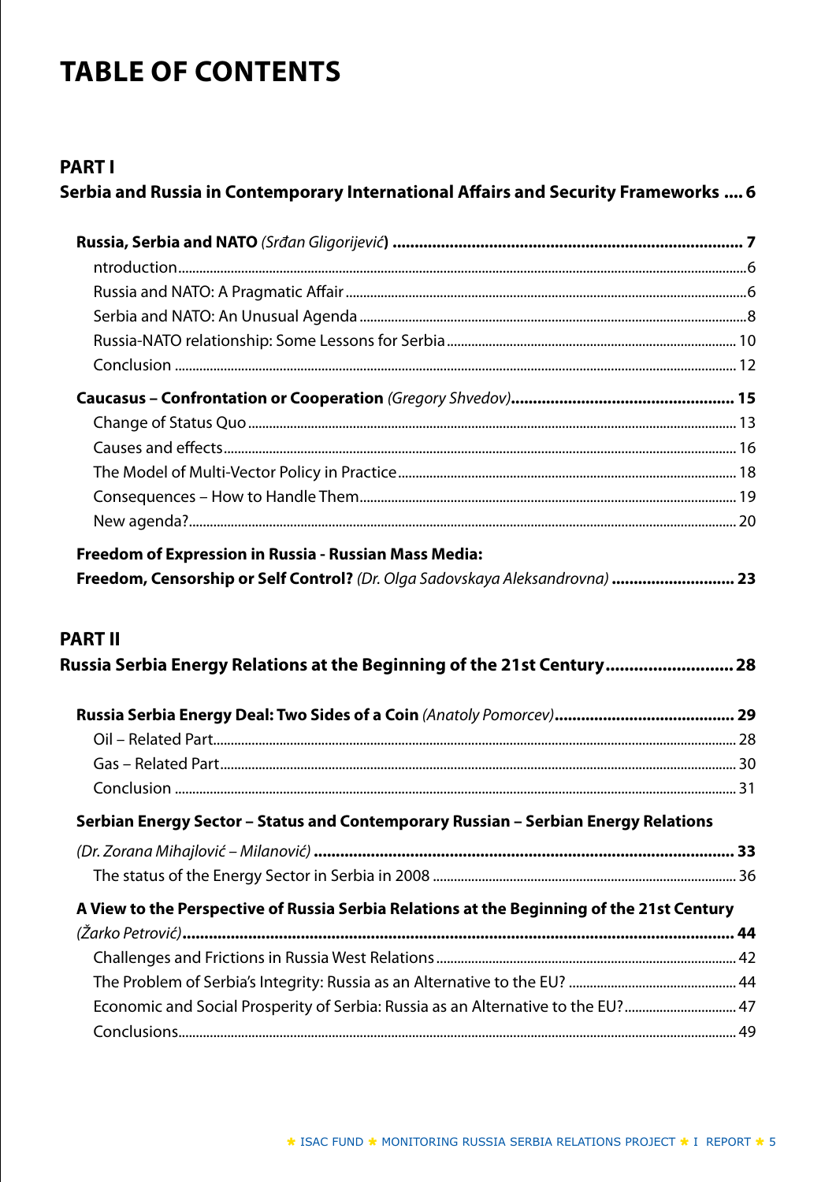# TABLE OF CONTENTS

## PART I

**Serbia and Russia in Contemporary International Affairs and Security Frameworks .... 6**

**Russia, Serbia and NATO** *(Srđan Gligorijević)* **.... 7**

- ntroduction .... 6
- Russia and NATO: A Pragmatic Affair .... 6
- Serbia and NATO: An Unusual Agenda .... 8
- Russia-NATO relationship: Some Lessons for Serbia .... 10
- Conclusion .... 12

**Caucasus – Confrontation or Cooperation** *(Gregory Shvedov)* **.... 15**

- Change of Status Quo .... 13
- Causes and effects .... 16
- The Model of Multi-Vector Policy in Practice .... 18
- Consequences – How to Handle Them .... 19
- New agenda? .... 20

**Freedom of Expression in Russia - Russian Mass Media: Freedom, Censorship or Self Control?** *(Dr. Olga Sadovskaya Aleksandrovna)* **.... 23**

## PART II

**Russia Serbia Energy Relations at the Beginning of the 21st Century .... 28**

**Russia Serbia Energy Deal: Two Sides of a Coin** *(Anatoly Pomorcev)* **.... 29**

- Oil – Related Part .... 28
- Gas – Related Part .... 30
- Conclusion .... 31

**Serbian Energy Sector – Status and Contemporary Russian – Serbian Energy Relations** *(Dr. Zorana Mihajlović – Milanović)* **.... 33**

- The status of the Energy Sector in Serbia in 2008 .... 36

**A View to the Perspective of Russia Serbia Relations at the Beginning of the 21st Century** *(Žarko Petrović)* **.... 44**

- Challenges and Frictions in Russia West Relations .... 42
- The Problem of Serbia's Integrity: Russia as an Alternative to the EU? .... 44
- Economic and Social Prosperity of Serbia: Russia as an Alternative to the EU? .... 47
- Conclusions .... 49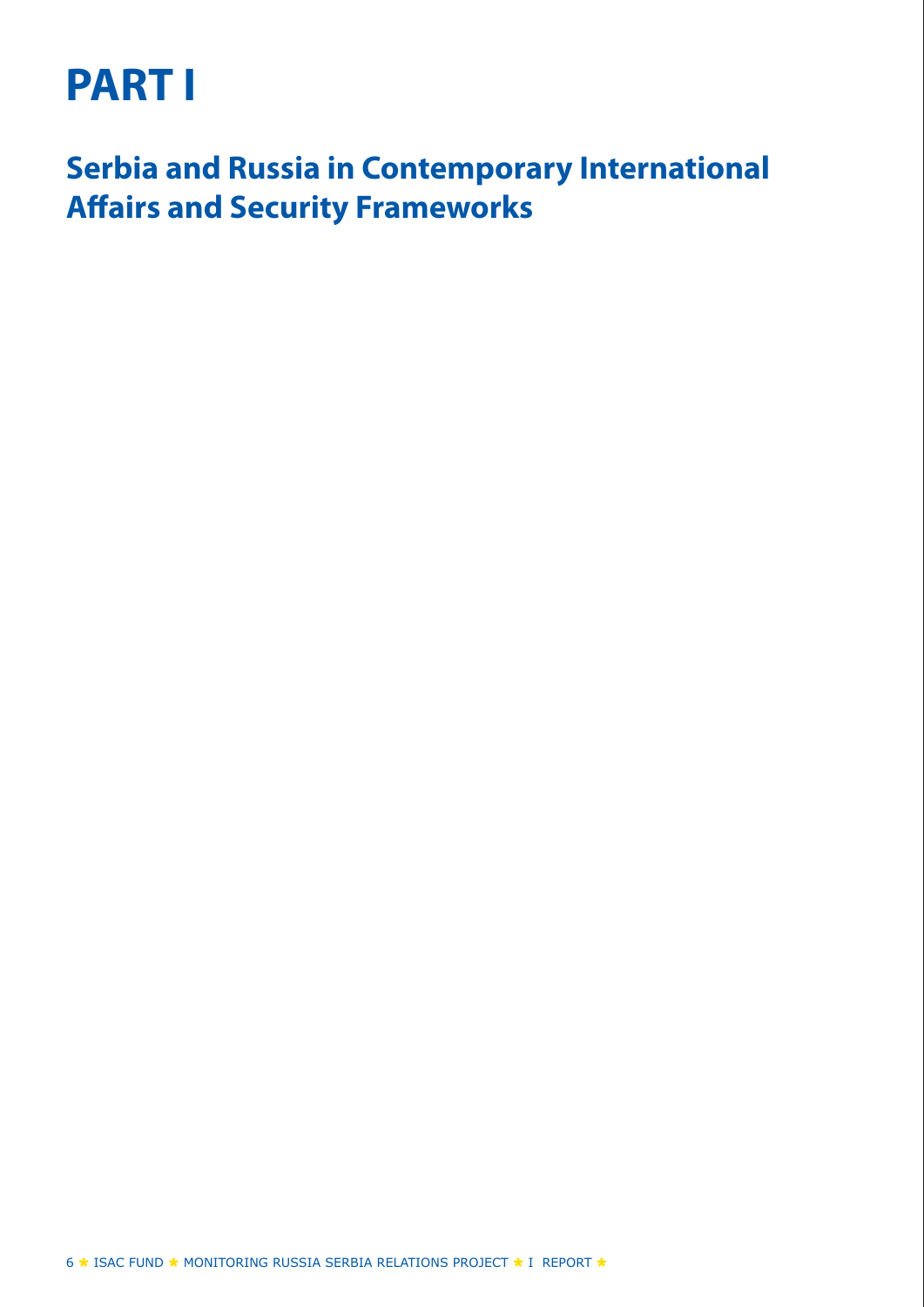# PART I

## Serbia and Russia in Contemporary International Affairs and Security Frameworks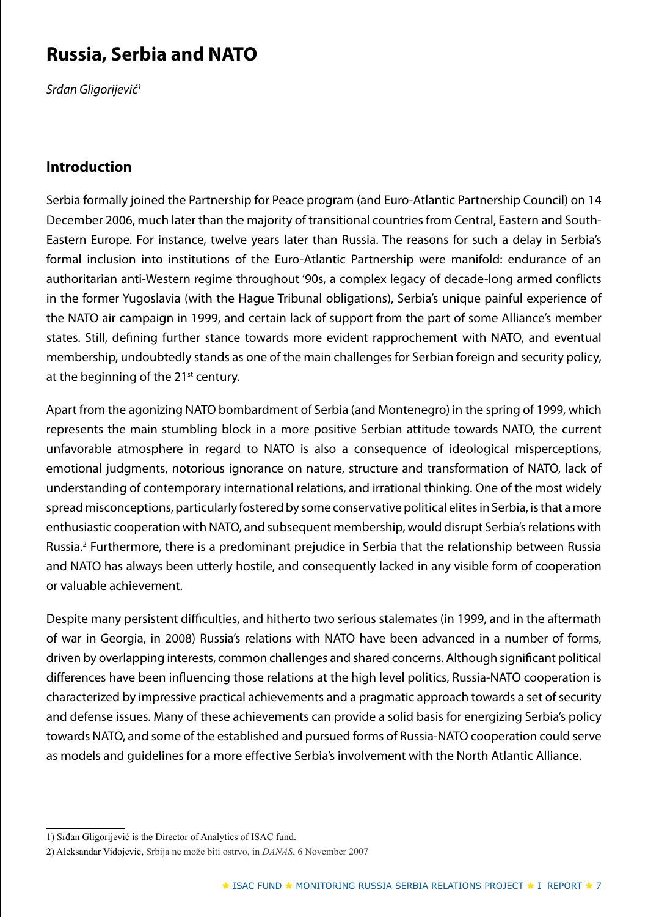# Russia, Serbia and NATO

*Srđan Gligorijević*[1]

## Introduction

Serbia formally joined the Partnership for Peace program (and Euro-Atlantic Partnership Council) on 14 December 2006, much later than the majority of transitional countries from Central, Eastern and South-Eastern Europe. For instance, twelve years later than Russia. The reasons for such a delay in Serbia's formal inclusion into institutions of the Euro-Atlantic Partnership were manifold: endurance of an authoritarian anti-Western regime throughout '90s, a complex legacy of decade-long armed conflicts in the former Yugoslavia (with the Hague Tribunal obligations), Serbia's unique painful experience of the NATO air campaign in 1999, and certain lack of support from the part of some Alliance's member states. Still, defining further stance towards more evident rapprochement with NATO, and eventual membership, undoubtedly stands as one of the main challenges for Serbian foreign and security policy, at the beginning of the 21st century.

Apart from the agonizing NATO bombardment of Serbia (and Montenegro) in the spring of 1999, which represents the main stumbling block in a more positive Serbian attitude towards NATO, the current unfavorable atmosphere in regard to NATO is also a consequence of ideological misperceptions, emotional judgments, notorious ignorance on nature, structure and transformation of NATO, lack of understanding of contemporary international relations, and irrational thinking. One of the most widely spread misconceptions, particularly fostered by some conservative political elites in Serbia, is that a more enthusiastic cooperation with NATO, and subsequent membership, would disrupt Serbia's relations with Russia.[2] Furthermore, there is a predominant prejudice in Serbia that the relationship between Russia and NATO has always been utterly hostile, and consequently lacked in any visible form of cooperation or valuable achievement.

Despite many persistent difficulties, and hitherto two serious stalemates (in 1999, and in the aftermath of war in Georgia, in 2008) Russia's relations with NATO have been advanced in a number of forms, driven by overlapping interests, common challenges and shared concerns. Although significant political differences have been influencing those relations at the high level politics, Russia-NATO cooperation is characterized by impressive practical achievements and a pragmatic approach towards a set of security and defense issues. Many of these achievements can provide a solid basis for energizing Serbia's policy towards NATO, and some of the established and pursued forms of Russia-NATO cooperation could serve as models and guidelines for a more effective Serbia's involvement with the North Atlantic Alliance.

---

1) Srđan Gligorijević is the Director of Analytics of ISAC fund.

2) Aleksandar Vidojevic, Srbija ne može biti ostrvo, in *DANAS*, 6 November 2007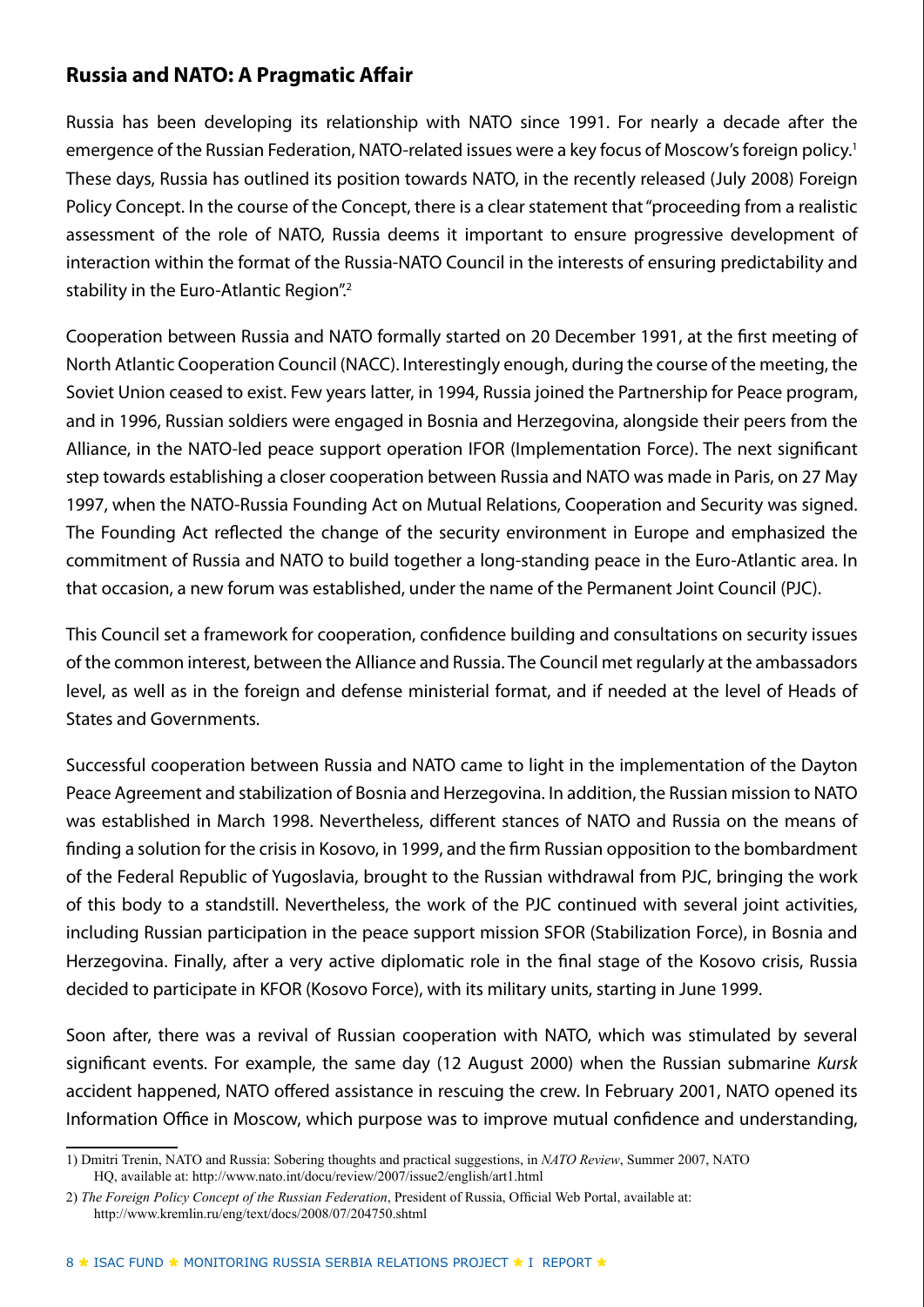## Russia and NATO: A Pragmatic Affair

Russia has been developing its relationship with NATO since 1991. For nearly a decade after the emergence of the Russian Federation, NATO-related issues were a key focus of Moscow's foreign policy.[1] These days, Russia has outlined its position towards NATO, in the recently released (July 2008) Foreign Policy Concept. In the course of the Concept, there is a clear statement that "proceeding from a realistic assessment of the role of NATO, Russia deems it important to ensure progressive development of interaction within the format of the Russia-NATO Council in the interests of ensuring predictability and stability in the Euro-Atlantic Region".[2]

Cooperation between Russia and NATO formally started on 20 December 1991, at the first meeting of North Atlantic Cooperation Council (NACC). Interestingly enough, during the course of the meeting, the Soviet Union ceased to exist. Few years latter, in 1994, Russia joined the Partnership for Peace program, and in 1996, Russian soldiers were engaged in Bosnia and Herzegovina, alongside their peers from the Alliance, in the NATO-led peace support operation IFOR (Implementation Force). The next significant step towards establishing a closer cooperation between Russia and NATO was made in Paris, on 27 May 1997, when the NATO-Russia Founding Act on Mutual Relations, Cooperation and Security was signed. The Founding Act reflected the change of the security environment in Europe and emphasized the commitment of Russia and NATO to build together a long-standing peace in the Euro-Atlantic area. In that occasion, a new forum was established, under the name of the Permanent Joint Council (PJC).

This Council set a framework for cooperation, confidence building and consultations on security issues of the common interest, between the Alliance and Russia. The Council met regularly at the ambassadors level, as well as in the foreign and defense ministerial format, and if needed at the level of Heads of States and Governments.

Successful cooperation between Russia and NATO came to light in the implementation of the Dayton Peace Agreement and stabilization of Bosnia and Herzegovina. In addition, the Russian mission to NATO was established in March 1998. Nevertheless, different stances of NATO and Russia on the means of finding a solution for the crisis in Kosovo, in 1999, and the firm Russian opposition to the bombardment of the Federal Republic of Yugoslavia, brought to the Russian withdrawal from PJC, bringing the work of this body to a standstill. Nevertheless, the work of the PJC continued with several joint activities, including Russian participation in the peace support mission SFOR (Stabilization Force), in Bosnia and Herzegovina. Finally, after a very active diplomatic role in the final stage of the Kosovo crisis, Russia decided to participate in KFOR (Kosovo Force), with its military units, starting in June 1999.

Soon after, there was a revival of Russian cooperation with NATO, which was stimulated by several significant events. For example, the same day (12 August 2000) when the Russian submarine *Kursk* accident happened, NATO offered assistance in rescuing the crew. In February 2001, NATO opened its Information Office in Moscow, which purpose was to improve mutual confidence and understanding,

---

1) Dmitri Trenin, NATO and Russia: Sobering thoughts and practical suggestions, in *NATO Review*, Summer 2007, NATO HQ, available at: http://www.nato.int/docu/review/2007/issue2/english/art1.html

2) *The Foreign Policy Concept of the Russian Federation*, President of Russia, Official Web Portal, available at: http://www.kremlin.ru/eng/text/docs/2008/07/204750.shtml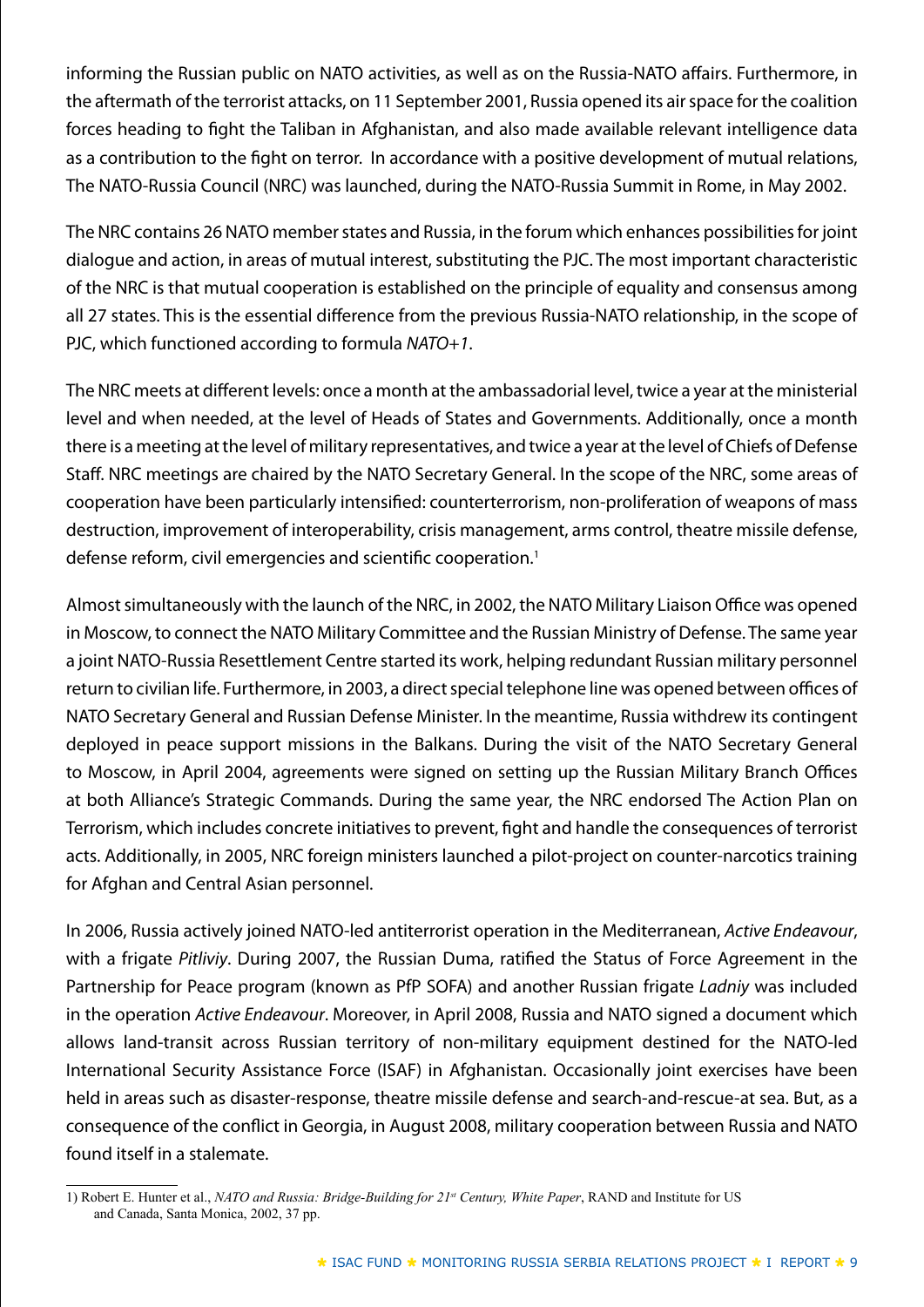informing the Russian public on NATO activities, as well as on the Russia-NATO affairs. Furthermore, in the aftermath of the terrorist attacks, on 11 September 2001, Russia opened its air space for the coalition forces heading to fight the Taliban in Afghanistan, and also made available relevant intelligence data as a contribution to the fight on terror. In accordance with a positive development of mutual relations, The NATO-Russia Council (NRC) was launched, during the NATO-Russia Summit in Rome, in May 2002.

The NRC contains 26 NATO member states and Russia, in the forum which enhances possibilities for joint dialogue and action, in areas of mutual interest, substituting the PJC. The most important characteristic of the NRC is that mutual cooperation is established on the principle of equality and consensus among all 27 states. This is the essential difference from the previous Russia-NATO relationship, in the scope of PJC, which functioned according to formula *NATO+1*.

The NRC meets at different levels: once a month at the ambassadorial level, twice a year at the ministerial level and when needed, at the level of Heads of States and Governments. Additionally, once a month there is a meeting at the level of military representatives, and twice a year at the level of Chiefs of Defense Staff. NRC meetings are chaired by the NATO Secretary General. In the scope of the NRC, some areas of cooperation have been particularly intensified: counterterrorism, non-proliferation of weapons of mass destruction, improvement of interoperability, crisis management, arms control, theatre missile defense, defense reform, civil emergencies and scientific cooperation.[1]

Almost simultaneously with the launch of the NRC, in 2002, the NATO Military Liaison Office was opened in Moscow, to connect the NATO Military Committee and the Russian Ministry of Defense. The same year a joint NATO-Russia Resettlement Centre started its work, helping redundant Russian military personnel return to civilian life. Furthermore, in 2003, a direct special telephone line was opened between offices of NATO Secretary General and Russian Defense Minister. In the meantime, Russia withdrew its contingent deployed in peace support missions in the Balkans. During the visit of the NATO Secretary General to Moscow, in April 2004, agreements were signed on setting up the Russian Military Branch Offices at both Alliance's Strategic Commands. During the same year, the NRC endorsed The Action Plan on Terrorism, which includes concrete initiatives to prevent, fight and handle the consequences of terrorist acts. Additionally, in 2005, NRC foreign ministers launched a pilot-project on counter-narcotics training for Afghan and Central Asian personnel.

In 2006, Russia actively joined NATO-led antiterrorist operation in the Mediterranean, *Active Endeavour*, with a frigate *Pitliviy*. During 2007, the Russian Duma, ratified the Status of Force Agreement in the Partnership for Peace program (known as PfP SOFA) and another Russian frigate *Ladniy* was included in the operation *Active Endeavour*. Moreover, in April 2008, Russia and NATO signed a document which allows land-transit across Russian territory of non-military equipment destined for the NATO-led International Security Assistance Force (ISAF) in Afghanistan. Occasionally joint exercises have been held in areas such as disaster-response, theatre missile defense and search-and-rescue-at sea. But, as a consequence of the conflict in Georgia, in August 2008, military cooperation between Russia and NATO found itself in a stalemate.

---

1) Robert E. Hunter et al., *NATO and Russia: Bridge-Building for 21st Century, White Paper*, RAND and Institute for US and Canada, Santa Monica, 2002, 37 pp.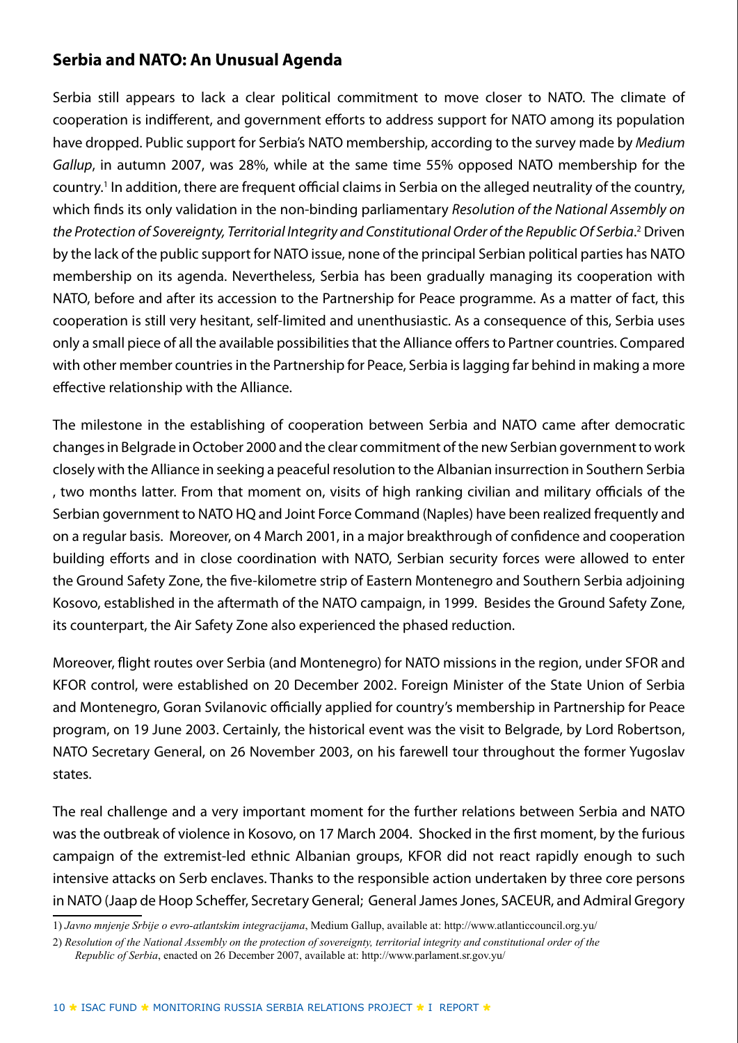## Serbia and NATO: An Unusual Agenda

Serbia still appears to lack a clear political commitment to move closer to NATO. The climate of cooperation is indifferent, and government efforts to address support for NATO among its population have dropped. Public support for Serbia's NATO membership, according to the survey made by *Medium Gallup*, in autumn 2007, was 28%, while at the same time 55% opposed NATO membership for the country.[1] In addition, there are frequent official claims in Serbia on the alleged neutrality of the country, which finds its only validation in the non-binding parliamentary *Resolution of the National Assembly on the Protection of Sovereignty, Territorial Integrity and Constitutional Order of the Republic Of Serbia*.[2] Driven by the lack of the public support for NATO issue, none of the principal Serbian political parties has NATO membership on its agenda. Nevertheless, Serbia has been gradually managing its cooperation with NATO, before and after its accession to the Partnership for Peace programme. As a matter of fact, this cooperation is still very hesitant, self-limited and unenthusiastic. As a consequence of this, Serbia uses only a small piece of all the available possibilities that the Alliance offers to Partner countries. Compared with other member countries in the Partnership for Peace, Serbia is lagging far behind in making a more effective relationship with the Alliance.

The milestone in the establishing of cooperation between Serbia and NATO came after democratic changes in Belgrade in October 2000 and the clear commitment of the new Serbian government to work closely with the Alliance in seeking a peaceful resolution to the Albanian insurrection in Southern Serbia , two months latter. From that moment on, visits of high ranking civilian and military officials of the Serbian government to NATO HQ and Joint Force Command (Naples) have been realized frequently and on a regular basis. Moreover, on 4 March 2001, in a major breakthrough of confidence and cooperation building efforts and in close coordination with NATO, Serbian security forces were allowed to enter the Ground Safety Zone, the five-kilometre strip of Eastern Montenegro and Southern Serbia adjoining Kosovo, established in the aftermath of the NATO campaign, in 1999. Besides the Ground Safety Zone, its counterpart, the Air Safety Zone also experienced the phased reduction.

Moreover, flight routes over Serbia (and Montenegro) for NATO missions in the region, under SFOR and KFOR control, were established on 20 December 2002. Foreign Minister of the State Union of Serbia and Montenegro, Goran Svilanovic officially applied for country's membership in Partnership for Peace program, on 19 June 2003. Certainly, the historical event was the visit to Belgrade, by Lord Robertson, NATO Secretary General, on 26 November 2003, on his farewell tour throughout the former Yugoslav states.

The real challenge and a very important moment for the further relations between Serbia and NATO was the outbreak of violence in Kosovo, on 17 March 2004. Shocked in the first moment, by the furious campaign of the extremist-led ethnic Albanian groups, KFOR did not react rapidly enough to such intensive attacks on Serb enclaves. Thanks to the responsible action undertaken by three core persons in NATO (Jaap de Hoop Scheffer, Secretary General; General James Jones, SACEUR, and Admiral Gregory

---

1) *Javno mnjenje Srbije o evro-atlantskim integracijama*, Medium Gallup, available at: http://www.atlanticcouncil.org.yu/

2) *Resolution of the National Assembly on the protection of sovereignty, territorial integrity and constitutional order of the Republic of Serbia*, enacted on 26 December 2007, available at: http://www.parlament.sr.gov.yu/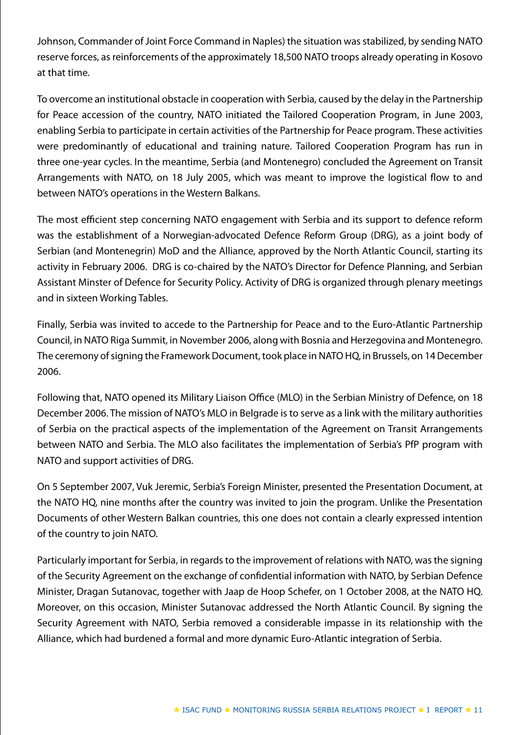Johnson, Commander of Joint Force Command in Naples) the situation was stabilized, by sending NATO reserve forces, as reinforcements of the approximately 18,500 NATO troops already operating in Kosovo at that time.

To overcome an institutional obstacle in cooperation with Serbia, caused by the delay in the Partnership for Peace accession of the country, NATO initiated the Tailored Cooperation Program, in June 2003, enabling Serbia to participate in certain activities of the Partnership for Peace program. These activities were predominantly of educational and training nature. Tailored Cooperation Program has run in three one-year cycles. In the meantime, Serbia (and Montenegro) concluded the Agreement on Transit Arrangements with NATO, on 18 July 2005, which was meant to improve the logistical flow to and between NATO's operations in the Western Balkans.

The most efficient step concerning NATO engagement with Serbia and its support to defence reform was the establishment of a Norwegian-advocated Defence Reform Group (DRG), as a joint body of Serbian (and Montenegrin) MoD and the Alliance, approved by the North Atlantic Council, starting its activity in February 2006. DRG is co-chaired by the NATO's Director for Defence Planning, and Serbian Assistant Minster of Defence for Security Policy. Activity of DRG is organized through plenary meetings and in sixteen Working Tables.

Finally, Serbia was invited to accede to the Partnership for Peace and to the Euro-Atlantic Partnership Council, in NATO Riga Summit, in November 2006, along with Bosnia and Herzegovina and Montenegro. The ceremony of signing the Framework Document, took place in NATO HQ, in Brussels, on 14 December 2006.

Following that, NATO opened its Military Liaison Office (MLO) in the Serbian Ministry of Defence, on 18 December 2006. The mission of NATO's MLO in Belgrade is to serve as a link with the military authorities of Serbia on the practical aspects of the implementation of the Agreement on Transit Arrangements between NATO and Serbia. The MLO also facilitates the implementation of Serbia's PfP program with NATO and support activities of DRG.

On 5 September 2007, Vuk Jeremic, Serbia's Foreign Minister, presented the Presentation Document, at the NATO HQ, nine months after the country was invited to join the program. Unlike the Presentation Documents of other Western Balkan countries, this one does not contain a clearly expressed intention of the country to join NATO.

Particularly important for Serbia, in regards to the improvement of relations with NATO, was the signing of the Security Agreement on the exchange of confidential information with NATO, by Serbian Defence Minister, Dragan Sutanovac, together with Jaap de Hoop Schefer, on 1 October 2008, at the NATO HQ. Moreover, on this occasion, Minister Sutanovac addressed the North Atlantic Council. By signing the Security Agreement with NATO, Serbia removed a considerable impasse in its relationship with the Alliance, which had burdened a formal and more dynamic Euro-Atlantic integration of Serbia.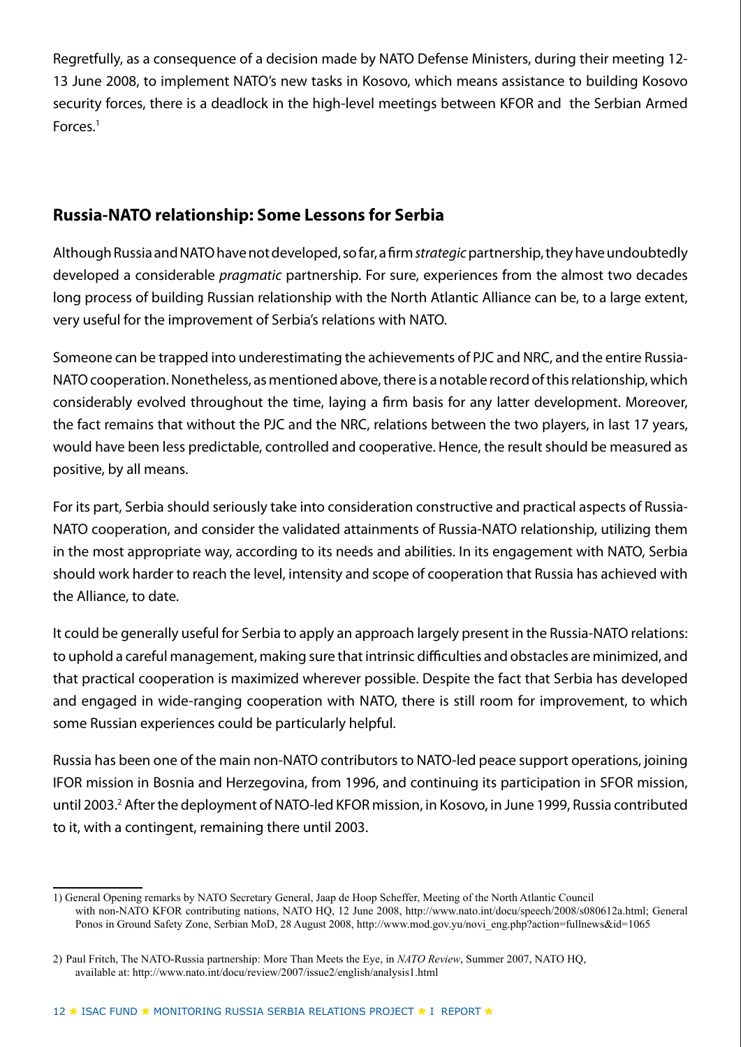Regretfully, as a consequence of a decision made by NATO Defense Ministers, during their meeting 12-13 June 2008, to implement NATO's new tasks in Kosovo, which means assistance to building Kosovo security forces, there is a deadlock in the high-level meetings between KFOR and the Serbian Armed Forces.[1]

## Russia-NATO relationship: Some Lessons for Serbia

Although Russia and NATO have not developed, so far, a firm *strategic* partnership, they have undoubtedly developed a considerable *pragmatic* partnership. For sure, experiences from the almost two decades long process of building Russian relationship with the North Atlantic Alliance can be, to a large extent, very useful for the improvement of Serbia's relations with NATO.

Someone can be trapped into underestimating the achievements of PJC and NRC, and the entire Russia-NATO cooperation. Nonetheless, as mentioned above, there is a notable record of this relationship, which considerably evolved throughout the time, laying a firm basis for any latter development. Moreover, the fact remains that without the PJC and the NRC, relations between the two players, in last 17 years, would have been less predictable, controlled and cooperative. Hence, the result should be measured as positive, by all means.

For its part, Serbia should seriously take into consideration constructive and practical aspects of Russia-NATO cooperation, and consider the validated attainments of Russia-NATO relationship, utilizing them in the most appropriate way, according to its needs and abilities. In its engagement with NATO, Serbia should work harder to reach the level, intensity and scope of cooperation that Russia has achieved with the Alliance, to date.

It could be generally useful for Serbia to apply an approach largely present in the Russia-NATO relations: to uphold a careful management, making sure that intrinsic difficulties and obstacles are minimized, and that practical cooperation is maximized wherever possible. Despite the fact that Serbia has developed and engaged in wide-ranging cooperation with NATO, there is still room for improvement, to which some Russian experiences could be particularly helpful.

Russia has been one of the main non-NATO contributors to NATO-led peace support operations, joining IFOR mission in Bosnia and Herzegovina, from 1996, and continuing its participation in SFOR mission, until 2003.[2] After the deployment of NATO-led KFOR mission, in Kosovo, in June 1999, Russia contributed to it, with a contingent, remaining there until 2003.

---

1) General Opening remarks by NATO Secretary General, Jaap de Hoop Scheffer, Meeting of the North Atlantic Council with non-NATO KFOR contributing nations, NATO HQ, 12 June 2008, http://www.nato.int/docu/speech/2008/s080612a.html; General Ponos in Ground Safety Zone, Serbian MoD, 28 August 2008, http://www.mod.gov.yu/novi_eng.php?action=fullnews&id=1065

2) Paul Fritch, The NATO-Russia partnership: More Than Meets the Eye, in *NATO Review*, Summer 2007, NATO HQ, available at: http://www.nato.int/docu/review/2007/issue2/english/analysis1.html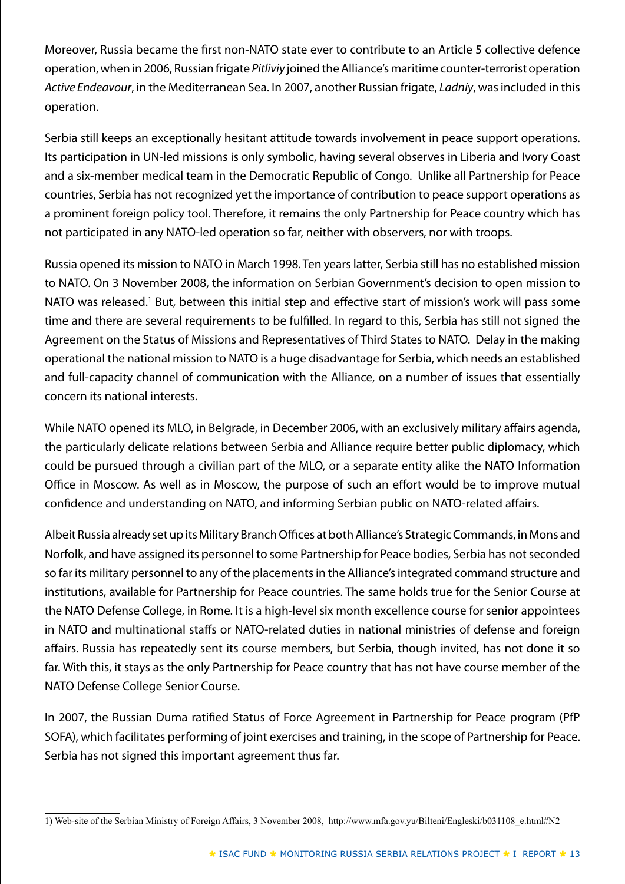Moreover, Russia became the first non-NATO state ever to contribute to an Article 5 collective defence operation, when in 2006, Russian frigate *Pitliviy* joined the Alliance's maritime counter-terrorist operation *Active Endeavour*, in the Mediterranean Sea. In 2007, another Russian frigate, *Ladniy*, was included in this operation.

Serbia still keeps an exceptionally hesitant attitude towards involvement in peace support operations. Its participation in UN-led missions is only symbolic, having several observes in Liberia and Ivory Coast and a six-member medical team in the Democratic Republic of Congo. Unlike all Partnership for Peace countries, Serbia has not recognized yet the importance of contribution to peace support operations as a prominent foreign policy tool. Therefore, it remains the only Partnership for Peace country which has not participated in any NATO-led operation so far, neither with observers, nor with troops.

Russia opened its mission to NATO in March 1998. Ten years latter, Serbia still has no established mission to NATO. On 3 November 2008, the information on Serbian Government's decision to open mission to NATO was released.[1] But, between this initial step and effective start of mission's work will pass some time and there are several requirements to be fulfilled. In regard to this, Serbia has still not signed the Agreement on the Status of Missions and Representatives of Third States to NATO. Delay in the making operational the national mission to NATO is a huge disadvantage for Serbia, which needs an established and full-capacity channel of communication with the Alliance, on a number of issues that essentially concern its national interests.

While NATO opened its MLO, in Belgrade, in December 2006, with an exclusively military affairs agenda, the particularly delicate relations between Serbia and Alliance require better public diplomacy, which could be pursued through a civilian part of the MLO, or a separate entity alike the NATO Information Office in Moscow. As well as in Moscow, the purpose of such an effort would be to improve mutual confidence and understanding on NATO, and informing Serbian public on NATO-related affairs.

Albeit Russia already set up its Military Branch Offices at both Alliance's Strategic Commands, in Mons and Norfolk, and have assigned its personnel to some Partnership for Peace bodies, Serbia has not seconded so far its military personnel to any of the placements in the Alliance's integrated command structure and institutions, available for Partnership for Peace countries. The same holds true for the Senior Course at the NATO Defense College, in Rome. It is a high-level six month excellence course for senior appointees in NATO and multinational staffs or NATO-related duties in national ministries of defense and foreign affairs. Russia has repeatedly sent its course members, but Serbia, though invited, has not done it so far. With this, it stays as the only Partnership for Peace country that has not have course member of the NATO Defense College Senior Course.

In 2007, the Russian Duma ratified Status of Force Agreement in Partnership for Peace program (PfP SOFA), which facilitates performing of joint exercises and training, in the scope of Partnership for Peace. Serbia has not signed this important agreement thus far.

---

1) Web-site of the Serbian Ministry of Foreign Affairs, 3 November 2008, http://www.mfa.gov.yu/Bilteni/Engleski/b031108_e.html#N2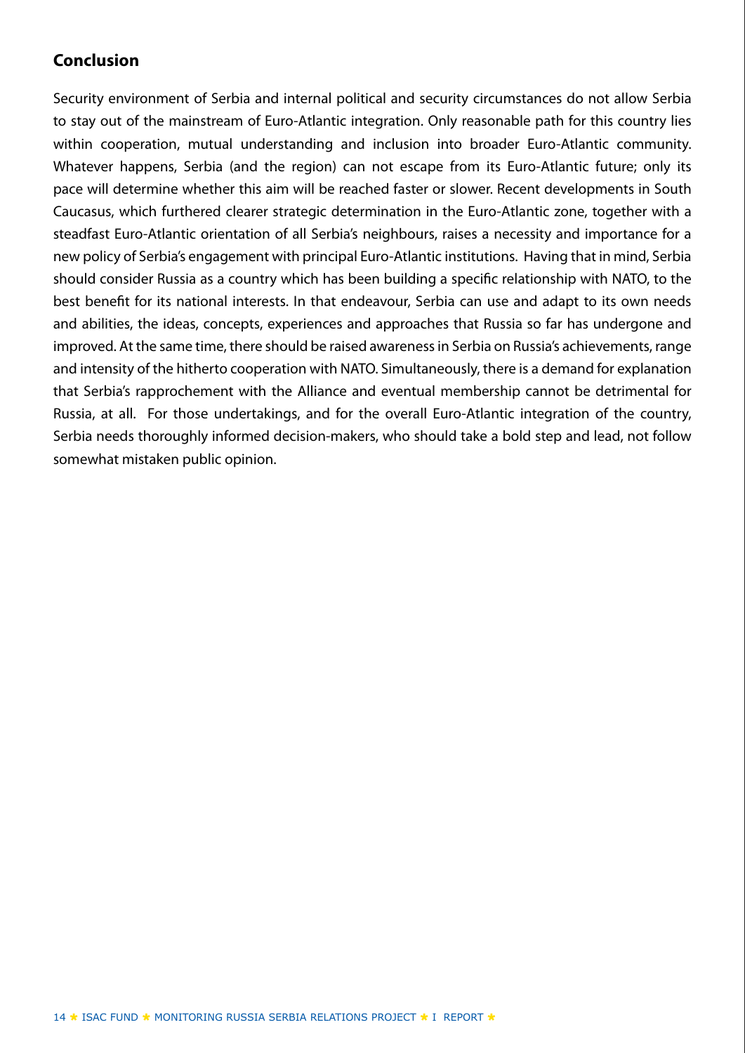## Conclusion

Security environment of Serbia and internal political and security circumstances do not allow Serbia to stay out of the mainstream of Euro-Atlantic integration. Only reasonable path for this country lies within cooperation, mutual understanding and inclusion into broader Euro-Atlantic community. Whatever happens, Serbia (and the region) can not escape from its Euro-Atlantic future; only its pace will determine whether this aim will be reached faster or slower. Recent developments in South Caucasus, which furthered clearer strategic determination in the Euro-Atlantic zone, together with a steadfast Euro-Atlantic orientation of all Serbia's neighbours, raises a necessity and importance for a new policy of Serbia's engagement with principal Euro-Atlantic institutions. Having that in mind, Serbia should consider Russia as a country which has been building a specific relationship with NATO, to the best benefit for its national interests. In that endeavour, Serbia can use and adapt to its own needs and abilities, the ideas, concepts, experiences and approaches that Russia so far has undergone and improved. At the same time, there should be raised awareness in Serbia on Russia's achievements, range and intensity of the hitherto cooperation with NATO. Simultaneously, there is a demand for explanation that Serbia's rapprochement with the Alliance and eventual membership cannot be detrimental for Russia, at all. For those undertakings, and for the overall Euro-Atlantic integration of the country, Serbia needs thoroughly informed decision-makers, who should take a bold step and lead, not follow somewhat mistaken public opinion.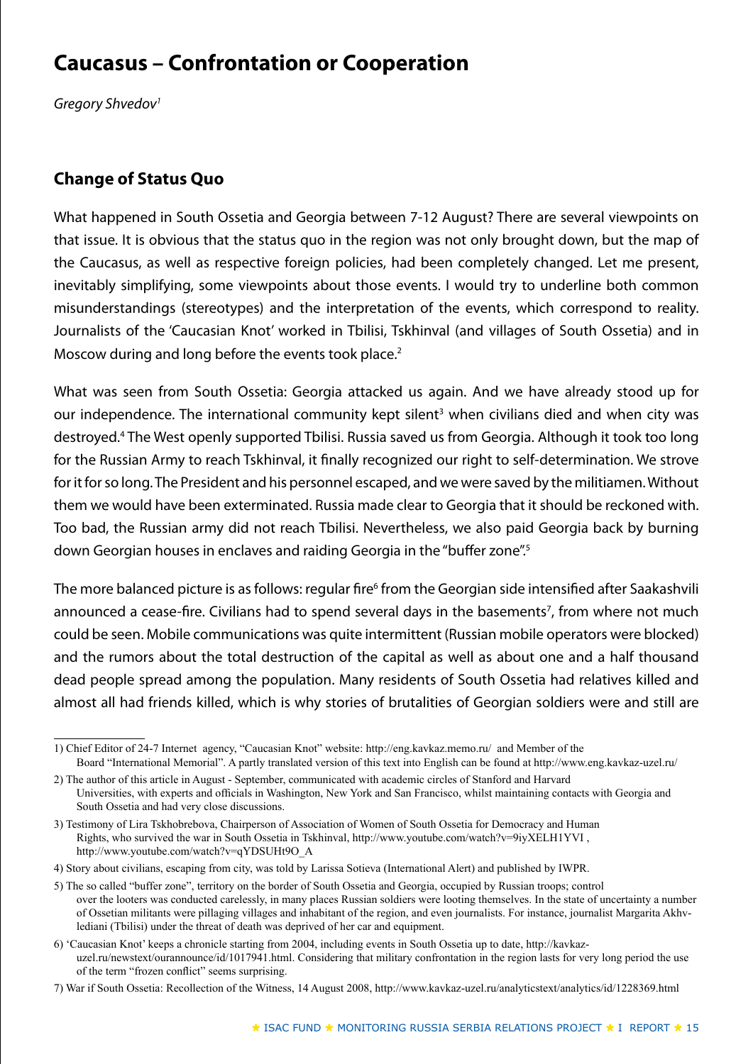# Caucasus – Confrontation or Cooperation

*Gregory Shvedov[1]*

## Change of Status Quo

What happened in South Ossetia and Georgia between 7-12 August? There are several viewpoints on that issue. It is obvious that the status quo in the region was not only brought down, but the map of the Caucasus, as well as respective foreign policies, had been completely changed. Let me present, inevitably simplifying, some viewpoints about those events. I would try to underline both common misunderstandings (stereotypes) and the interpretation of the events, which correspond to reality. Journalists of the 'Caucasian Knot' worked in Tbilisi, Tskhinval (and villages of South Ossetia) and in Moscow during and long before the events took place.[2]

What was seen from South Ossetia: Georgia attacked us again. And we have already stood up for our independence. The international community kept silent[3] when civilians died and when city was destroyed.[4] The West openly supported Tbilisi. Russia saved us from Georgia. Although it took too long for the Russian Army to reach Tskhinval, it finally recognized our right to self-determination. We strove for it for so long. The President and his personnel escaped, and we were saved by the militiamen. Without them we would have been exterminated. Russia made clear to Georgia that it should be reckoned with. Too bad, the Russian army did not reach Tbilisi. Nevertheless, we also paid Georgia back by burning down Georgian houses in enclaves and raiding Georgia in the "buffer zone".[5]

The more balanced picture is as follows: regular fire[6] from the Georgian side intensified after Saakashvili announced a cease-fire. Civilians had to spend several days in the basements[7], from where not much could be seen. Mobile communications was quite intermittent (Russian mobile operators were blocked) and the rumors about the total destruction of the capital as well as about one and a half thousand dead people spread among the population. Many residents of South Ossetia had relatives killed and almost all had friends killed, which is why stories of brutalities of Georgian soldiers were and still are

---

1) Chief Editor of 24-7 Internet agency, "Caucasian Knot" website: http://eng.kavkaz.memo.ru/ and Member of the Board "International Memorial". A partly translated version of this text into English can be found at http://www.eng.kavkaz-uzel.ru/

2) The author of this article in August - September, communicated with academic circles of Stanford and Harvard Universities, with experts and officials in Washington, New York and San Francisco, whilst maintaining contacts with Georgia and South Ossetia and had very close discussions.

3) Testimony of Lira Tskhobrebova, Chairperson of Association of Women of South Ossetia for Democracy and Human Rights, who survived the war in South Ossetia in Tskhinval, http://www.youtube.com/watch?v=9iyXELH1YVI , http://www.youtube.com/watch?v=qYDSUHt9O_A

4) Story about civilians, escaping from city, was told by Larissa Sotieva (International Alert) and published by IWPR.

5) The so called "buffer zone", territory on the border of South Ossetia and Georgia, occupied by Russian troops; control over the looters was conducted carelessly, in many places Russian soldiers were looting themselves. In the state of uncertainty a number of Ossetian militants were pillaging villages and inhabitant of the region, and even journalists. For instance, journalist Margarita Akhvlediani (Tbilisi) under the threat of death was deprived of her car and equipment.

6) 'Caucasian Knot' keeps a chronicle starting from 2004, including events in South Ossetia up to date, http://kavkaz-uzel.ru/newstext/ourannounce/id/1017941.html. Considering that military confrontation in the region lasts for very long period the use of the term "frozen conflict" seems surprising.

7) War if South Ossetia: Recollection of the Witness, 14 August 2008, http://www.kavkaz-uzel.ru/analyticstext/analytics/id/1228369.html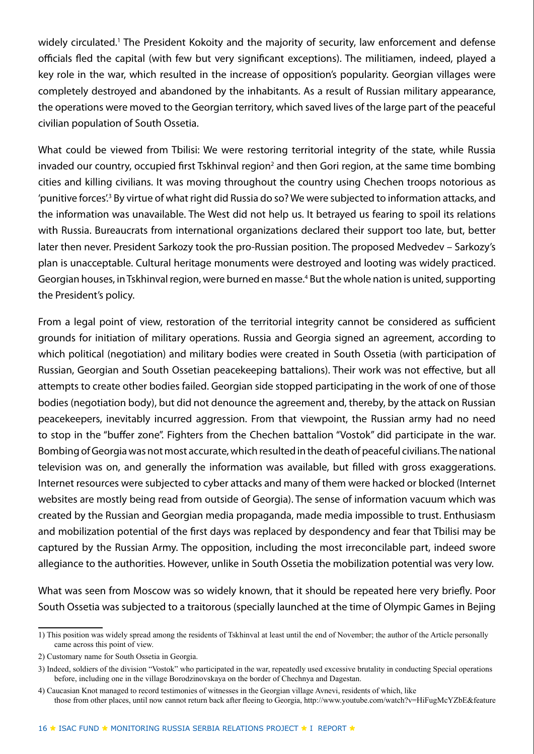widely circulated.[1] The President Kokoity and the majority of security, law enforcement and defense officials fled the capital (with few but very significant exceptions). The militiamen, indeed, played a key role in the war, which resulted in the increase of opposition's popularity. Georgian villages were completely destroyed and abandoned by the inhabitants. As a result of Russian military appearance, the operations were moved to the Georgian territory, which saved lives of the large part of the peaceful civilian population of South Ossetia.

What could be viewed from Tbilisi: We were restoring territorial integrity of the state, while Russia invaded our country, occupied first Tskhinval region[2] and then Gori region, at the same time bombing cities and killing civilians. It was moving throughout the country using Chechen troops notorious as 'punitive forces'.[3] By virtue of what right did Russia do so? We were subjected to information attacks, and the information was unavailable. The West did not help us. It betrayed us fearing to spoil its relations with Russia. Bureaucrats from international organizations declared their support too late, but, better later then never. President Sarkozy took the pro-Russian position. The proposed Medvedev – Sarkozy's plan is unacceptable. Cultural heritage monuments were destroyed and looting was widely practiced. Georgian houses, in Tskhinval region, were burned en masse.[4] But the whole nation is united, supporting the President's policy.

From a legal point of view, restoration of the territorial integrity cannot be considered as sufficient grounds for initiation of military operations. Russia and Georgia signed an agreement, according to which political (negotiation) and military bodies were created in South Ossetia (with participation of Russian, Georgian and South Ossetian peacekeeping battalions). Their work was not effective, but all attempts to create other bodies failed. Georgian side stopped participating in the work of one of those bodies (negotiation body), but did not denounce the agreement and, thereby, by the attack on Russian peacekeepers, inevitably incurred aggression. From that viewpoint, the Russian army had no need to stop in the "buffer zone". Fighters from the Chechen battalion "Vostok" did participate in the war. Bombing of Georgia was not most accurate, which resulted in the death of peaceful civilians. The national television was on, and generally the information was available, but filled with gross exaggerations. Internet resources were subjected to cyber attacks and many of them were hacked or blocked (Internet websites are mostly being read from outside of Georgia). The sense of information vacuum which was created by the Russian and Georgian media propaganda, made media impossible to trust. Enthusiasm and mobilization potential of the first days was replaced by despondency and fear that Tbilisi may be captured by the Russian Army. The opposition, including the most irreconcilable part, indeed swore allegiance to the authorities. However, unlike in South Ossetia the mobilization potential was very low.

What was seen from Moscow was so widely known, that it should be repeated here very briefly. Poor South Ossetia was subjected to a traitorous (specially launched at the time of Olympic Games in Bejing

---

1) This position was widely spread among the residents of Tskhinval at least until the end of November; the author of the Article personally came across this point of view.

2) Customary name for South Ossetia in Georgia.

3) Indeed, soldiers of the division "Vostok" who participated in the war, repeatedly used excessive brutality in conducting Special operations before, including one in the village Borodzinovskaya on the border of Chechnya and Dagestan.

4) Caucasian Knot managed to record testimonies of witnesses in the Georgian village Avnevi, residents of which, like those from other places, until now cannot return back after fleeing to Georgia, http://www.youtube.com/watch?v=HiFugMcYZbE&feature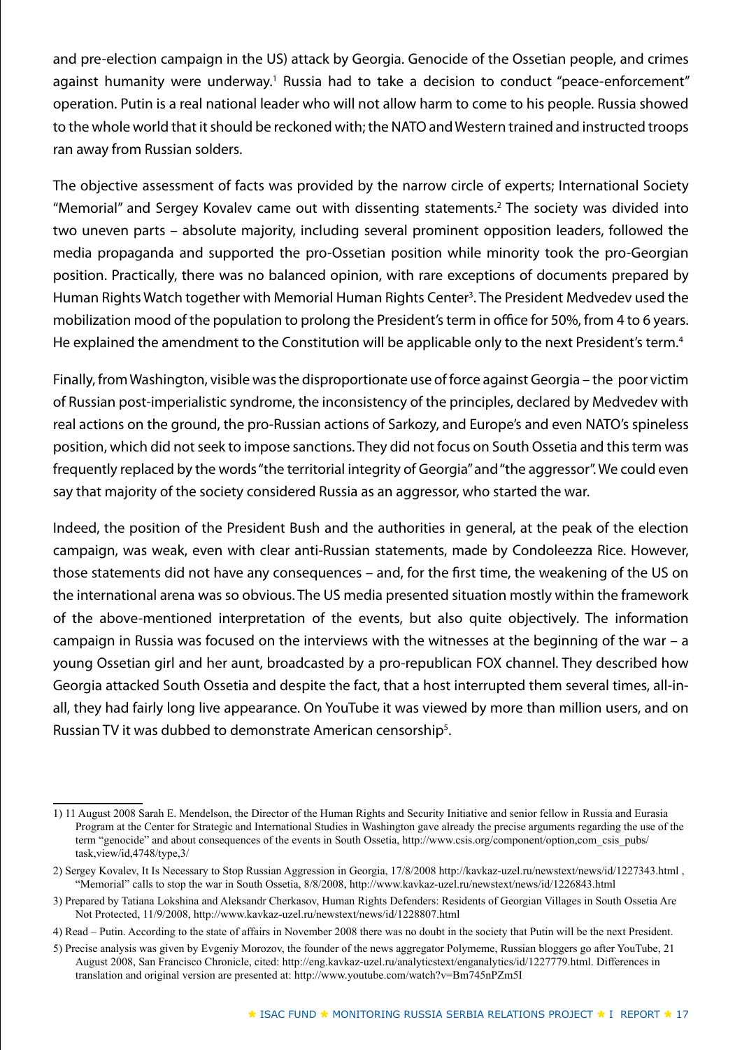and pre-election campaign in the US) attack by Georgia. Genocide of the Ossetian people, and crimes against humanity were underway.[1] Russia had to take a decision to conduct "peace-enforcement" operation. Putin is a real national leader who will not allow harm to come to his people. Russia showed to the whole world that it should be reckoned with; the NATO and Western trained and instructed troops ran away from Russian solders.

The objective assessment of facts was provided by the narrow circle of experts; International Society "Memorial" and Sergey Kovalev came out with dissenting statements.[2] The society was divided into two uneven parts – absolute majority, including several prominent opposition leaders, followed the media propaganda and supported the pro-Ossetian position while minority took the pro-Georgian position. Practically, there was no balanced opinion, with rare exceptions of documents prepared by Human Rights Watch together with Memorial Human Rights Center[3]. The President Medvedev used the mobilization mood of the population to prolong the President's term in office for 50%, from 4 to 6 years. He explained the amendment to the Constitution will be applicable only to the next President's term.[4]

Finally, from Washington, visible was the disproportionate use of force against Georgia – the poor victim of Russian post-imperialistic syndrome, the inconsistency of the principles, declared by Medvedev with real actions on the ground, the pro-Russian actions of Sarkozy, and Europe's and even NATO's spineless position, which did not seek to impose sanctions. They did not focus on South Ossetia and this term was frequently replaced by the words "the territorial integrity of Georgia" and "the aggressor". We could even say that majority of the society considered Russia as an aggressor, who started the war.

Indeed, the position of the President Bush and the authorities in general, at the peak of the election campaign, was weak, even with clear anti-Russian statements, made by Condoleezza Rice. However, those statements did not have any consequences – and, for the first time, the weakening of the US on the international arena was so obvious. The US media presented situation mostly within the framework of the above-mentioned interpretation of the events, but also quite objectively. The information campaign in Russia was focused on the interviews with the witnesses at the beginning of the war – a young Ossetian girl and her aunt, broadcasted by a pro-republican FOX channel. They described how Georgia attacked South Ossetia and despite the fact, that a host interrupted them several times, all-in-all, they had fairly long live appearance. On YouTube it was viewed by more than million users, and on Russian TV it was dubbed to demonstrate American censorship[5].

---

1) 11 August 2008 Sarah E. Mendelson, the Director of the Human Rights and Security Initiative and senior fellow in Russia and Eurasia Program at the Center for Strategic and International Studies in Washington gave already the precise arguments regarding the use of the term "genocide" and about consequences of the events in South Ossetia, http://www.csis.org/component/option,com_csis_pubs/task,view/id,4748/type,3/

2) Sergey Kovalev, It Is Necessary to Stop Russian Aggression in Georgia, 17/8/2008 http://kavkaz-uzel.ru/newstext/news/id/1227343.html , "Memorial" calls to stop the war in South Ossetia, 8/8/2008, http://www.kavkaz-uzel.ru/newstext/news/id/1226843.html

3) Prepared by Tatiana Lokshina and Aleksandr Cherkasov, Human Rights Defenders: Residents of Georgian Villages in South Ossetia Are Not Protected, 11/9/2008, http://www.kavkaz-uzel.ru/newstext/news/id/1228807.html

4) Read – Putin. According to the state of affairs in November 2008 there was no doubt in the society that Putin will be the next President.

5) Precise analysis was given by Evgeniy Morozov, the founder of the news aggregator Polymeme, Russian bloggers go after YouTube, 21 August 2008, San Francisco Chronicle, cited: http://eng.kavkaz-uzel.ru/analyticstext/enganalytics/id/1227779.html. Differences in translation and original version are presented at: http://www.youtube.com/watch?v=Bm745nPZm5I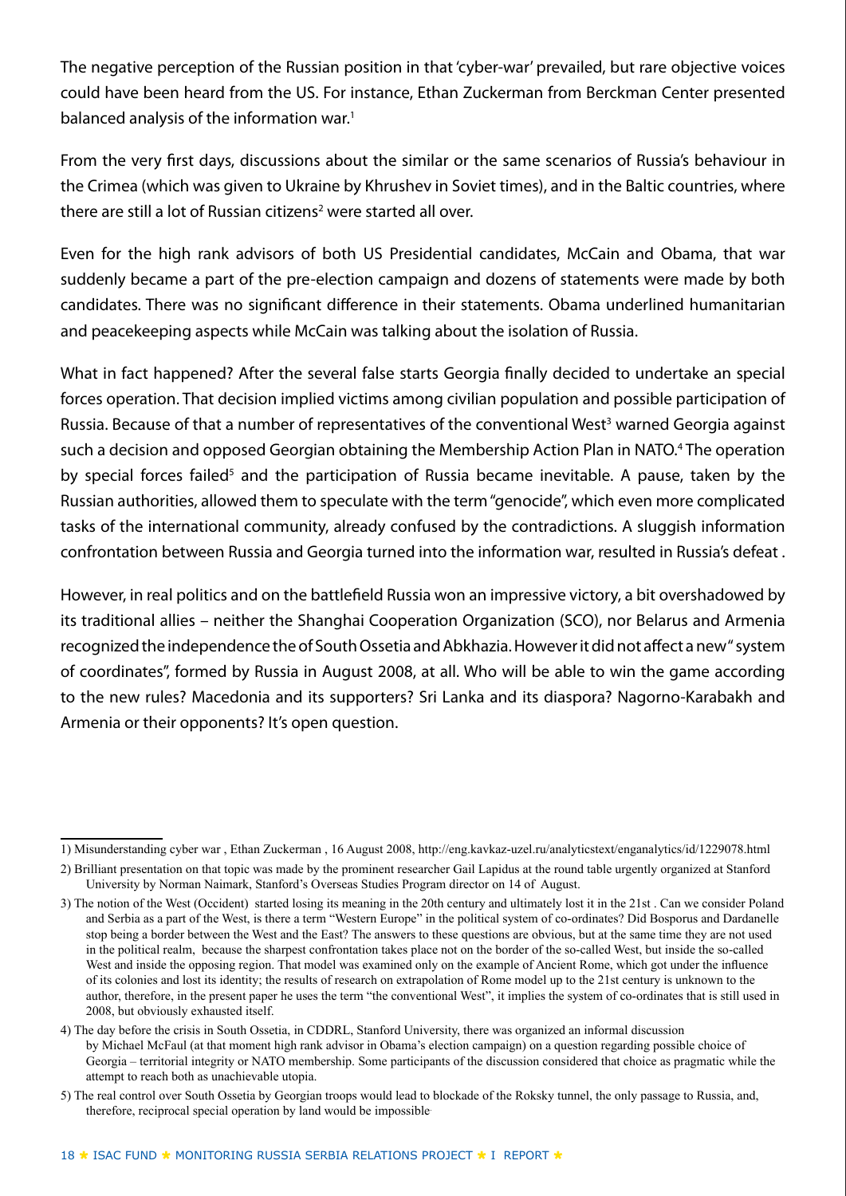The negative perception of the Russian position in that 'cyber-war' prevailed, but rare objective voices could have been heard from the US. For instance, Ethan Zuckerman from Berckman Center presented balanced analysis of the information war.[1]

From the very first days, discussions about the similar or the same scenarios of Russia's behaviour in the Crimea (which was given to Ukraine by Khrushev in Soviet times), and in the Baltic countries, where there are still a lot of Russian citizens[2] were started all over.

Even for the high rank advisors of both US Presidential candidates, McCain and Obama, that war suddenly became a part of the pre-election campaign and dozens of statements were made by both candidates. There was no significant difference in their statements. Obama underlined humanitarian and peacekeeping aspects while McCain was talking about the isolation of Russia.

What in fact happened? After the several false starts Georgia finally decided to undertake an special forces operation. That decision implied victims among civilian population and possible participation of Russia. Because of that a number of representatives of the conventional West[3] warned Georgia against such a decision and opposed Georgian obtaining the Membership Action Plan in NATO.[4] The operation by special forces failed[5] and the participation of Russia became inevitable. A pause, taken by the Russian authorities, allowed them to speculate with the term "genocide", which even more complicated tasks of the international community, already confused by the contradictions. A sluggish information confrontation between Russia and Georgia turned into the information war, resulted in Russia's defeat .

However, in real politics and on the battlefield Russia won an impressive victory, a bit overshadowed by its traditional allies – neither the Shanghai Cooperation Organization (SCO), nor Belarus and Armenia recognized the independence the of South Ossetia and Abkhazia. However it did not affect a new " system of coordinates", formed by Russia in August 2008, at all. Who will be able to win the game according to the new rules? Macedonia and its supporters? Sri Lanka and its diaspora? Nagorno-Karabakh and Armenia or their opponents? It's open question.

---

1) Misunderstanding cyber war , Ethan Zuckerman , 16 August 2008, http://eng.kavkaz-uzel.ru/analyticstext/enganalytics/id/1229078.html

2) Brilliant presentation on that topic was made by the prominent researcher Gail Lapidus at the round table urgently organized at Stanford University by Norman Naimark, Stanford's Overseas Studies Program director on 14 of August.

3) The notion of the West (Occident) started losing its meaning in the 20th century and ultimately lost it in the 21st . Can we consider Poland and Serbia as a part of the West, is there a term "Western Europe" in the political system of co-ordinates? Did Bosporus and Dardanelle stop being a border between the West and the East? The answers to these questions are obvious, but at the same time they are not used in the political realm, because the sharpest confrontation takes place not on the border of the so-called West, but inside the so-called West and inside the opposing region. That model was examined only on the example of Ancient Rome, which got under the influence of its colonies and lost its identity; the results of research on extrapolation of Rome model up to the 21st century is unknown to the author, therefore, in the present paper he uses the term "the conventional West", it implies the system of co-ordinates that is still used in 2008, but obviously exhausted itself.

4) The day before the crisis in South Ossetia, in CDDRL, Stanford University, there was organized an informal discussion by Michael McFaul (at that moment high rank advisor in Obama's election campaign) on a question regarding possible choice of Georgia – territorial integrity or NATO membership. Some participants of the discussion considered that choice as pragmatic while the attempt to reach both as unachievable utopia.

5) The real control over South Ossetia by Georgian troops would lead to blockade of the Roksky tunnel, the only passage to Russia, and, therefore, reciprocal special operation by land would be impossible.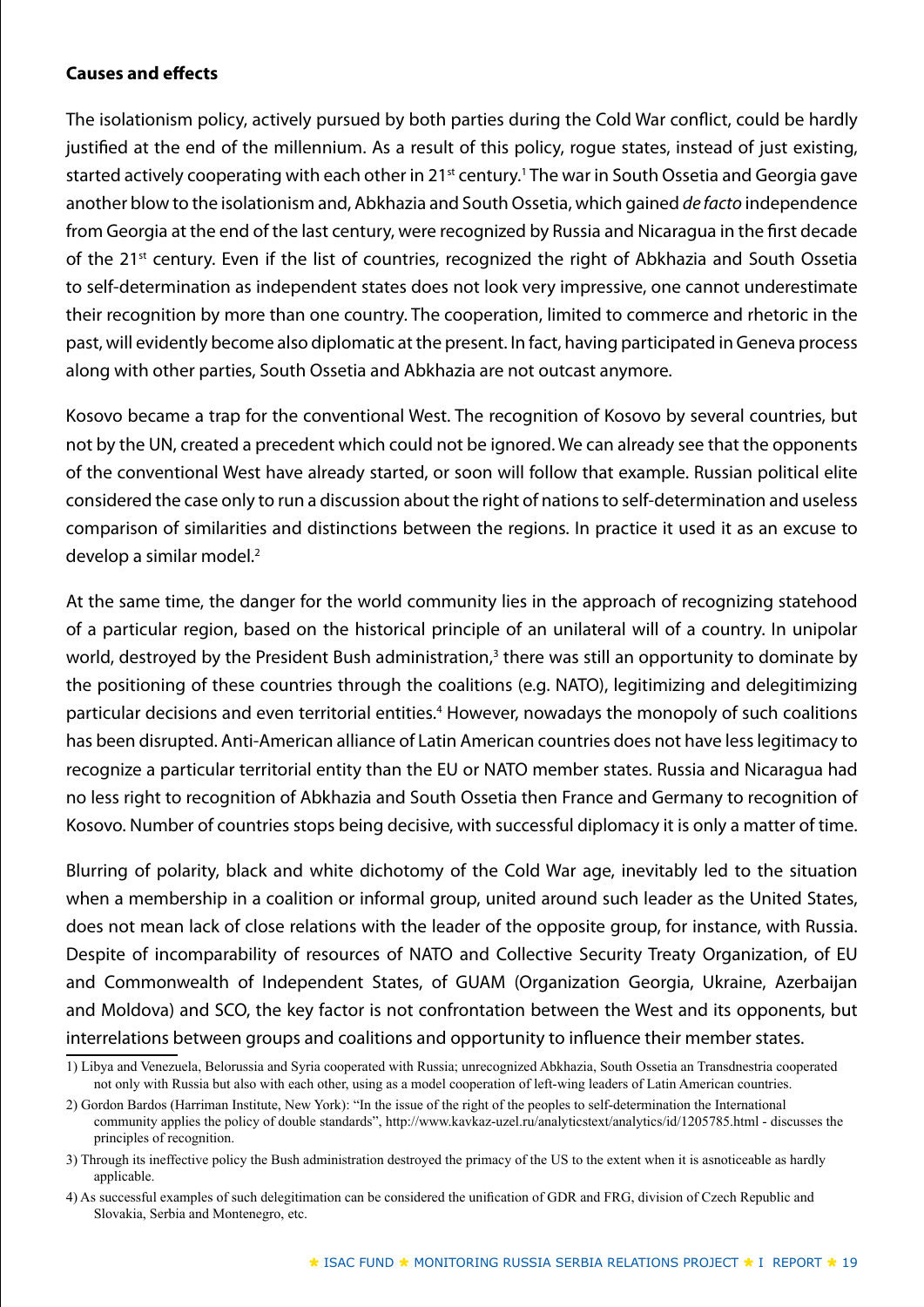**Causes and effects**

The isolationism policy, actively pursued by both parties during the Cold War conflict, could be hardly justified at the end of the millennium. As a result of this policy, rogue states, instead of just existing, started actively cooperating with each other in 21st century.[1] The war in South Ossetia and Georgia gave another blow to the isolationism and, Abkhazia and South Ossetia, which gained *de facto* independence from Georgia at the end of the last century, were recognized by Russia and Nicaragua in the first decade of the 21st century. Even if the list of countries, recognized the right of Abkhazia and South Ossetia to self-determination as independent states does not look very impressive, one cannot underestimate their recognition by more than one country. The cooperation, limited to commerce and rhetoric in the past, will evidently become also diplomatic at the present. In fact, having participated in Geneva process along with other parties, South Ossetia and Abkhazia are not outcast anymore.

Kosovo became a trap for the conventional West. The recognition of Kosovo by several countries, but not by the UN, created a precedent which could not be ignored. We can already see that the opponents of the conventional West have already started, or soon will follow that example. Russian political elite considered the case only to run a discussion about the right of nations to self-determination and useless comparison of similarities and distinctions between the regions. In practice it used it as an excuse to develop a similar model.[2]

At the same time, the danger for the world community lies in the approach of recognizing statehood of a particular region, based on the historical principle of an unilateral will of a country. In unipolar world, destroyed by the President Bush administration,[3] there was still an opportunity to dominate by the positioning of these countries through the coalitions (e.g. NATO), legitimizing and delegitimizing particular decisions and even territorial entities.[4] However, nowadays the monopoly of such coalitions has been disrupted. Anti-American alliance of Latin American countries does not have less legitimacy to recognize a particular territorial entity than the EU or NATO member states. Russia and Nicaragua had no less right to recognition of Abkhazia and South Ossetia then France and Germany to recognition of Kosovo. Number of countries stops being decisive, with successful diplomacy it is only a matter of time.

Blurring of polarity, black and white dichotomy of the Cold War age, inevitably led to the situation when a membership in a coalition or informal group, united around such leader as the United States, does not mean lack of close relations with the leader of the opposite group, for instance, with Russia. Despite of incomparability of resources of NATO and Collective Security Treaty Organization, of EU and Commonwealth of Independent States, of GUAM (Organization Georgia, Ukraine, Azerbaijan and Moldova) and SCO, the key factor is not confrontation between the West and its opponents, but interrelations between groups and coalitions and opportunity to influence their member states.

1) Libya and Venezuela, Belorussia and Syria cooperated with Russia; unrecognized Abkhazia, South Ossetia an Transdnestria cooperated not only with Russia but also with each other, using as a model cooperation of left-wing leaders of Latin American countries.

2) Gordon Bardos (Harriman Institute, New York): "In the issue of the right of the peoples to self-determination the International community applies the policy of double standards", http://www.kavkaz-uzel.ru/analyticstext/analytics/id/1205785.html - discusses the principles of recognition.

3) Through its ineffective policy the Bush administration destroyed the primacy of the US to the extent when it is asnoticeable as hardly applicable.

4) As successful examples of such delegitimation can be considered the unification of GDR and FRG, division of Czech Republic and Slovakia, Serbia and Montenegro, etc.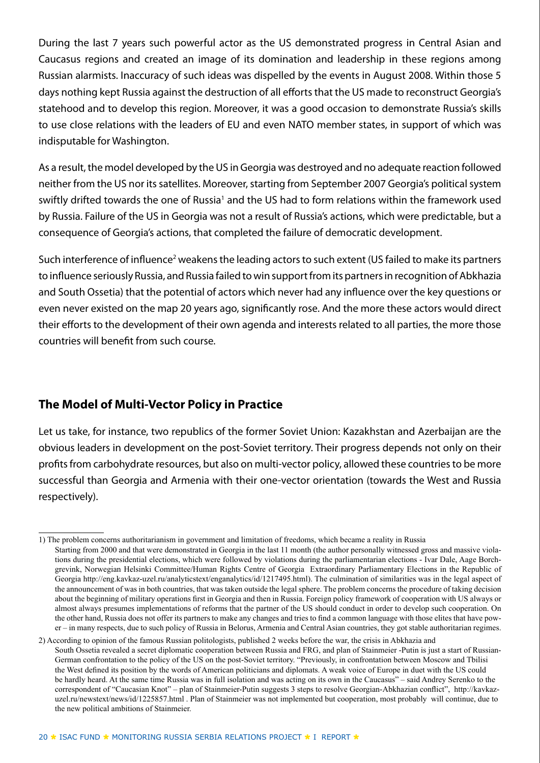During the last 7 years such powerful actor as the US demonstrated progress in Central Asian and Caucasus regions and created an image of its domination and leadership in these regions among Russian alarmists. Inaccuracy of such ideas was dispelled by the events in August 2008. Within those 5 days nothing kept Russia against the destruction of all efforts that the US made to reconstruct Georgia's statehood and to develop this region. Moreover, it was a good occasion to demonstrate Russia's skills to use close relations with the leaders of EU and even NATO member states, in support of which was indisputable for Washington.

As a result, the model developed by the US in Georgia was destroyed and no adequate reaction followed neither from the US nor its satellites. Moreover, starting from September 2007 Georgia's political system swiftly drifted towards the one of Russia[1] and the US had to form relations within the framework used by Russia. Failure of the US in Georgia was not a result of Russia's actions, which were predictable, but a consequence of Georgia's actions, that completed the failure of democratic development.

Such interference of influence[2] weakens the leading actors to such extent (US failed to make its partners to influence seriously Russia, and Russia failed to win support from its partners in recognition of Abkhazia and South Ossetia) that the potential of actors which never had any influence over the key questions or even never existed on the map 20 years ago, significantly rose. And the more these actors would direct their efforts to the development of their own agenda and interests related to all parties, the more those countries will benefit from such course.

## The Model of Multi-Vector Policy in Practice

Let us take, for instance, two republics of the former Soviet Union: Kazakhstan and Azerbaijan are the obvious leaders in development on the post-Soviet territory. Their progress depends not only on their profits from carbohydrate resources, but also on multi-vector policy, allowed these countries to be more successful than Georgia and Armenia with their one-vector orientation (towards the West and Russia respectively).

---

1) The problem concerns authoritarianism in government and limitation of freedoms, which became a reality in Russia Starting from 2000 and that were demonstrated in Georgia in the last 11 month (the author personally witnessed gross and massive violations during the presidential elections, which were followed by violations during the parliamentarian elections - Ivar Dale, Aage Borchgrevink, Norwegian Helsinki Committee/Human Rights Centre of Georgia Extraordinary Parliamentary Elections in the Republic of Georgia http://eng.kavkaz-uzel.ru/analyticstext/enganalytics/id/1217495.html). The culmination of similarities was in the legal aspect of the announcement of was in both countries, that was taken outside the legal sphere. The problem concerns the procedure of taking decision about the beginning of military operations first in Georgia and then in Russia. Foreign policy framework of cooperation with US always or almost always presumes implementations of reforms that the partner of the US should conduct in order to develop such cooperation. On the other hand, Russia does not offer its partners to make any changes and tries to find a common language with those elites that have power – in many respects, due to such policy of Russia in Belorus, Armenia and Central Asian countries, they got stable authoritarian regimes.

2) According to opinion of the famous Russian politologists, published 2 weeks before the war, the crisis in Abkhazia and South Ossetia revealed a secret diplomatic cooperation between Russia and FRG, and plan of Stainmeier -Putin is just a start of Russian-German confrontation to the policy of the US on the post-Soviet territory. "Previously, in confrontation between Moscow and Tbilisi the West defined its position by the words of American politicians and diplomats. A weak voice of Europe in duet with the US could be hardly heard. At the same time Russia was in full isolation and was acting on its own in the Caucasus" – said Andrey Serenko to the correspondent of "Caucasian Knot" – plan of Stainmeier-Putin suggests 3 steps to resolve Georgian-Abkhazian conflict", http://kavkaz-uzel.ru/newstext/news/id/1225857.html . Plan of Stainmeier was not implemented but cooperation, most probably will continue, due to the new political ambitions of Stainmeier.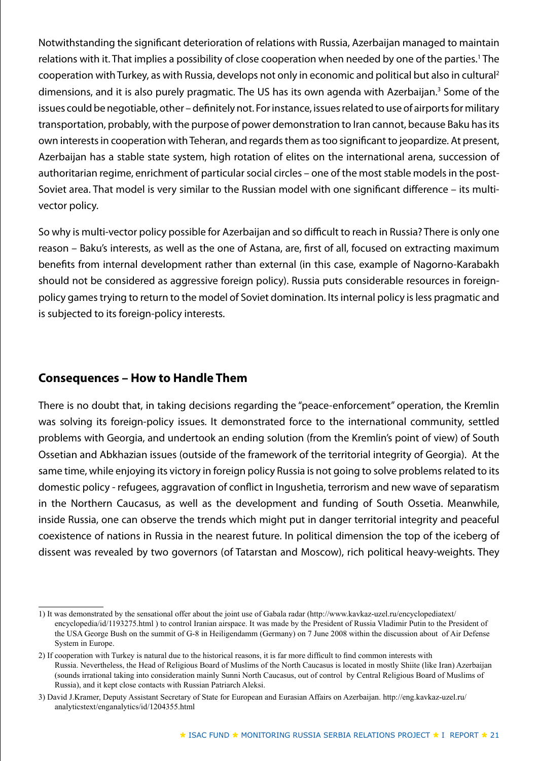Notwithstanding the significant deterioration of relations with Russia, Azerbaijan managed to maintain relations with it. That implies a possibility of close cooperation when needed by one of the parties.[1] The cooperation with Turkey, as with Russia, develops not only in economic and political but also in cultural[2] dimensions, and it is also purely pragmatic. The US has its own agenda with Azerbaijan.[3] Some of the issues could be negotiable, other – definitely not. For instance, issues related to use of airports for military transportation, probably, with the purpose of power demonstration to Iran cannot, because Baku has its own interests in cooperation with Teheran, and regards them as too significant to jeopardize. At present, Azerbaijan has a stable state system, high rotation of elites on the international arena, succession of authoritarian regime, enrichment of particular social circles – one of the most stable models in the post-Soviet area. That model is very similar to the Russian model with one significant difference – its multi-vector policy.

So why is multi-vector policy possible for Azerbaijan and so difficult to reach in Russia? There is only one reason – Baku's interests, as well as the one of Astana, are, first of all, focused on extracting maximum benefits from internal development rather than external (in this case, example of Nagorno-Karabakh should not be considered as aggressive foreign policy). Russia puts considerable resources in foreign-policy games trying to return to the model of Soviet domination. Its internal policy is less pragmatic and is subjected to its foreign-policy interests.

## Consequences – How to Handle Them

There is no doubt that, in taking decisions regarding the "peace-enforcement" operation, the Kremlin was solving its foreign-policy issues. It demonstrated force to the international community, settled problems with Georgia, and undertook an ending solution (from the Kremlin's point of view) of South Ossetian and Abkhazian issues (outside of the framework of the territorial integrity of Georgia). At the same time, while enjoying its victory in foreign policy Russia is not going to solve problems related to its domestic policy - refugees, aggravation of conflict in Ingushetia, terrorism and new wave of separatism in the Northern Caucasus, as well as the development and funding of South Ossetia. Meanwhile, inside Russia, one can observe the trends which might put in danger territorial integrity and peaceful coexistence of nations in Russia in the nearest future. In political dimension the top of the iceberg of dissent was revealed by two governors (of Tatarstan and Moscow), rich political heavy-weights. They

---

1) It was demonstrated by the sensational offer about the joint use of Gabala radar (http://www.kavkaz-uzel.ru/encyclopediatext/encyclopedia/id/1193275.html ) to control Iranian airspace. It was made by the President of Russia Vladimir Putin to the President of the USA George Bush on the summit of G-8 in Heiligendamm (Germany) on 7 June 2008 within the discussion about of Air Defense System in Europe.

2) If cooperation with Turkey is natural due to the historical reasons, it is far more difficult to find common interests with Russia. Nevertheless, the Head of Religious Board of Muslims of the North Caucasus is located in mostly Shiite (like Iran) Azerbaijan (sounds irrational taking into consideration mainly Sunni North Caucasus, out of control by Central Religious Board of Muslims of Russia), and it kept close contacts with Russian Patriarch Aleksi.

3) David J.Kramer, Deputy Assistant Secretary of State for European and Eurasian Affairs on Azerbaijan. http://eng.kavkaz-uzel.ru/analyticstext/enganalytics/id/1204355.html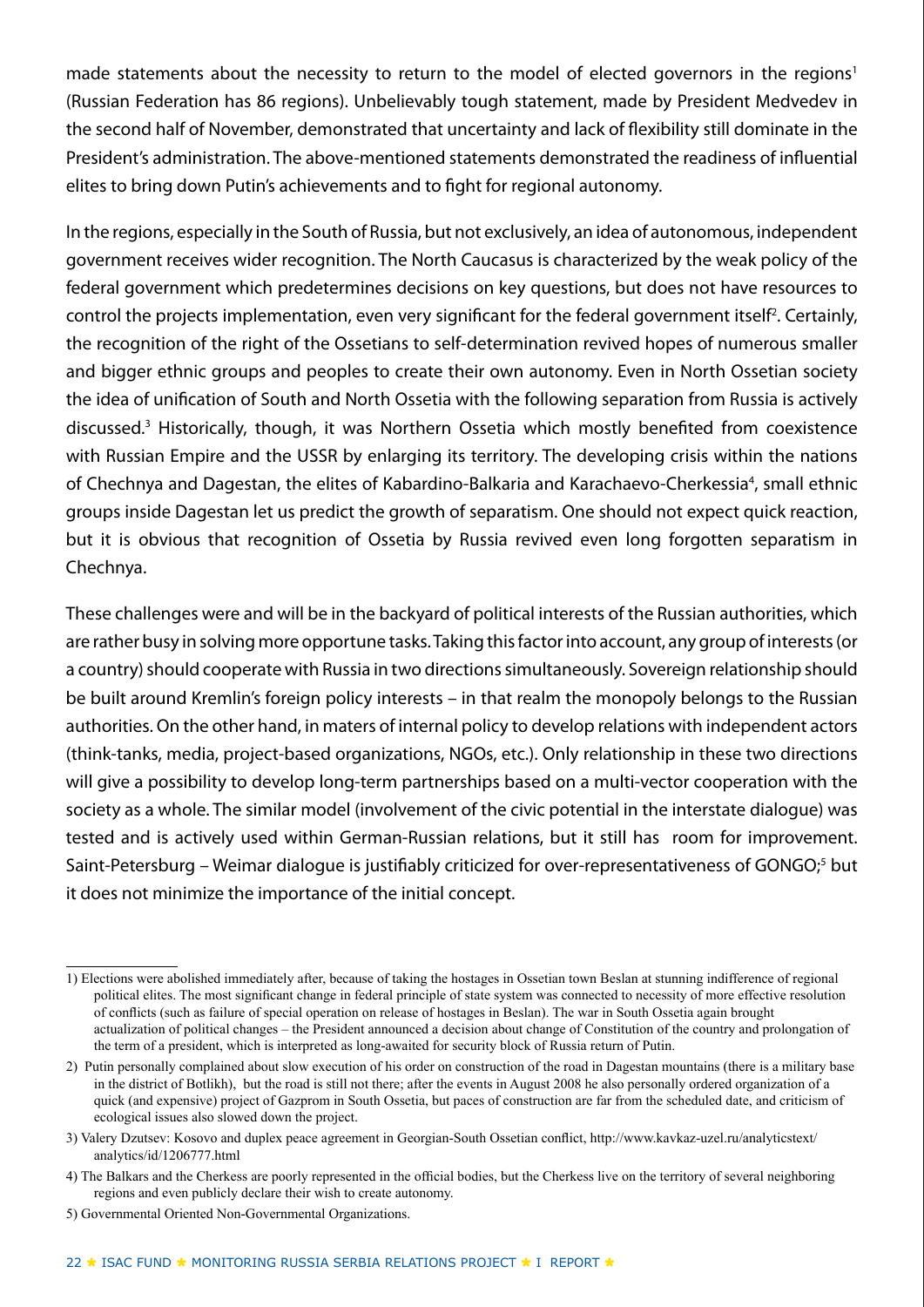made statements about the necessity to return to the model of elected governors in the regions[1] (Russian Federation has 86 regions). Unbelievably tough statement, made by President Medvedev in the second half of November, demonstrated that uncertainty and lack of flexibility still dominate in the President's administration. The above-mentioned statements demonstrated the readiness of influential elites to bring down Putin's achievements and to fight for regional autonomy.

In the regions, especially in the South of Russia, but not exclusively, an idea of autonomous, independent government receives wider recognition. The North Caucasus is characterized by the weak policy of the federal government which predetermines decisions on key questions, but does not have resources to control the projects implementation, even very significant for the federal government itself[2]. Certainly, the recognition of the right of the Ossetians to self-determination revived hopes of numerous smaller and bigger ethnic groups and peoples to create their own autonomy. Even in North Ossetian society the idea of unification of South and North Ossetia with the following separation from Russia is actively discussed.[3] Historically, though, it was Northern Ossetia which mostly benefited from coexistence with Russian Empire and the USSR by enlarging its territory. The developing crisis within the nations of Chechnya and Dagestan, the elites of Kabardino-Balkaria and Karachaevo-Cherkessia[4], small ethnic groups inside Dagestan let us predict the growth of separatism. One should not expect quick reaction, but it is obvious that recognition of Ossetia by Russia revived even long forgotten separatism in Chechnya.

These challenges were and will be in the backyard of political interests of the Russian authorities, which are rather busy in solving more opportune tasks. Taking this factor into account, any group of interests (or a country) should cooperate with Russia in two directions simultaneously. Sovereign relationship should be built around Kremlin's foreign policy interests – in that realm the monopoly belongs to the Russian authorities. On the other hand, in maters of internal policy to develop relations with independent actors (think-tanks, media, project-based organizations, NGOs, etc.). Only relationship in these two directions will give a possibility to develop long-term partnerships based on a multi-vector cooperation with the society as a whole. The similar model (involvement of the civic potential in the interstate dialogue) was tested and is actively used within German-Russian relations, but it still has room for improvement. Saint-Petersburg – Weimar dialogue is justifiably criticized for over-representativeness of GONGO;[5] but it does not minimize the importance of the initial concept.

---

1) Elections were abolished immediately after, because of taking the hostages in Ossetian town Beslan at stunning indifference of regional political elites. The most significant change in federal principle of state system was connected to necessity of more effective resolution of conflicts (such as failure of special operation on release of hostages in Beslan). The war in South Ossetia again brought actualization of political changes – the President announced a decision about change of Constitution of the country and prolongation of the term of a president, which is interpreted as long-awaited for security block of Russia return of Putin.

2) Putin personally complained about slow execution of his order on construction of the road in Dagestan mountains (there is a military base in the district of Botlikh), but the road is still not there; after the events in August 2008 he also personally ordered organization of a quick (and expensive) project of Gazprom in South Ossetia, but paces of construction are far from the scheduled date, and criticism of ecological issues also slowed down the project.

3) Valery Dzutsev: Kosovo and duplex peace agreement in Georgian-South Ossetian conflict, http://www.kavkaz-uzel.ru/analyticstext/analytics/id/1206777.html

4) The Balkars and the Cherkess are poorly represented in the official bodies, but the Cherkess live on the territory of several neighboring regions and even publicly declare their wish to create autonomy.

5) Governmental Oriented Non-Governmental Organizations.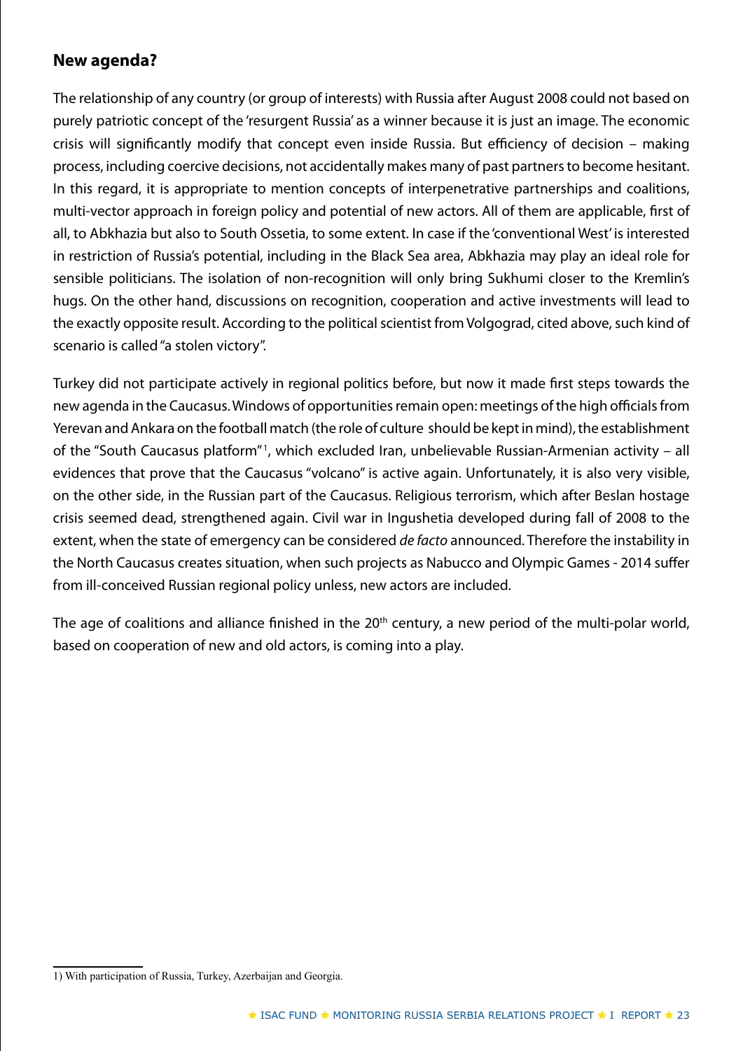## New agenda?

The relationship of any country (or group of interests) with Russia after August 2008 could not based on purely patriotic concept of the 'resurgent Russia' as a winner because it is just an image. The economic crisis will significantly modify that concept even inside Russia. But efficiency of decision – making process, including coercive decisions, not accidentally makes many of past partners to become hesitant. In this regard, it is appropriate to mention concepts of interpenetrative partnerships and coalitions, multi-vector approach in foreign policy and potential of new actors. All of them are applicable, first of all, to Abkhazia but also to South Ossetia, to some extent. In case if the 'conventional West' is interested in restriction of Russia's potential, including in the Black Sea area, Abkhazia may play an ideal role for sensible politicians. The isolation of non-recognition will only bring Sukhumi closer to the Kremlin's hugs. On the other hand, discussions on recognition, cooperation and active investments will lead to the exactly opposite result. According to the political scientist from Volgograd, cited above, such kind of scenario is called "a stolen victory".

Turkey did not participate actively in regional politics before, but now it made first steps towards the new agenda in the Caucasus. Windows of opportunities remain open: meetings of the high officials from Yerevan and Ankara on the football match (the role of culture should be kept in mind), the establishment of the "South Caucasus platform"[1], which excluded Iran, unbelievable Russian-Armenian activity – all evidences that prove that the Caucasus "volcano" is active again. Unfortunately, it is also very visible, on the other side, in the Russian part of the Caucasus. Religious terrorism, which after Beslan hostage crisis seemed dead, strengthened again. Civil war in Ingushetia developed during fall of 2008 to the extent, when the state of emergency can be considered *de facto* announced. Therefore the instability in the North Caucasus creates situation, when such projects as Nabucco and Olympic Games - 2014 suffer from ill-conceived Russian regional policy unless, new actors are included.

The age of coalitions and alliance finished in the 20th century, a new period of the multi-polar world, based on cooperation of new and old actors, is coming into a play.

---

1) With participation of Russia, Turkey, Azerbaijan and Georgia.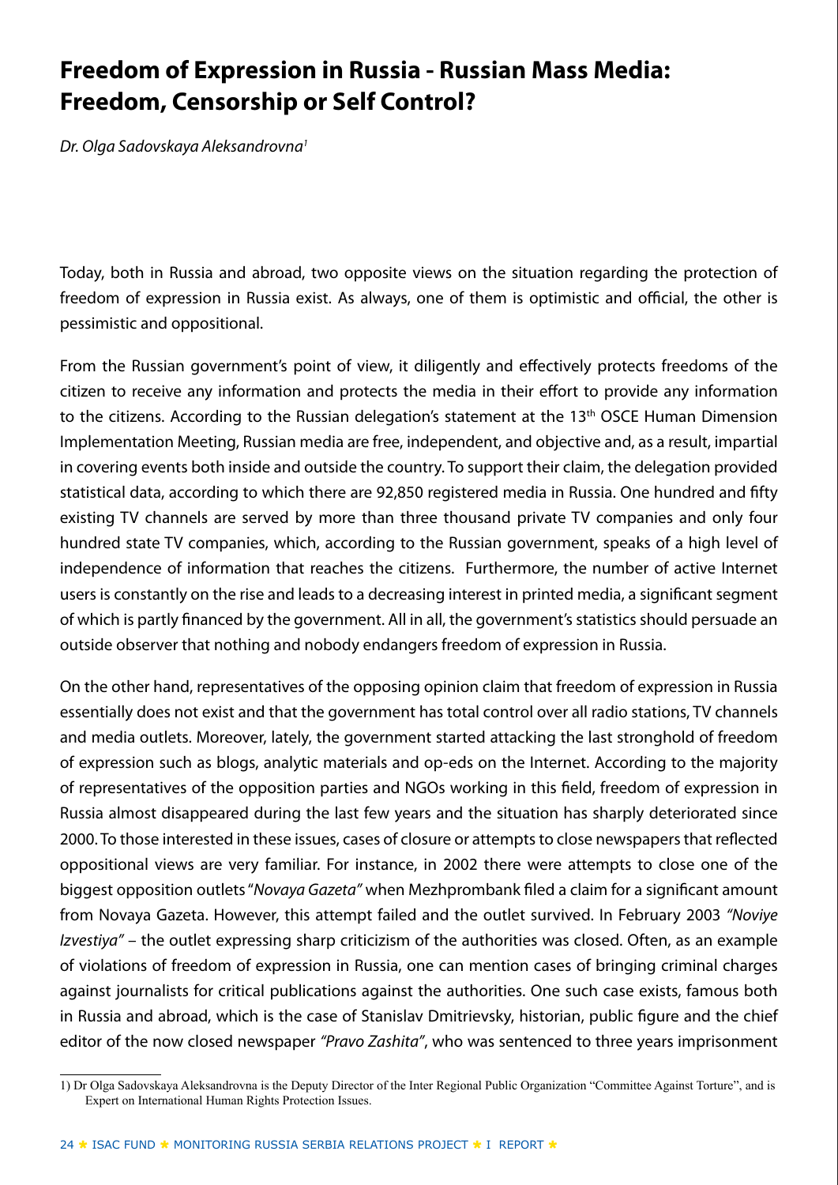# Freedom of Expression in Russia - Russian Mass Media: Freedom, Censorship or Self Control?

*Dr. Olga Sadovskaya Aleksandrovna*[1]

Today, both in Russia and abroad, two opposite views on the situation regarding the protection of freedom of expression in Russia exist. As always, one of them is optimistic and official, the other is pessimistic and oppositional.

From the Russian government's point of view, it diligently and effectively protects freedoms of the citizen to receive any information and protects the media in their effort to provide any information to the citizens. According to the Russian delegation's statement at the 13th OSCE Human Dimension Implementation Meeting, Russian media are free, independent, and objective and, as a result, impartial in covering events both inside and outside the country. To support their claim, the delegation provided statistical data, according to which there are 92,850 registered media in Russia. One hundred and fifty existing TV channels are served by more than three thousand private TV companies and only four hundred state TV companies, which, according to the Russian government, speaks of a high level of independence of information that reaches the citizens. Furthermore, the number of active Internet users is constantly on the rise and leads to a decreasing interest in printed media, a significant segment of which is partly financed by the government. All in all, the government's statistics should persuade an outside observer that nothing and nobody endangers freedom of expression in Russia.

On the other hand, representatives of the opposing opinion claim that freedom of expression in Russia essentially does not exist and that the government has total control over all radio stations, TV channels and media outlets. Moreover, lately, the government started attacking the last stronghold of freedom of expression such as blogs, analytic materials and op-eds on the Internet. According to the majority of representatives of the opposition parties and NGOs working in this field, freedom of expression in Russia almost disappeared during the last few years and the situation has sharply deteriorated since 2000. To those interested in these issues, cases of closure or attempts to close newspapers that reflected oppositional views are very familiar. For instance, in 2002 there were attempts to close one of the biggest opposition outlets "*Novaya Gazeta"* when Mezhprombank filed a claim for a significant amount from Novaya Gazeta. However, this attempt failed and the outlet survived. In February 2003 *"Noviye Izvestiya"* – the outlet expressing sharp criticizism of the authorities was closed. Often, as an example of violations of freedom of expression in Russia, one can mention cases of bringing criminal charges against journalists for critical publications against the authorities. One such case exists, famous both in Russia and abroad, which is the case of Stanislav Dmitrievsky, historian, public figure and the chief editor of the now closed newspaper *"Pravo Zashita"*, who was sentenced to three years imprisonment

1) Dr Olga Sadovskaya Aleksandrovna is the Deputy Director of the Inter Regional Public Organization "Committee Against Torture", and is Expert on International Human Rights Protection Issues.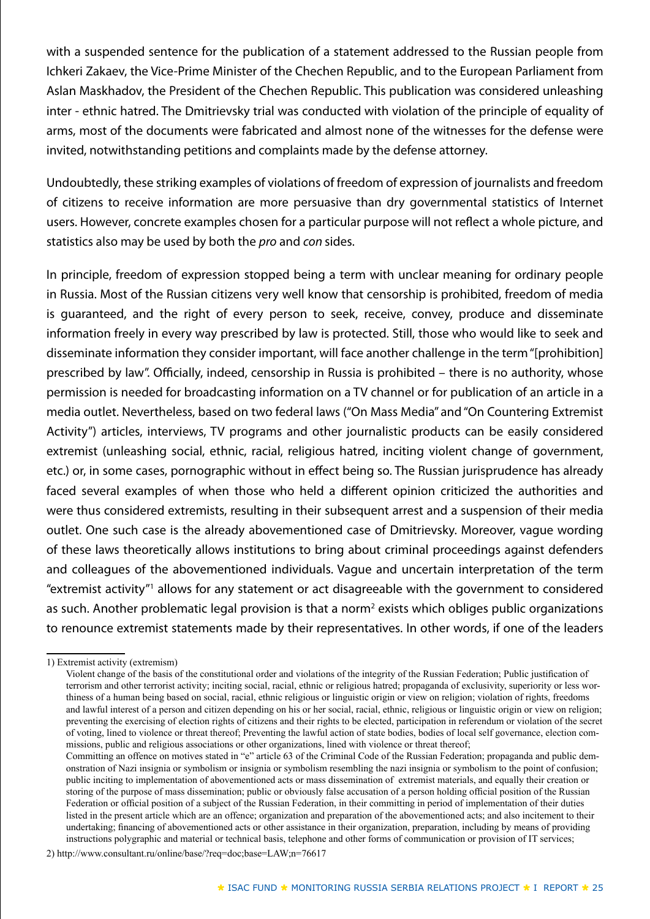with a suspended sentence for the publication of a statement addressed to the Russian people from Ichkeri Zakaev, the Vice-Prime Minister of the Chechen Republic, and to the European Parliament from Aslan Maskhadov, the President of the Chechen Republic. This publication was considered unleashing inter - ethnic hatred. The Dmitrievsky trial was conducted with violation of the principle of equality of arms, most of the documents were fabricated and almost none of the witnesses for the defense were invited, notwithstanding petitions and complaints made by the defense attorney.

Undoubtedly, these striking examples of violations of freedom of expression of journalists and freedom of citizens to receive information are more persuasive than dry governmental statistics of Internet users. However, concrete examples chosen for a particular purpose will not reflect a whole picture, and statistics also may be used by both the *pro* and *con* sides.

In principle, freedom of expression stopped being a term with unclear meaning for ordinary people in Russia. Most of the Russian citizens very well know that censorship is prohibited, freedom of media is guaranteed, and the right of every person to seek, receive, convey, produce and disseminate information freely in every way prescribed by law is protected. Still, those who would like to seek and disseminate information they consider important, will face another challenge in the term "[prohibition] prescribed by law". Officially, indeed, censorship in Russia is prohibited – there is no authority, whose permission is needed for broadcasting information on a TV channel or for publication of an article in a media outlet. Nevertheless, based on two federal laws ("On Mass Media" and "On Countering Extremist Activity") articles, interviews, TV programs and other journalistic products can be easily considered extremist (unleashing social, ethnic, racial, religious hatred, inciting violent change of government, etc.) or, in some cases, pornographic without in effect being so. The Russian jurisprudence has already faced several examples of when those who held a different opinion criticized the authorities and were thus considered extremists, resulting in their subsequent arrest and a suspension of their media outlet. One such case is the already abovementioned case of Dmitrievsky. Moreover, vague wording of these laws theoretically allows institutions to bring about criminal proceedings against defenders and colleagues of the abovementioned individuals. Vague and uncertain interpretation of the term "extremist activity"[1] allows for any statement or act disagreeable with the government to considered as such. Another problematic legal provision is that a norm[2] exists which obliges public organizations to renounce extremist statements made by their representatives. In other words, if one of the leaders

---

1) Extremist activity (extremism)

Violent change of the basis of the constitutional order and violations of the integrity of the Russian Federation; Public justification of terrorism and other terrorist activity; inciting social, racial, ethnic or religious hatred; propaganda of exclusivity, superiority or less worthiness of a human being based on social, racial, ethnic religious or linguistic origin or view on religion; violation of rights, freedoms and lawful interest of a person and citizen depending on his or her social, racial, ethnic, religious or linguistic origin or view on religion; preventing the exercising of election rights of citizens and their rights to be elected, participation in referendum or violation of the secret of voting, lined to violence or threat thereof; Preventing the lawful action of state bodies, bodies of local self governance, election commissions, public and religious associations or other organizations, lined with violence or threat thereof;

Committing an offence on motives stated in "e" article 63 of the Criminal Code of the Russian Federation; propaganda and public demonstration of Nazi insignia or symbolism or insignia or symbolism resembling the nazi insignia or symbolism to the point of confusion; public inciting to implementation of abovementioned acts or mass dissemination of extremist materials, and equally their creation or storing of the purpose of mass dissemination; public or obviously false accusation of a person holding official position of the Russian Federation or official position of a subject of the Russian Federation, in their committing in period of implementation of their duties listed in the present article which are an offence; organization and preparation of the abovementioned acts; and also incitement to their undertaking; financing of abovementioned acts or other assistance in their organization, preparation, including by means of providing instructions polygraphic and material or technical basis, telephone and other forms of communication or provision of IT services;

2) http://www.consultant.ru/online/base/?req=doc;base=LAW;n=76617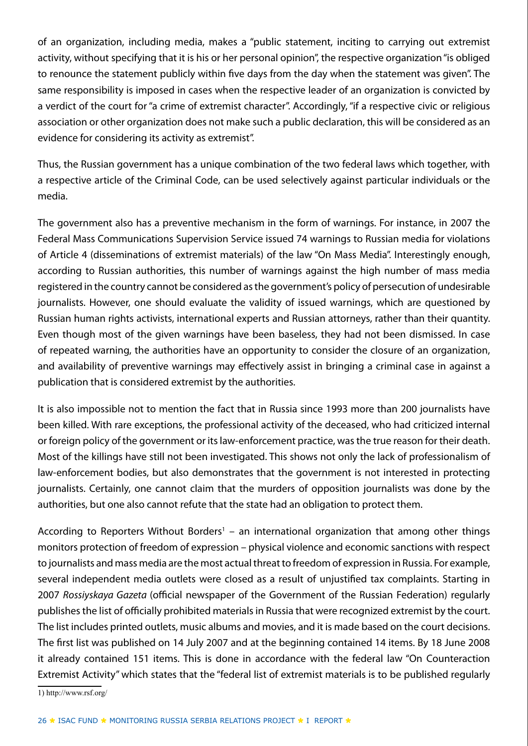of an organization, including media, makes a "public statement, inciting to carrying out extremist activity, without specifying that it is his or her personal opinion", the respective organization "is obliged to renounce the statement publicly within five days from the day when the statement was given". The same responsibility is imposed in cases when the respective leader of an organization is convicted by a verdict of the court for "a crime of extremist character". Accordingly, "if a respective civic or religious association or other organization does not make such a public declaration, this will be considered as an evidence for considering its activity as extremist".

Thus, the Russian government has a unique combination of the two federal laws which together, with a respective article of the Criminal Code, can be used selectively against particular individuals or the media.

The government also has a preventive mechanism in the form of warnings. For instance, in 2007 the Federal Mass Communications Supervision Service issued 74 warnings to Russian media for violations of Article 4 (disseminations of extremist materials) of the law "On Mass Media". Interestingly enough, according to Russian authorities, this number of warnings against the high number of mass media registered in the country cannot be considered as the government's policy of persecution of undesirable journalists. However, one should evaluate the validity of issued warnings, which are questioned by Russian human rights activists, international experts and Russian attorneys, rather than their quantity. Even though most of the given warnings have been baseless, they had not been dismissed. In case of repeated warning, the authorities have an opportunity to consider the closure of an organization, and availability of preventive warnings may effectively assist in bringing a criminal case in against a publication that is considered extremist by the authorities.

It is also impossible not to mention the fact that in Russia since 1993 more than 200 journalists have been killed. With rare exceptions, the professional activity of the deceased, who had criticized internal or foreign policy of the government or its law-enforcement practice, was the true reason for their death. Most of the killings have still not been investigated. This shows not only the lack of professionalism of law-enforcement bodies, but also demonstrates that the government is not interested in protecting journalists. Certainly, one cannot claim that the murders of opposition journalists was done by the authorities, but one also cannot refute that the state had an obligation to protect them.

According to Reporters Without Borders[1] – an international organization that among other things monitors protection of freedom of expression – physical violence and economic sanctions with respect to journalists and mass media are the most actual threat to freedom of expression in Russia. For example, several independent media outlets were closed as a result of unjustified tax complaints. Starting in 2007 *Rossiyskaya Gazeta* (official newspaper of the Government of the Russian Federation) regularly publishes the list of officially prohibited materials in Russia that were recognized extremist by the court. The list includes printed outlets, music albums and movies, and it is made based on the court decisions. The first list was published on 14 July 2007 and at the beginning contained 14 items. By 18 June 2008 it already contained 151 items. This is done in accordance with the federal law "On Counteraction Extremist Activity" which states that the "federal list of extremist materials is to be published regularly

1) http://www.rsf.org/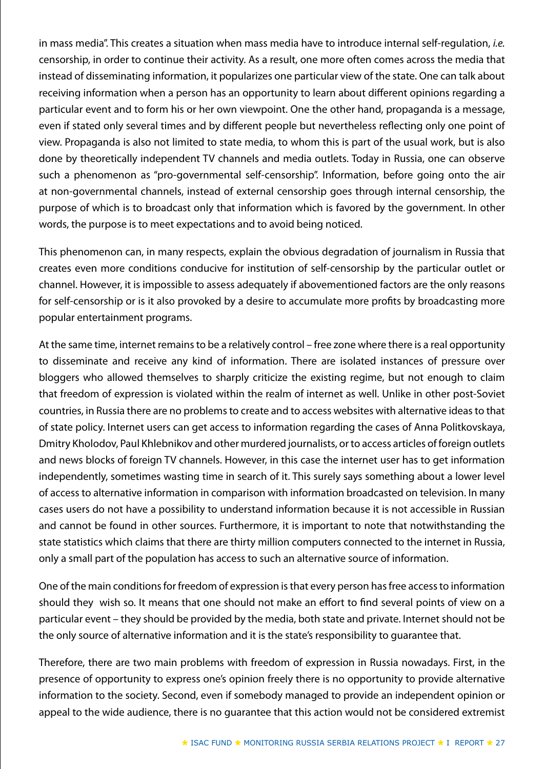in mass media". This creates a situation when mass media have to introduce internal self-regulation, *i.e.* censorship, in order to continue their activity. As a result, one more often comes across the media that instead of disseminating information, it popularizes one particular view of the state. One can talk about receiving information when a person has an opportunity to learn about different opinions regarding a particular event and to form his or her own viewpoint. One the other hand, propaganda is a message, even if stated only several times and by different people but nevertheless reflecting only one point of view. Propaganda is also not limited to state media, to whom this is part of the usual work, but is also done by theoretically independent TV channels and media outlets. Today in Russia, one can observe such a phenomenon as "pro-governmental self-censorship". Information, before going onto the air at non-governmental channels, instead of external censorship goes through internal censorship, the purpose of which is to broadcast only that information which is favored by the government. In other words, the purpose is to meet expectations and to avoid being noticed.

This phenomenon can, in many respects, explain the obvious degradation of journalism in Russia that creates even more conditions conducive for institution of self-censorship by the particular outlet or channel. However, it is impossible to assess adequately if abovementioned factors are the only reasons for self-censorship or is it also provoked by a desire to accumulate more profits by broadcasting more popular entertainment programs.

At the same time, internet remains to be a relatively control – free zone where there is a real opportunity to disseminate and receive any kind of information. There are isolated instances of pressure over bloggers who allowed themselves to sharply criticize the existing regime, but not enough to claim that freedom of expression is violated within the realm of internet as well. Unlike in other post-Soviet countries, in Russia there are no problems to create and to access websites with alternative ideas to that of state policy. Internet users can get access to information regarding the cases of Anna Politkovskaya, Dmitry Kholodov, Paul Khlebnikov and other murdered journalists, or to access articles of foreign outlets and news blocks of foreign TV channels. However, in this case the internet user has to get information independently, sometimes wasting time in search of it. This surely says something about a lower level of access to alternative information in comparison with information broadcasted on television. In many cases users do not have a possibility to understand information because it is not accessible in Russian and cannot be found in other sources. Furthermore, it is important to note that notwithstanding the state statistics which claims that there are thirty million computers connected to the internet in Russia, only a small part of the population has access to such an alternative source of information.

One of the main conditions for freedom of expression is that every person has free access to information should they wish so. It means that one should not make an effort to find several points of view on a particular event – they should be provided by the media, both state and private. Internet should not be the only source of alternative information and it is the state's responsibility to guarantee that.

Therefore, there are two main problems with freedom of expression in Russia nowadays. First, in the presence of opportunity to express one's opinion freely there is no opportunity to provide alternative information to the society. Second, even if somebody managed to provide an independent opinion or appeal to the wide audience, there is no guarantee that this action would not be considered extremist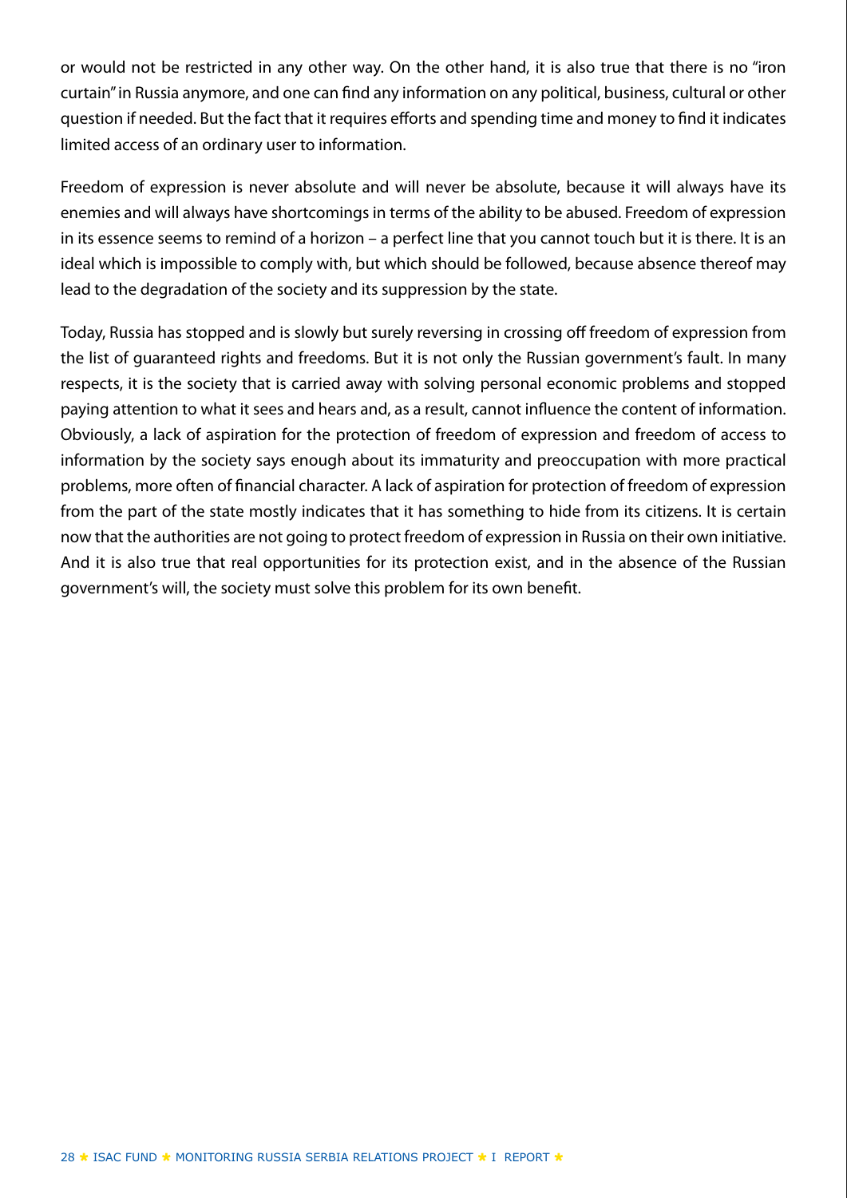or would not be restricted in any other way. On the other hand, it is also true that there is no "iron curtain" in Russia anymore, and one can find any information on any political, business, cultural or other question if needed. But the fact that it requires efforts and spending time and money to find it indicates limited access of an ordinary user to information.

Freedom of expression is never absolute and will never be absolute, because it will always have its enemies and will always have shortcomings in terms of the ability to be abused. Freedom of expression in its essence seems to remind of a horizon – a perfect line that you cannot touch but it is there. It is an ideal which is impossible to comply with, but which should be followed, because absence thereof may lead to the degradation of the society and its suppression by the state.

Today, Russia has stopped and is slowly but surely reversing in crossing off freedom of expression from the list of guaranteed rights and freedoms. But it is not only the Russian government's fault. In many respects, it is the society that is carried away with solving personal economic problems and stopped paying attention to what it sees and hears and, as a result, cannot influence the content of information. Obviously, a lack of aspiration for the protection of freedom of expression and freedom of access to information by the society says enough about its immaturity and preoccupation with more practical problems, more often of financial character. A lack of aspiration for protection of freedom of expression from the part of the state mostly indicates that it has something to hide from its citizens. It is certain now that the authorities are not going to protect freedom of expression in Russia on their own initiative. And it is also true that real opportunities for its protection exist, and in the absence of the Russian government's will, the society must solve this problem for its own benefit.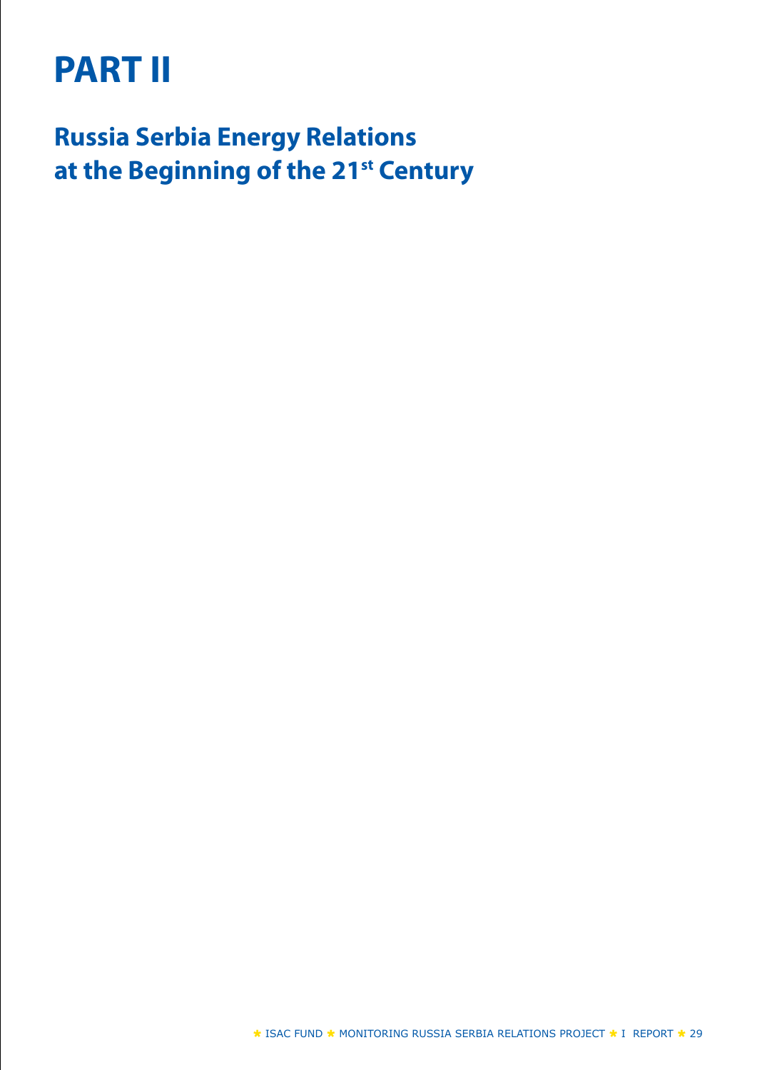# PART II

## Russia Serbia Energy Relations at the Beginning of the 21st Century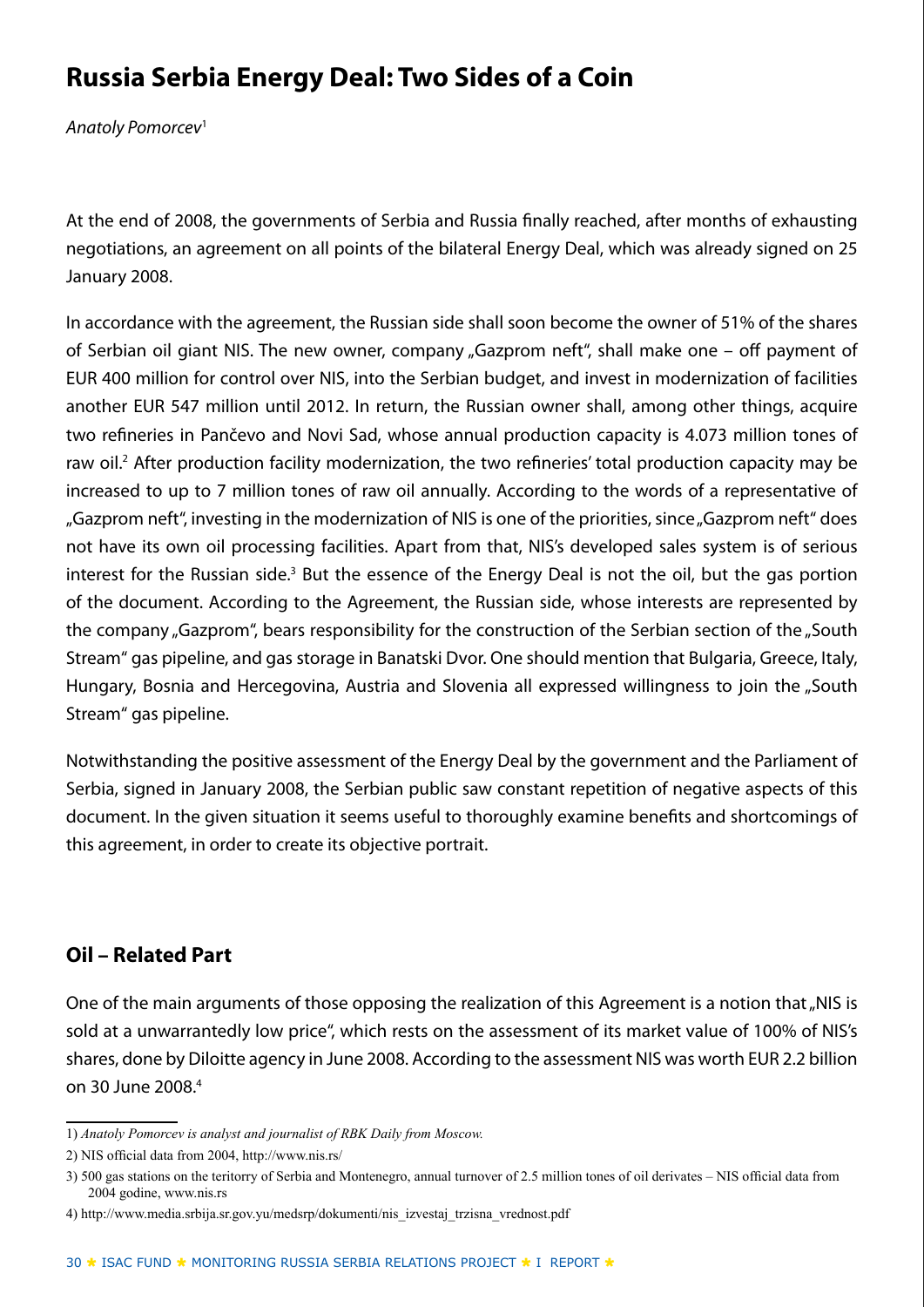# Russia Serbia Energy Deal: Two Sides of a Coin

*Anatoly Pomorcev*[1]

At the end of 2008, the governments of Serbia and Russia finally reached, after months of exhausting negotiations, an agreement on all points of the bilateral Energy Deal, which was already signed on 25 January 2008.

In accordance with the agreement, the Russian side shall soon become the owner of 51% of the shares of Serbian oil giant NIS. The new owner, company „Gazprom neft", shall make one – off payment of EUR 400 million for control over NIS, into the Serbian budget, and invest in modernization of facilities another EUR 547 million until 2012. In return, the Russian owner shall, among other things, acquire two refineries in Pančevo and Novi Sad, whose annual production capacity is 4.073 million tones of raw oil.[2] After production facility modernization, the two refineries' total production capacity may be increased to up to 7 million tones of raw oil annually. According to the words of a representative of „Gazprom neft", investing in the modernization of NIS is one of the priorities, since „Gazprom neft" does not have its own oil processing facilities. Apart from that, NIS's developed sales system is of serious interest for the Russian side.[3] But the essence of the Energy Deal is not the oil, but the gas portion of the document. According to the Agreement, the Russian side, whose interests are represented by the company „Gazprom", bears responsibility for the construction of the Serbian section of the „South Stream" gas pipeline, and gas storage in Banatski Dvor. One should mention that Bulgaria, Greece, Italy, Hungary, Bosnia and Hercegovina, Austria and Slovenia all expressed willingness to join the „South Stream" gas pipeline.

Notwithstanding the positive assessment of the Energy Deal by the government and the Parliament of Serbia, signed in January 2008, the Serbian public saw constant repetition of negative aspects of this document. In the given situation it seems useful to thoroughly examine benefits and shortcomings of this agreement, in order to create its objective portrait.

## Oil – Related Part

One of the main arguments of those opposing the realization of this Agreement is a notion that „NIS is sold at a unwarrantedly low price", which rests on the assessment of its market value of 100% of NIS's shares, done by Diloitte agency in June 2008. According to the assessment NIS was worth EUR 2.2 billion on 30 June 2008.[4]

---

1) *Anatoly Pomorcev is analyst and journalist of RBK Daily from Moscow.*

2) NIS official data from 2004, http://www.nis.rs/

3) 500 gas stations on the teritorry of Serbia and Montenegro, annual turnover of 2.5 million tones of oil derivates – NIS official data from 2004 godine, www.nis.rs

4) http://www.media.srbija.sr.gov.yu/medsrp/dokumenti/nis_izvestaj_trzisna_vrednost.pdf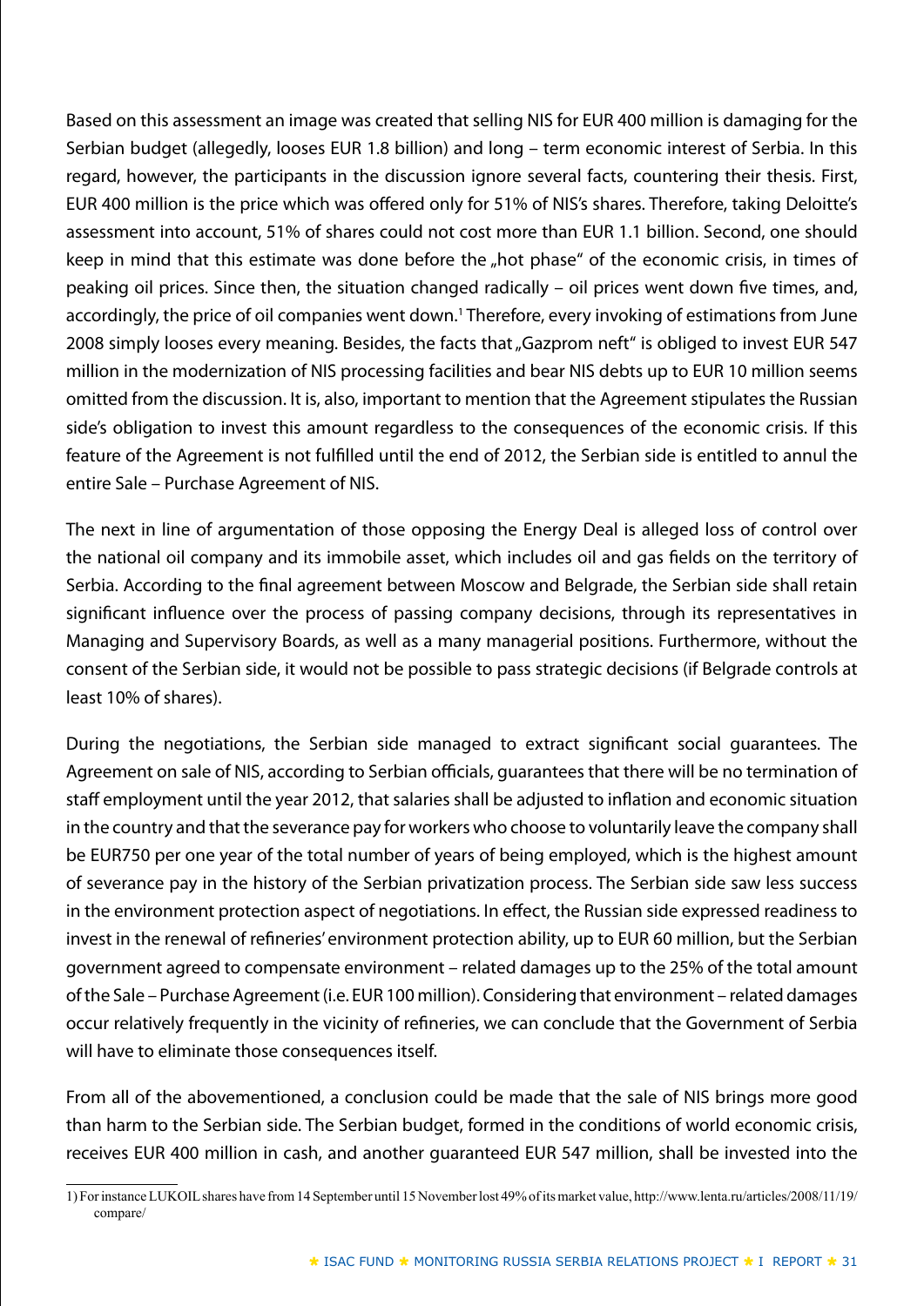Based on this assessment an image was created that selling NIS for EUR 400 million is damaging for the Serbian budget (allegedly, looses EUR 1.8 billion) and long – term economic interest of Serbia. In this regard, however, the participants in the discussion ignore several facts, countering their thesis. First, EUR 400 million is the price which was offered only for 51% of NIS's shares. Therefore, taking Deloitte's assessment into account, 51% of shares could not cost more than EUR 1.1 billion. Second, one should keep in mind that this estimate was done before the „hot phase" of the economic crisis, in times of peaking oil prices. Since then, the situation changed radically – oil prices went down five times, and, accordingly, the price of oil companies went down.[1] Therefore, every invoking of estimations from June 2008 simply looses every meaning. Besides, the facts that „Gazprom neft" is obliged to invest EUR 547 million in the modernization of NIS processing facilities and bear NIS debts up to EUR 10 million seems omitted from the discussion. It is, also, important to mention that the Agreement stipulates the Russian side's obligation to invest this amount regardless to the consequences of the economic crisis. If this feature of the Agreement is not fulfilled until the end of 2012, the Serbian side is entitled to annul the entire Sale – Purchase Agreement of NIS.

The next in line of argumentation of those opposing the Energy Deal is alleged loss of control over the national oil company and its immobile asset, which includes oil and gas fields on the territory of Serbia. According to the final agreement between Moscow and Belgrade, the Serbian side shall retain significant influence over the process of passing company decisions, through its representatives in Managing and Supervisory Boards, as well as a many managerial positions. Furthermore, without the consent of the Serbian side, it would not be possible to pass strategic decisions (if Belgrade controls at least 10% of shares).

During the negotiations, the Serbian side managed to extract significant social guarantees. The Agreement on sale of NIS, according to Serbian officials, guarantees that there will be no termination of staff employment until the year 2012, that salaries shall be adjusted to inflation and economic situation in the country and that the severance pay for workers who choose to voluntarily leave the company shall be EUR750 per one year of the total number of years of being employed, which is the highest amount of severance pay in the history of the Serbian privatization process. The Serbian side saw less success in the environment protection aspect of negotiations. In effect, the Russian side expressed readiness to invest in the renewal of refineries' environment protection ability, up to EUR 60 million, but the Serbian government agreed to compensate environment – related damages up to the 25% of the total amount of the Sale – Purchase Agreement (i.e. EUR 100 million). Considering that environment – related damages occur relatively frequently in the vicinity of refineries, we can conclude that the Government of Serbia will have to eliminate those consequences itself.

From all of the abovementioned, a conclusion could be made that the sale of NIS brings more good than harm to the Serbian side. The Serbian budget, formed in the conditions of world economic crisis, receives EUR 400 million in cash, and another guaranteed EUR 547 million, shall be invested into the

---

1) For instance LUKOIL shares have from 14 September until 15 November lost 49% of its market value, http://www.lenta.ru/articles/2008/11/19/compare/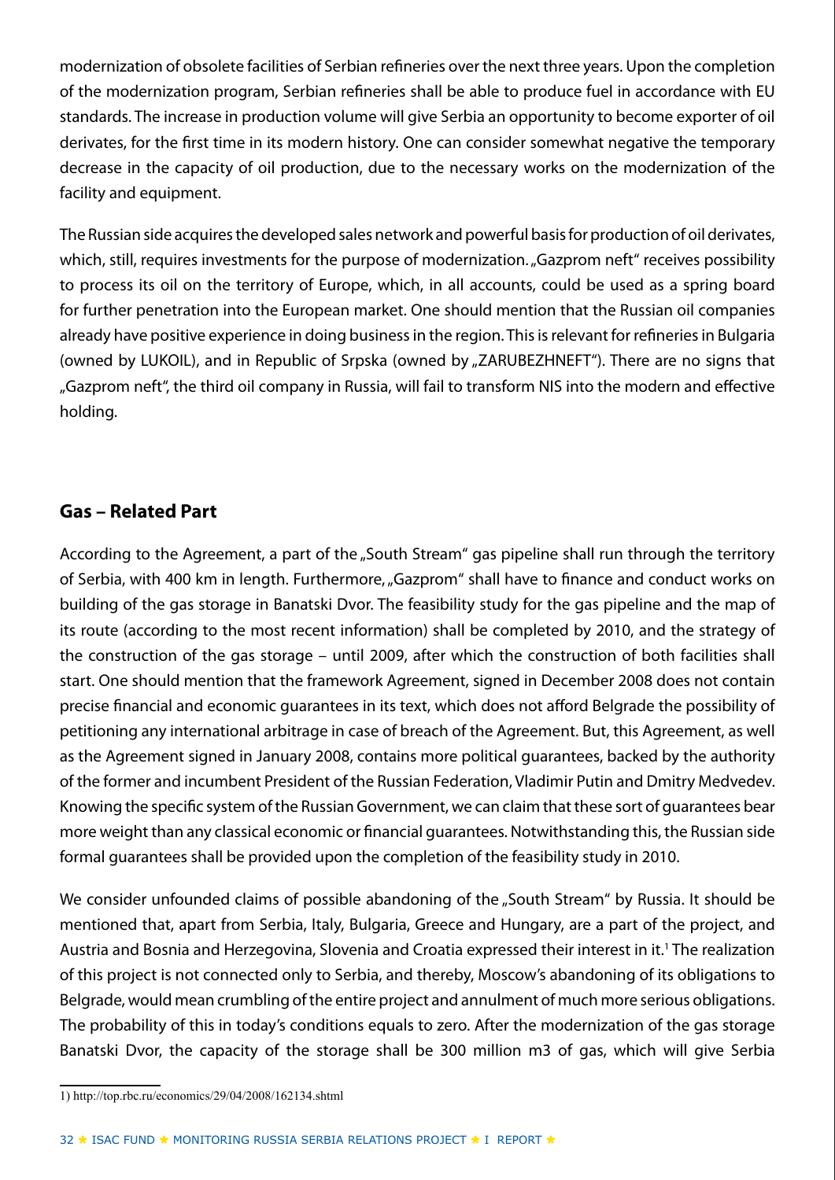modernization of obsolete facilities of Serbian refineries over the next three years. Upon the completion of the modernization program, Serbian refineries shall be able to produce fuel in accordance with EU standards. The increase in production volume will give Serbia an opportunity to become exporter of oil derivates, for the first time in its modern history. One can consider somewhat negative the temporary decrease in the capacity of oil production, due to the necessary works on the modernization of the facility and equipment.

The Russian side acquires the developed sales network and powerful basis for production of oil derivates, which, still, requires investments for the purpose of modernization. „Gazprom neft" receives possibility to process its oil on the territory of Europe, which, in all accounts, could be used as a spring board for further penetration into the European market. One should mention that the Russian oil companies already have positive experience in doing business in the region. This is relevant for refineries in Bulgaria (owned by LUKOIL), and in Republic of Srpska (owned by „ZARUBEZHNEFT"). There are no signs that „Gazprom neft", the third oil company in Russia, will fail to transform NIS into the modern and effective holding.

## Gas – Related Part

According to the Agreement, a part of the „South Stream" gas pipeline shall run through the territory of Serbia, with 400 km in length. Furthermore, „Gazprom" shall have to finance and conduct works on building of the gas storage in Banatski Dvor. The feasibility study for the gas pipeline and the map of its route (according to the most recent information) shall be completed by 2010, and the strategy of the construction of the gas storage – until 2009, after which the construction of both facilities shall start. One should mention that the framework Agreement, signed in December 2008 does not contain precise financial and economic guarantees in its text, which does not afford Belgrade the possibility of petitioning any international arbitrage in case of breach of the Agreement. But, this Agreement, as well as the Agreement signed in January 2008, contains more political guarantees, backed by the authority of the former and incumbent President of the Russian Federation, Vladimir Putin and Dmitry Medvedev. Knowing the specific system of the Russian Government, we can claim that these sort of guarantees bear more weight than any classical economic or financial guarantees. Notwithstanding this, the Russian side formal guarantees shall be provided upon the completion of the feasibility study in 2010.

We consider unfounded claims of possible abandoning of the „South Stream" by Russia. It should be mentioned that, apart from Serbia, Italy, Bulgaria, Greece and Hungary, are a part of the project, and Austria and Bosnia and Herzegovina, Slovenia and Croatia expressed their interest in it.[1] The realization of this project is not connected only to Serbia, and thereby, Moscow's abandoning of its obligations to Belgrade, would mean crumbling of the entire project and annulment of much more serious obligations. The probability of this in today's conditions equals to zero. After the modernization of the gas storage Banatski Dvor, the capacity of the storage shall be 300 million m3 of gas, which will give Serbia

1) http://top.rbc.ru/economics/29/04/2008/162134.shtml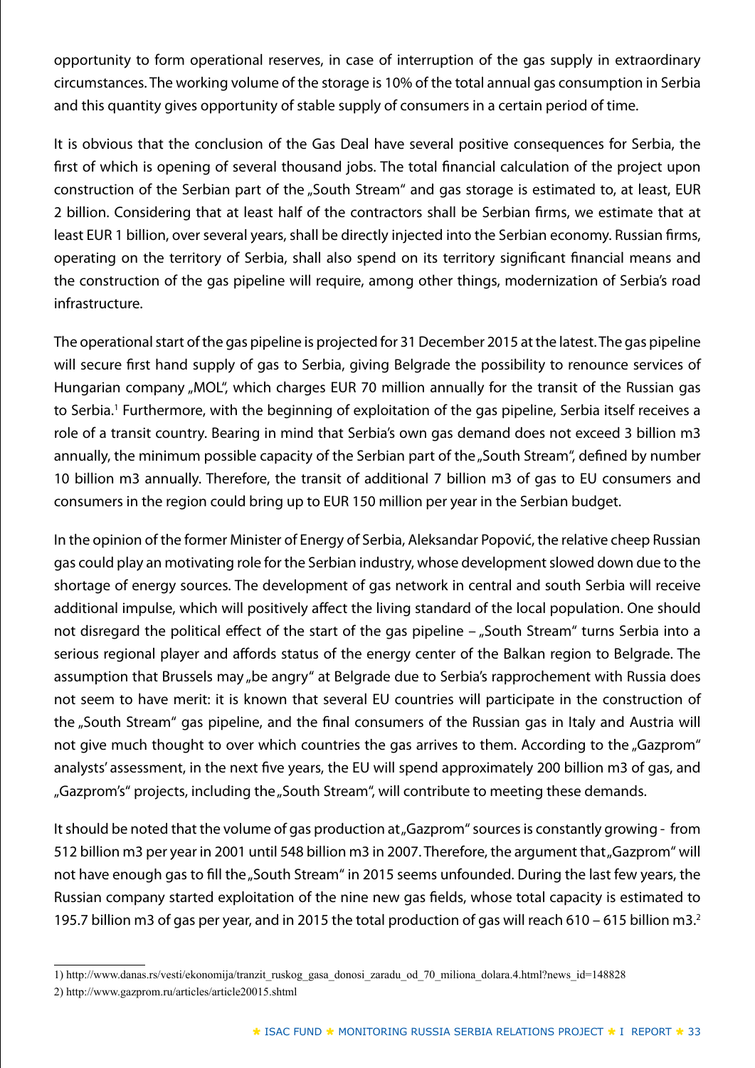opportunity to form operational reserves, in case of interruption of the gas supply in extraordinary circumstances. The working volume of the storage is 10% of the total annual gas consumption in Serbia and this quantity gives opportunity of stable supply of consumers in a certain period of time.

It is obvious that the conclusion of the Gas Deal have several positive consequences for Serbia, the first of which is opening of several thousand jobs. The total financial calculation of the project upon construction of the Serbian part of the „South Stream" and gas storage is estimated to, at least, EUR 2 billion. Considering that at least half of the contractors shall be Serbian firms, we estimate that at least EUR 1 billion, over several years, shall be directly injected into the Serbian economy. Russian firms, operating on the territory of Serbia, shall also spend on its territory significant financial means and the construction of the gas pipeline will require, among other things, modernization of Serbia's road infrastructure.

The operational start of the gas pipeline is projected for 31 December 2015 at the latest. The gas pipeline will secure first hand supply of gas to Serbia, giving Belgrade the possibility to renounce services of Hungarian company „MOL", which charges EUR 70 million annually for the transit of the Russian gas to Serbia.[1] Furthermore, with the beginning of exploitation of the gas pipeline, Serbia itself receives a role of a transit country. Bearing in mind that Serbia's own gas demand does not exceed 3 billion m3 annually, the minimum possible capacity of the Serbian part of the „South Stream", defined by number 10 billion m3 annually. Therefore, the transit of additional 7 billion m3 of gas to EU consumers and consumers in the region could bring up to EUR 150 million per year in the Serbian budget.

In the opinion of the former Minister of Energy of Serbia, Aleksandar Popović, the relative cheep Russian gas could play an motivating role for the Serbian industry, whose development slowed down due to the shortage of energy sources. The development of gas network in central and south Serbia will receive additional impulse, which will positively affect the living standard of the local population. One should not disregard the political effect of the start of the gas pipeline – „South Stream" turns Serbia into a serious regional player and affords status of the energy center of the Balkan region to Belgrade. The assumption that Brussels may „be angry" at Belgrade due to Serbia's rapprochement with Russia does not seem to have merit: it is known that several EU countries will participate in the construction of the „South Stream" gas pipeline, and the final consumers of the Russian gas in Italy and Austria will not give much thought to over which countries the gas arrives to them. According to the „Gazprom" analysts' assessment, in the next five years, the EU will spend approximately 200 billion m3 of gas, and „Gazprom's" projects, including the „South Stream", will contribute to meeting these demands.

It should be noted that the volume of gas production at „Gazprom" sources is constantly growing - from 512 billion m3 per year in 2001 until 548 billion m3 in 2007. Therefore, the argument that „Gazprom" will not have enough gas to fill the „South Stream" in 2015 seems unfounded. During the last few years, the Russian company started exploitation of the nine new gas fields, whose total capacity is estimated to 195.7 billion m3 of gas per year, and in 2015 the total production of gas will reach 610 – 615 billion m3.[2]

---

1) http://www.danas.rs/vesti/ekonomija/tranzit_ruskog_gasa_donosi_zaradu_od_70_miliona_dolara.4.html?news_id=148828

2) http://www.gazprom.ru/articles/article20015.shtml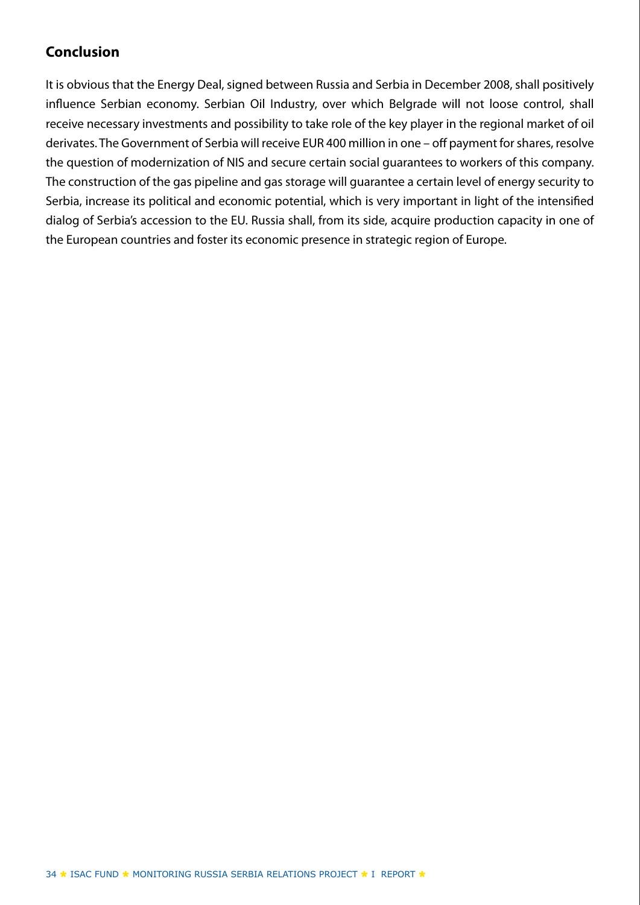## Conclusion

It is obvious that the Energy Deal, signed between Russia and Serbia in December 2008, shall positively influence Serbian economy. Serbian Oil Industry, over which Belgrade will not loose control, shall receive necessary investments and possibility to take role of the key player in the regional market of oil derivates. The Government of Serbia will receive EUR 400 million in one – off payment for shares, resolve the question of modernization of NIS and secure certain social guarantees to workers of this company. The construction of the gas pipeline and gas storage will guarantee a certain level of energy security to Serbia, increase its political and economic potential, which is very important in light of the intensified dialog of Serbia's accession to the EU. Russia shall, from its side, acquire production capacity in one of the European countries and foster its economic presence in strategic region of Europe.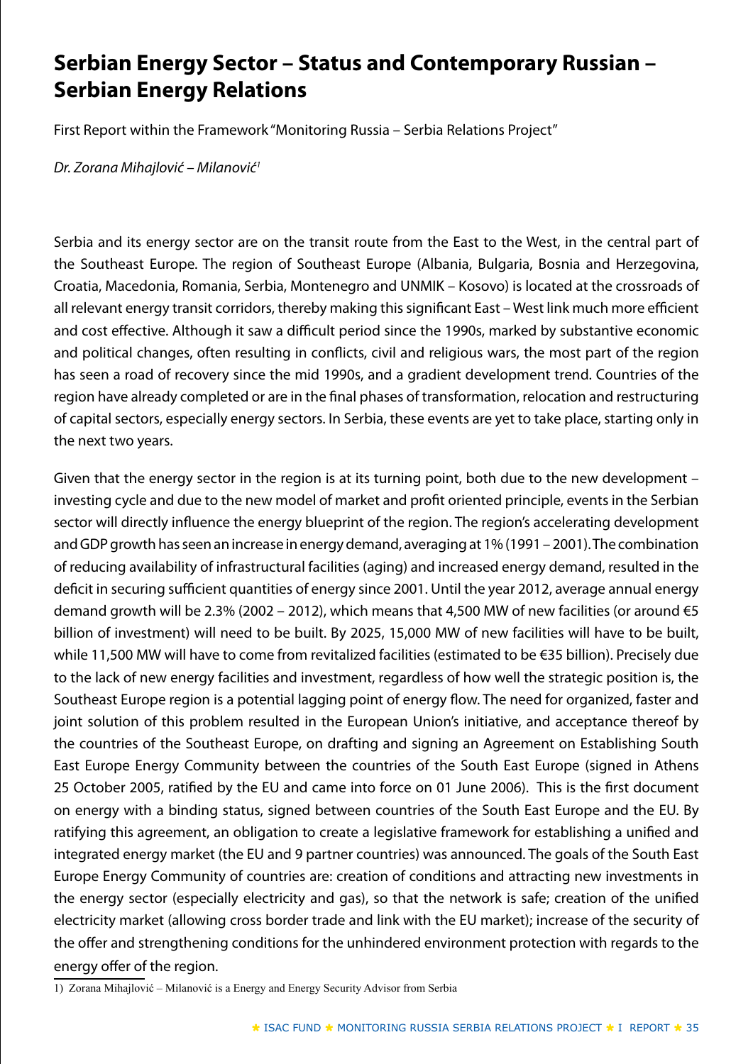# Serbian Energy Sector – Status and Contemporary Russian – Serbian Energy Relations

First Report within the Framework "Monitoring Russia – Serbia Relations Project"

*Dr. Zorana Mihajlović – Milanović*[1]

Serbia and its energy sector are on the transit route from the East to the West, in the central part of the Southeast Europe. The region of Southeast Europe (Albania, Bulgaria, Bosnia and Herzegovina, Croatia, Macedonia, Romania, Serbia, Montenegro and UNMIK – Kosovo) is located at the crossroads of all relevant energy transit corridors, thereby making this significant East – West link much more efficient and cost effective. Although it saw a difficult period since the 1990s, marked by substantive economic and political changes, often resulting in conflicts, civil and religious wars, the most part of the region has seen a road of recovery since the mid 1990s, and a gradient development trend. Countries of the region have already completed or are in the final phases of transformation, relocation and restructuring of capital sectors, especially energy sectors. In Serbia, these events are yet to take place, starting only in the next two years.

Given that the energy sector in the region is at its turning point, both due to the new development – investing cycle and due to the new model of market and profit oriented principle, events in the Serbian sector will directly influence the energy blueprint of the region. The region's accelerating development and GDP growth has seen an increase in energy demand, averaging at 1% (1991 – 2001). The combination of reducing availability of infrastructural facilities (aging) and increased energy demand, resulted in the deficit in securing sufficient quantities of energy since 2001. Until the year 2012, average annual energy demand growth will be 2.3% (2002 – 2012), which means that 4,500 MW of new facilities (or around €5 billion of investment) will need to be built. By 2025, 15,000 MW of new facilities will have to be built, while 11,500 MW will have to come from revitalized facilities (estimated to be €35 billion). Precisely due to the lack of new energy facilities and investment, regardless of how well the strategic position is, the Southeast Europe region is a potential lagging point of energy flow. The need for organized, faster and joint solution of this problem resulted in the European Union's initiative, and acceptance thereof by the countries of the Southeast Europe, on drafting and signing an Agreement on Establishing South East Europe Energy Community between the countries of the South East Europe (signed in Athens 25 October 2005, ratified by the EU and came into force on 01 June 2006). This is the first document on energy with a binding status, signed between countries of the South East Europe and the EU. By ratifying this agreement, an obligation to create a legislative framework for establishing a unified and integrated energy market (the EU and 9 partner countries) was announced. The goals of the South East Europe Energy Community of countries are: creation of conditions and attracting new investments in the energy sector (especially electricity and gas), so that the network is safe; creation of the unified electricity market (allowing cross border trade and link with the EU market); increase of the security of the offer and strengthening conditions for the unhindered environment protection with regards to the energy offer of the region.

1) Zorana Mihajlović – Milanović is a Energy and Energy Security Advisor from Serbia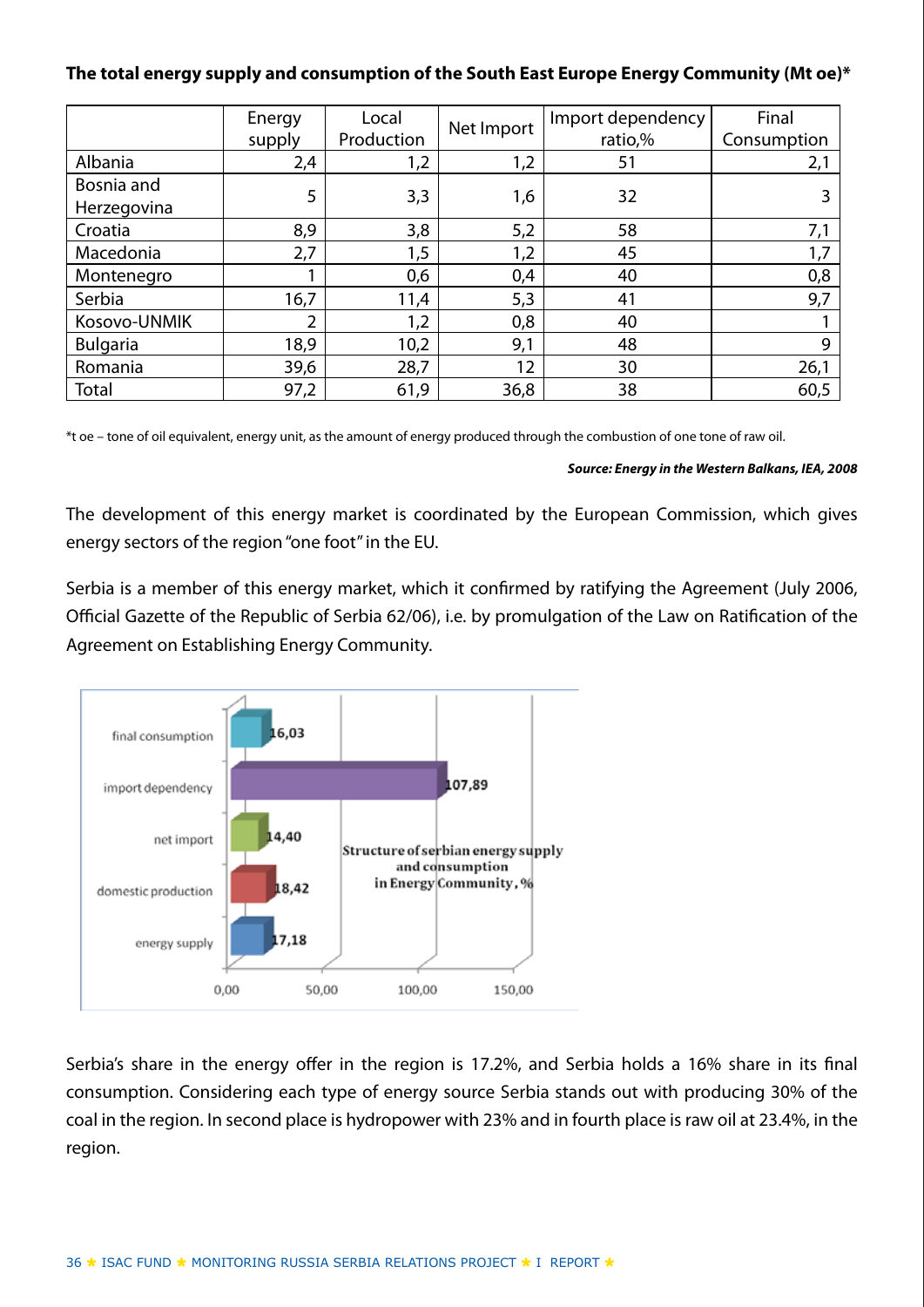**The total energy supply and consumption of the South East Europe Energy Community (Mt oe)***

| | Energy supply | Local Production | Net Import | Import dependency ratio,% | Final Consumption |
|---|---|---|---|---|---|
| Albania | 2,4 | 1,2 | 1,2 | 51 | 2,1 |
| Bosnia and Herzegovina | 5 | 3,3 | 1,6 | 32 | 3 |
| Croatia | 8,9 | 3,8 | 5,2 | 58 | 7,1 |
| Macedonia | 2,7 | 1,5 | 1,2 | 45 | 1,7 |
| Montenegro | 1 | 0,6 | 0,4 | 40 | 0,8 |
| Serbia | 16,7 | 11,4 | 5,3 | 41 | 9,7 |
| Kosovo-UNMIK | 2 | 1,2 | 0,8 | 40 | 1 |
| Bulgaria | 18,9 | 10,2 | 9,1 | 48 | 9 |
| Romania | 39,6 | 28,7 | 12 | 30 | 26,1 |
| Total | 97,2 | 61,9 | 36,8 | 38 | 60,5 |

*t oe – tone of oil equivalent, energy unit, as the amount of energy produced through the combustion of one tone of raw oil.

***Source: Energy in the Western Balkans, IEA, 2008***

The development of this energy market is coordinated by the European Commission, which gives energy sectors of the region "one foot" in the EU.

Serbia is a member of this energy market, which it confirmed by ratifying the Agreement (July 2006, Official Gazette of the Republic of Serbia 62/06), i.e. by promulgation of the Law on Ratification of the Agreement on Establishing Energy Community.

Structure of serbian energy supply and consumption in Energy Community, %

| | % |
|---|---|
| final consumption | 16,03 |
| import dependency | 107,89 |
| net import | 14,40 |
| domestic production | 18,42 |
| energy supply | 17,18 |

Serbia's share in the energy offer in the region is 17.2%, and Serbia holds a 16% share in its final consumption. Considering each type of energy source Serbia stands out with producing 30% of the coal in the region. In second place is hydropower with 23% and in fourth place is raw oil at 23.4%, in the region.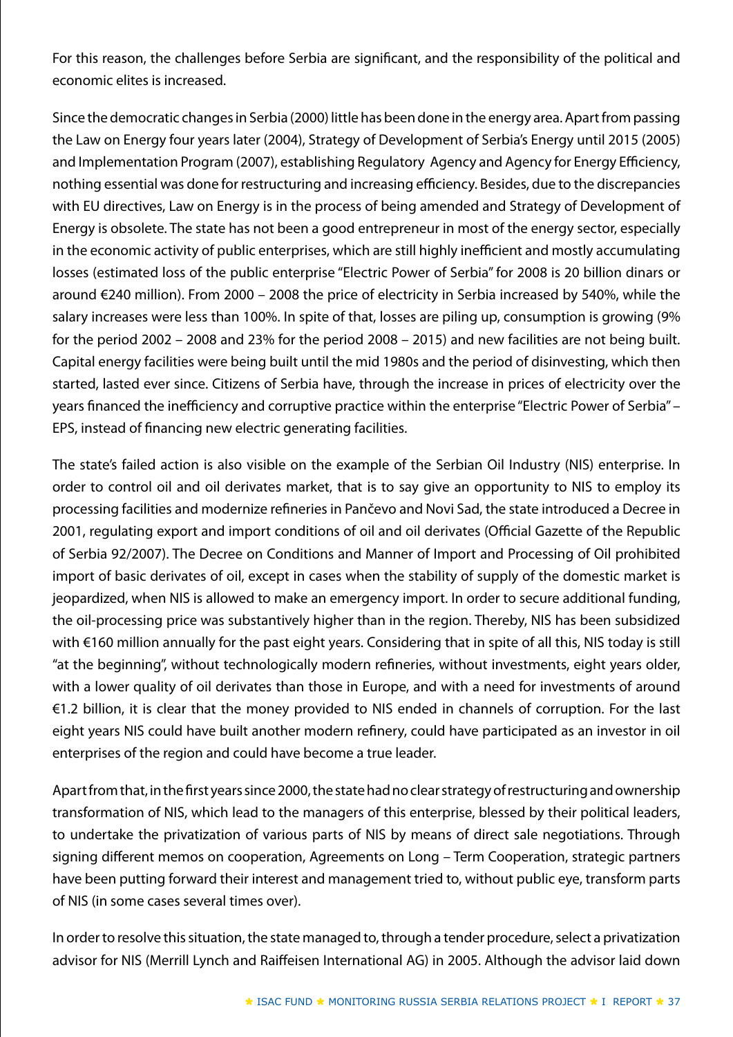For this reason, the challenges before Serbia are significant, and the responsibility of the political and economic elites is increased.

Since the democratic changes in Serbia (2000) little has been done in the energy area. Apart from passing the Law on Energy four years later (2004), Strategy of Development of Serbia's Energy until 2015 (2005) and Implementation Program (2007), establishing Regulatory Agency and Agency for Energy Efficiency, nothing essential was done for restructuring and increasing efficiency. Besides, due to the discrepancies with EU directives, Law on Energy is in the process of being amended and Strategy of Development of Energy is obsolete. The state has not been a good entrepreneur in most of the energy sector, especially in the economic activity of public enterprises, which are still highly inefficient and mostly accumulating losses (estimated loss of the public enterprise "Electric Power of Serbia" for 2008 is 20 billion dinars or around €240 million). From 2000 – 2008 the price of electricity in Serbia increased by 540%, while the salary increases were less than 100%. In spite of that, losses are piling up, consumption is growing (9% for the period 2002 – 2008 and 23% for the period 2008 – 2015) and new facilities are not being built. Capital energy facilities were being built until the mid 1980s and the period of disinvesting, which then started, lasted ever since. Citizens of Serbia have, through the increase in prices of electricity over the years financed the inefficiency and corruptive practice within the enterprise "Electric Power of Serbia" – EPS, instead of financing new electric generating facilities.

The state's failed action is also visible on the example of the Serbian Oil Industry (NIS) enterprise. In order to control oil and oil derivates market, that is to say give an opportunity to NIS to employ its processing facilities and modernize refineries in Pančevo and Novi Sad, the state introduced a Decree in 2001, regulating export and import conditions of oil and oil derivates (Official Gazette of the Republic of Serbia 92/2007). The Decree on Conditions and Manner of Import and Processing of Oil prohibited import of basic derivates of oil, except in cases when the stability of supply of the domestic market is jeopardized, when NIS is allowed to make an emergency import. In order to secure additional funding, the oil-processing price was substantively higher than in the region. Thereby, NIS has been subsidized with €160 million annually for the past eight years. Considering that in spite of all this, NIS today is still "at the beginning", without technologically modern refineries, without investments, eight years older, with a lower quality of oil derivates than those in Europe, and with a need for investments of around €1.2 billion, it is clear that the money provided to NIS ended in channels of corruption. For the last eight years NIS could have built another modern refinery, could have participated as an investor in oil enterprises of the region and could have become a true leader.

Apart from that, in the first years since 2000, the state had no clear strategy of restructuring and ownership transformation of NIS, which lead to the managers of this enterprise, blessed by their political leaders, to undertake the privatization of various parts of NIS by means of direct sale negotiations. Through signing different memos on cooperation, Agreements on Long – Term Cooperation, strategic partners have been putting forward their interest and management tried to, without public eye, transform parts of NIS (in some cases several times over).

In order to resolve this situation, the state managed to, through a tender procedure, select a privatization advisor for NIS (Merrill Lynch and Raiffeisen International AG) in 2005. Although the advisor laid down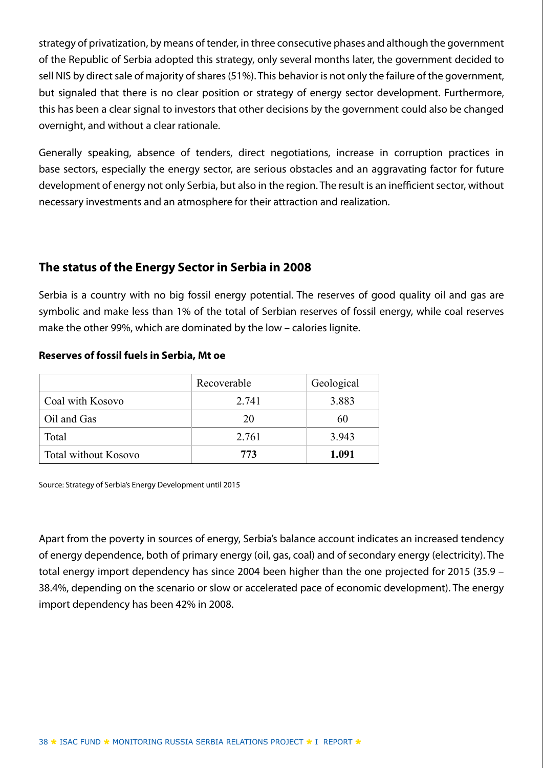strategy of privatization, by means of tender, in three consecutive phases and although the government of the Republic of Serbia adopted this strategy, only several months later, the government decided to sell NIS by direct sale of majority of shares (51%). This behavior is not only the failure of the government, but signaled that there is no clear position or strategy of energy sector development. Furthermore, this has been a clear signal to investors that other decisions by the government could also be changed overnight, and without a clear rationale.

Generally speaking, absence of tenders, direct negotiations, increase in corruption practices in base sectors, especially the energy sector, are serious obstacles and an aggravating factor for future development of energy not only Serbia, but also in the region. The result is an inefficient sector, without necessary investments and an atmosphere for their attraction and realization.

## The status of the Energy Sector in Serbia in 2008

Serbia is a country with no big fossil energy potential. The reserves of good quality oil and gas are symbolic and make less than 1% of the total of Serbian reserves of fossil energy, while coal reserves make the other 99%, which are dominated by the low – calories lignite.

**Reserves of fossil fuels in Serbia, Mt oe**

| | Recoverable | Geological |
|---|---|---|
| Coal with Kosovo | 2.741 | 3.883 |
| Oil and Gas | 20 | 60 |
| Total | 2.761 | 3.943 |
| Total without Kosovo | **773** | **1.091** |

Source: Strategy of Serbia's Energy Development until 2015

Apart from the poverty in sources of energy, Serbia's balance account indicates an increased tendency of energy dependence, both of primary energy (oil, gas, coal) and of secondary energy (electricity). The total energy import dependency has since 2004 been higher than the one projected for 2015 (35.9 – 38.4%, depending on the scenario or slow or accelerated pace of economic development). The energy import dependency has been 42% in 2008.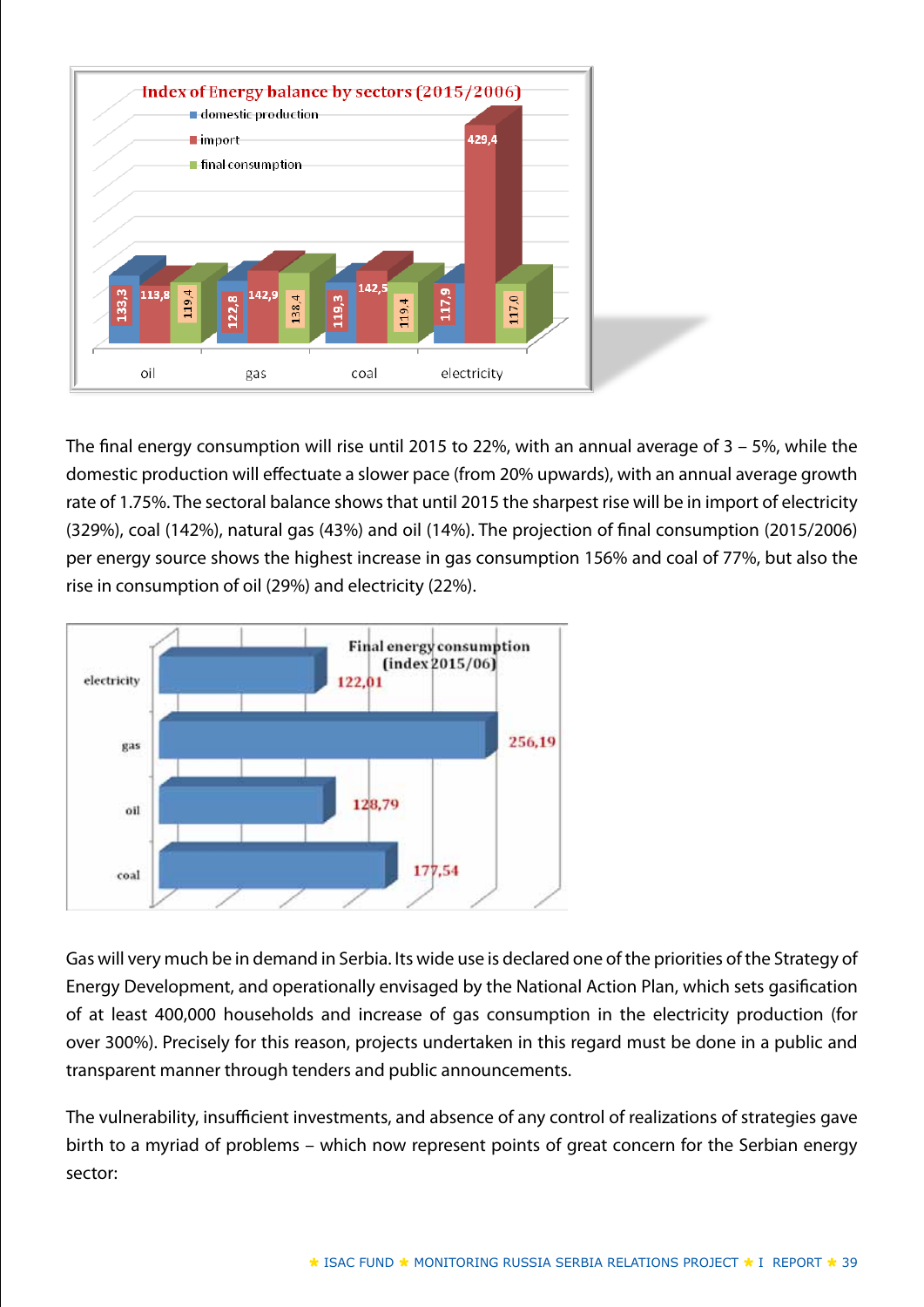**Index of Energy balance by sectors (2015/2006)**

| | domestic production | import | final consumption |
|---|---|---|---|
| oil | 133,3 | 113,8 | 119,4 |
| gas | 122,8 | 142,9 | 138,4 |
| coal | 119,3 | 142,5 | 119,4 |
| electricity | 117,9 | 429,4 | 117,0 |

The final energy consumption will rise until 2015 to 22%, with an annual average of 3 – 5%, while the domestic production will effectuate a slower pace (from 20% upwards), with an annual average growth rate of 1.75%. The sectoral balance shows that until 2015 the sharpest rise will be in import of electricity (329%), coal (142%), natural gas (43%) and oil (14%). The projection of final consumption (2015/2006) per energy source shows the highest increase in gas consumption 156% and coal of 77%, but also the rise in consumption of oil (29%) and electricity (22%).

**Final energy consumption (index 2015/06)**

| | Index |
|---|---|
| electricity | 122,01 |
| gas | 256,19 |
| oil | 128,79 |
| coal | 177,54 |

Gas will very much be in demand in Serbia. Its wide use is declared one of the priorities of the Strategy of Energy Development, and operationally envisaged by the National Action Plan, which sets gasification of at least 400,000 households and increase of gas consumption in the electricity production (for over 300%). Precisely for this reason, projects undertaken in this regard must be done in a public and transparent manner through tenders and public announcements.

The vulnerability, insufficient investments, and absence of any control of realizations of strategies gave birth to a myriad of problems – which now represent points of great concern for the Serbian energy sector: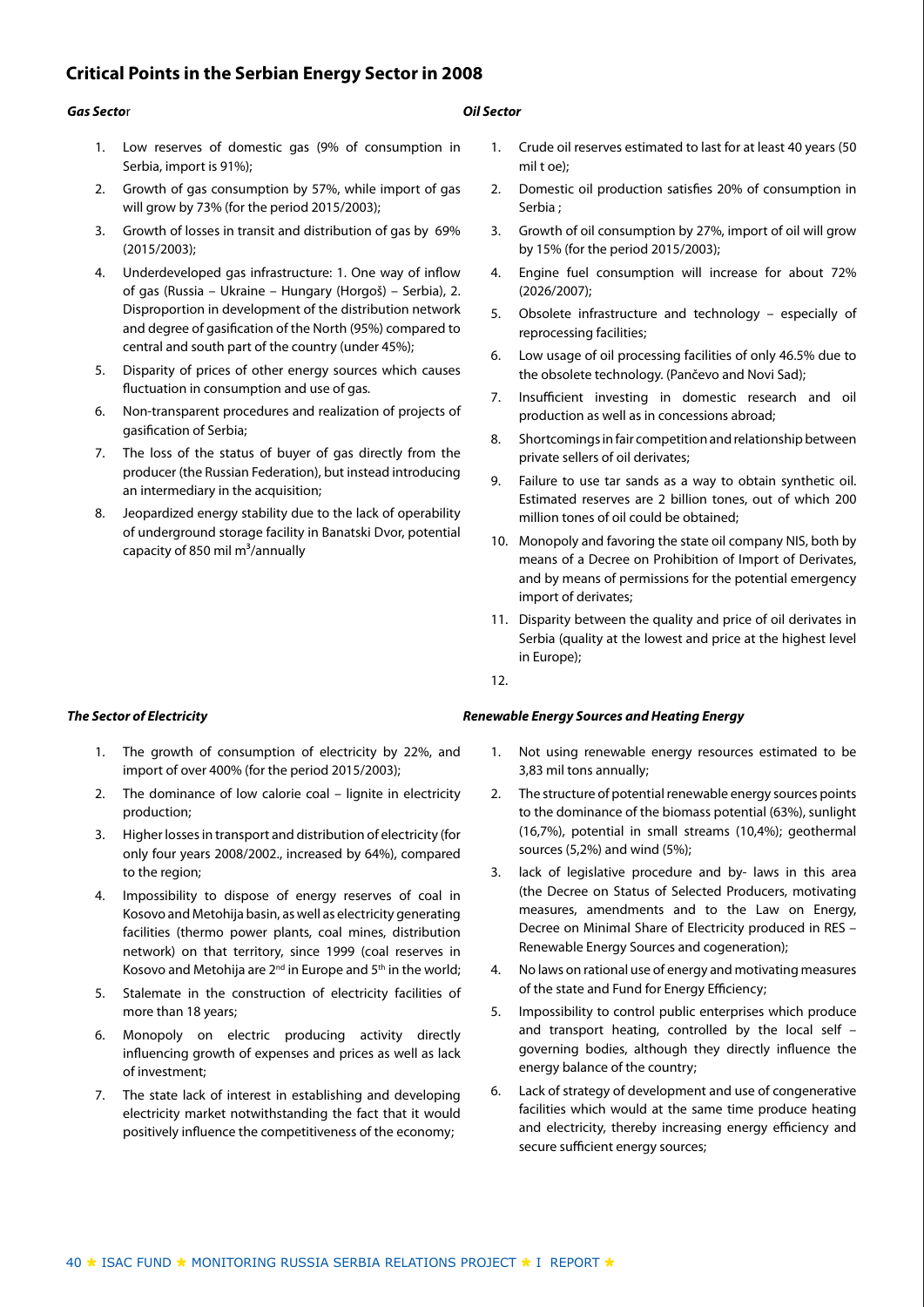## Critical Points in the Serbian Energy Sector in 2008

***Gas Sector***

1. Low reserves of domestic gas (9% of consumption in Serbia, import is 91%);
2. Growth of gas consumption by 57%, while import of gas will grow by 73% (for the period 2015/2003);
3. Growth of losses in transit and distribution of gas by 69% (2015/2003);
4. Underdeveloped gas infrastructure: 1. One way of inflow of gas (Russia – Ukraine – Hungary (Horgoš) – Serbia), 2. Disproportion in development of the distribution network and degree of gasification of the North (95%) compared to central and south part of the country (under 45%);
5. Disparity of prices of other energy sources which causes fluctuation in consumption and use of gas.
6. Non-transparent procedures and realization of projects of gasification of Serbia;
7. The loss of the status of buyer of gas directly from the producer (the Russian Federation), but instead introducing an intermediary in the acquisition;
8. Jeopardized energy stability due to the lack of operability of underground storage facility in Banatski Dvor, potential capacity of 850 mil m$^3$/annually

***Oil Sector***

1. Crude oil reserves estimated to last for at least 40 years (50 mil t oe);
2. Domestic oil production satisfies 20% of consumption in Serbia ;
3. Growth of oil consumption by 27%, import of oil will grow by 15% (for the period 2015/2003);
4. Engine fuel consumption will increase for about 72% (2026/2007);
5. Obsolete infrastructure and technology – especially of reprocessing facilities;
6. Low usage of oil processing facilities of only 46.5% due to the obsolete technology. (Pančevo and Novi Sad);
7. Insufficient investing in domestic research and oil production as well as in concessions abroad;
8. Shortcomings in fair competition and relationship between private sellers of oil derivates;
9. Failure to use tar sands as a way to obtain synthetic oil. Estimated reserves are 2 billion tones, out of which 200 million tones of oil could be obtained;
10. Monopoly and favoring the state oil company NIS, both by means of a Decree on Prohibition of Import of Derivates, and by means of permissions for the potential emergency import of derivates;
11. Disparity between the quality and price of oil derivates in Serbia (quality at the lowest and price at the highest level in Europe);
12.

***The Sector of Electricity***

1. The growth of consumption of electricity by 22%, and import of over 400% (for the period 2015/2003);
2. The dominance of low calorie coal – lignite in electricity production;
3. Higher losses in transport and distribution of electricity (for only four years 2008/2002., increased by 64%), compared to the region;
4. Impossibility to dispose of energy reserves of coal in Kosovo and Metohija basin, as well as electricity generating facilities (thermo power plants, coal mines, distribution network) on that territory, since 1999 (coal reserves in Kosovo and Metohija are 2nd in Europe and 5th in the world;
5. Stalemate in the construction of electricity facilities of more than 18 years;
6. Monopoly on electric producing activity directly influencing growth of expenses and prices as well as lack of investment;
7. The state lack of interest in establishing and developing electricity market notwithstanding the fact that it would positively influence the competitiveness of the economy;

***Renewable Energy Sources and Heating Energy***

1. Not using renewable energy resources estimated to be 3,83 mil tons annually;
2. The structure of potential renewable energy sources points to the dominance of the biomass potential (63%), sunlight (16,7%), potential in small streams (10,4%); geothermal sources (5,2%) and wind (5%);
3. lack of legislative procedure and by- laws in this area (the Decree on Status of Selected Producers, motivating measures, amendments and to the Law on Energy, Decree on Minimal Share of Electricity produced in RES – Renewable Energy Sources and cogeneration);
4. No laws on rational use of energy and motivating measures of the state and Fund for Energy Efficiency;
5. Impossibility to control public enterprises which produce and transport heating, controlled by the local self – governing bodies, although they directly influence the energy balance of the country;
6. Lack of strategy of development and use of congenerative facilities which would at the same time produce heating and electricity, thereby increasing energy efficiency and secure sufficient energy sources;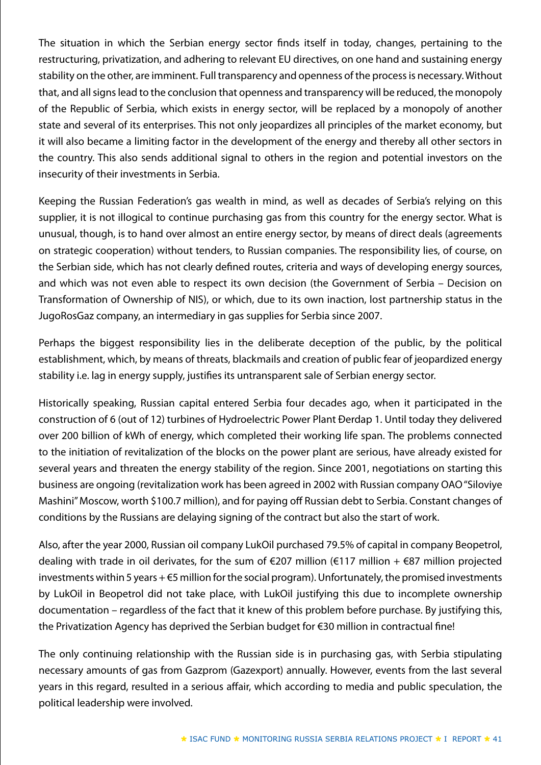The situation in which the Serbian energy sector finds itself in today, changes, pertaining to the restructuring, privatization, and adhering to relevant EU directives, on one hand and sustaining energy stability on the other, are imminent. Full transparency and openness of the process is necessary. Without that, and all signs lead to the conclusion that openness and transparency will be reduced, the monopoly of the Republic of Serbia, which exists in energy sector, will be replaced by a monopoly of another state and several of its enterprises. This not only jeopardizes all principles of the market economy, but it will also became a limiting factor in the development of the energy and thereby all other sectors in the country. This also sends additional signal to others in the region and potential investors on the insecurity of their investments in Serbia.

Keeping the Russian Federation's gas wealth in mind, as well as decades of Serbia's relying on this supplier, it is not illogical to continue purchasing gas from this country for the energy sector. What is unusual, though, is to hand over almost an entire energy sector, by means of direct deals (agreements on strategic cooperation) without tenders, to Russian companies. The responsibility lies, of course, on the Serbian side, which has not clearly defined routes, criteria and ways of developing energy sources, and which was not even able to respect its own decision (the Government of Serbia – Decision on Transformation of Ownership of NIS), or which, due to its own inaction, lost partnership status in the JugoRosGaz company, an intermediary in gas supplies for Serbia since 2007.

Perhaps the biggest responsibility lies in the deliberate deception of the public, by the political establishment, which, by means of threats, blackmails and creation of public fear of jeopardized energy stability i.e. lag in energy supply, justifies its untransparent sale of Serbian energy sector.

Historically speaking, Russian capital entered Serbia four decades ago, when it participated in the construction of 6 (out of 12) turbines of Hydroelectric Power Plant Đerdap 1. Until today they delivered over 200 billion of kWh of energy, which completed their working life span. The problems connected to the initiation of revitalization of the blocks on the power plant are serious, have already existed for several years and threaten the energy stability of the region. Since 2001, negotiations on starting this business are ongoing (revitalization work has been agreed in 2002 with Russian company OAO "Siloviye Mashini" Moscow, worth $100.7 million), and for paying off Russian debt to Serbia. Constant changes of conditions by the Russians are delaying signing of the contract but also the start of work.

Also, after the year 2000, Russian oil company LukOil purchased 79.5% of capital in company Beopetrol, dealing with trade in oil derivates, for the sum of €207 million (€117 million + €87 million projected investments within 5 years + €5 million for the social program). Unfortunately, the promised investments by LukOil in Beopetrol did not take place, with LukOil justifying this due to incomplete ownership documentation – regardless of the fact that it knew of this problem before purchase. By justifying this, the Privatization Agency has deprived the Serbian budget for €30 million in contractual fine!

The only continuing relationship with the Russian side is in purchasing gas, with Serbia stipulating necessary amounts of gas from Gazprom (Gazexport) annually. However, events from the last several years in this regard, resulted in a serious affair, which according to media and public speculation, the political leadership were involved.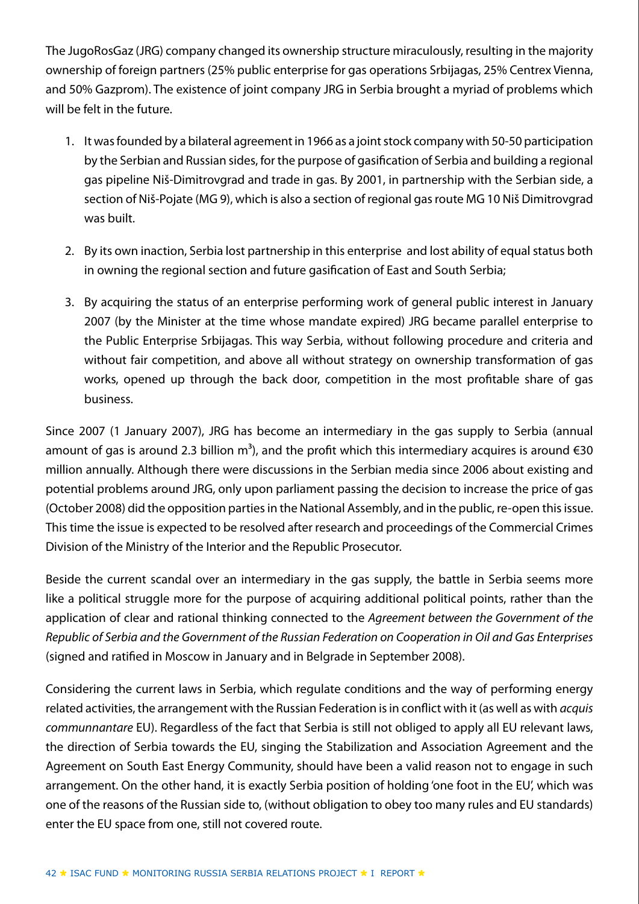The JugoRosGaz (JRG) company changed its ownership structure miraculously, resulting in the majority ownership of foreign partners (25% public enterprise for gas operations Srbijagas, 25% Centrex Vienna, and 50% Gazprom). The existence of joint company JRG in Serbia brought a myriad of problems which will be felt in the future.

1. It was founded by a bilateral agreement in 1966 as a joint stock company with 50-50 participation by the Serbian and Russian sides, for the purpose of gasification of Serbia and building a regional gas pipeline Niš-Dimitrovgrad and trade in gas. By 2001, in partnership with the Serbian side, a section of Niš-Pojate (MG 9), which is also a section of regional gas route MG 10 Niš Dimitrovgrad was built.

2. By its own inaction, Serbia lost partnership in this enterprise and lost ability of equal status both in owning the regional section and future gasification of East and South Serbia;

3. By acquiring the status of an enterprise performing work of general public interest in January 2007 (by the Minister at the time whose mandate expired) JRG became parallel enterprise to the Public Enterprise Srbijagas. This way Serbia, without following procedure and criteria and without fair competition, and above all without strategy on ownership transformation of gas works, opened up through the back door, competition in the most profitable share of gas business.

Since 2007 (1 January 2007), JRG has become an intermediary in the gas supply to Serbia (annual amount of gas is around 2.3 billion m$^3$), and the profit which this intermediary acquires is around €30 million annually. Although there were discussions in the Serbian media since 2006 about existing and potential problems around JRG, only upon parliament passing the decision to increase the price of gas (October 2008) did the opposition parties in the National Assembly, and in the public, re-open this issue. This time the issue is expected to be resolved after research and proceedings of the Commercial Crimes Division of the Ministry of the Interior and the Republic Prosecutor.

Beside the current scandal over an intermediary in the gas supply, the battle in Serbia seems more like a political struggle more for the purpose of acquiring additional political points, rather than the application of clear and rational thinking connected to the *Agreement between the Government of the Republic of Serbia and the Government of the Russian Federation on Cooperation in Oil and Gas Enterprises* (signed and ratified in Moscow in January and in Belgrade in September 2008).

Considering the current laws in Serbia, which regulate conditions and the way of performing energy related activities, the arrangement with the Russian Federation is in conflict with it (as well as with *acquis communnantare* EU). Regardless of the fact that Serbia is still not obliged to apply all EU relevant laws, the direction of Serbia towards the EU, singing the Stabilization and Association Agreement and the Agreement on South East Energy Community, should have been a valid reason not to engage in such arrangement. On the other hand, it is exactly Serbia position of holding 'one foot in the EU', which was one of the reasons of the Russian side to, (without obligation to obey too many rules and EU standards) enter the EU space from one, still not covered route.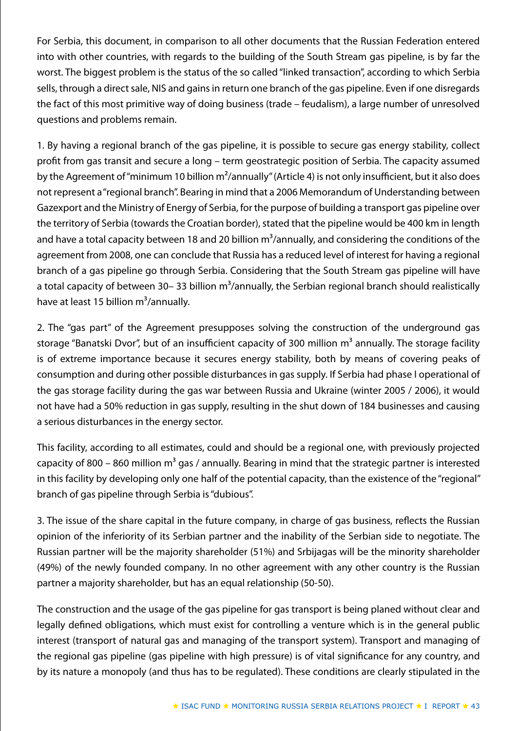For Serbia, this document, in comparison to all other documents that the Russian Federation entered into with other countries, with regards to the building of the South Stream gas pipeline, is by far the worst. The biggest problem is the status of the so called "linked transaction", according to which Serbia sells, through a direct sale, NIS and gains in return one branch of the gas pipeline. Even if one disregards the fact of this most primitive way of doing business (trade – feudalism), a large number of unresolved questions and problems remain.

1. By having a regional branch of the gas pipeline, it is possible to secure gas energy stability, collect profit from gas transit and secure a long – term geostrategic position of Serbia. The capacity assumed by the Agreement of "minimum 10 billion $m^2$/annually" (Article 4) is not only insufficient, but it also does not represent a "regional branch". Bearing in mind that a 2006 Memorandum of Understanding between Gazexport and the Ministry of Energy of Serbia, for the purpose of building a transport gas pipeline over the territory of Serbia (towards the Croatian border), stated that the pipeline would be 400 km in length and have a total capacity between 18 and 20 billion $m^3$/annually, and considering the conditions of the agreement from 2008, one can conclude that Russia has a reduced level of interest for having a regional branch of a gas pipeline go through Serbia. Considering that the South Stream gas pipeline will have a total capacity of between 30– 33 billion $m^3$/annually, the Serbian regional branch should realistically have at least 15 billion $m^3$/annually.

2. The "gas part" of the Agreement presupposes solving the construction of the underground gas storage "Banatski Dvor", but of an insufficient capacity of 300 million $m^3$ annually. The storage facility is of extreme importance because it secures energy stability, both by means of covering peaks of consumption and during other possible disturbances in gas supply. If Serbia had phase I operational of the gas storage facility during the gas war between Russia and Ukraine (winter 2005 / 2006), it would not have had a 50% reduction in gas supply, resulting in the shut down of 184 businesses and causing a serious disturbances in the energy sector.

This facility, according to all estimates, could and should be a regional one, with previously projected capacity of 800 – 860 million $m^3$ gas / annually. Bearing in mind that the strategic partner is interested in this facility by developing only one half of the potential capacity, than the existence of the "regional" branch of gas pipeline through Serbia is "dubious".

3. The issue of the share capital in the future company, in charge of gas business, reflects the Russian opinion of the inferiority of its Serbian partner and the inability of the Serbian side to negotiate. The Russian partner will be the majority shareholder (51%) and Srbijagas will be the minority shareholder (49%) of the newly founded company. In no other agreement with any other country is the Russian partner a majority shareholder, but has an equal relationship (50-50).

The construction and the usage of the gas pipeline for gas transport is being planed without clear and legally defined obligations, which must exist for controlling a venture which is in the general public interest (transport of natural gas and managing of the transport system). Transport and managing of the regional gas pipeline (gas pipeline with high pressure) is of vital significance for any country, and by its nature a monopoly (and thus has to be regulated). These conditions are clearly stipulated in the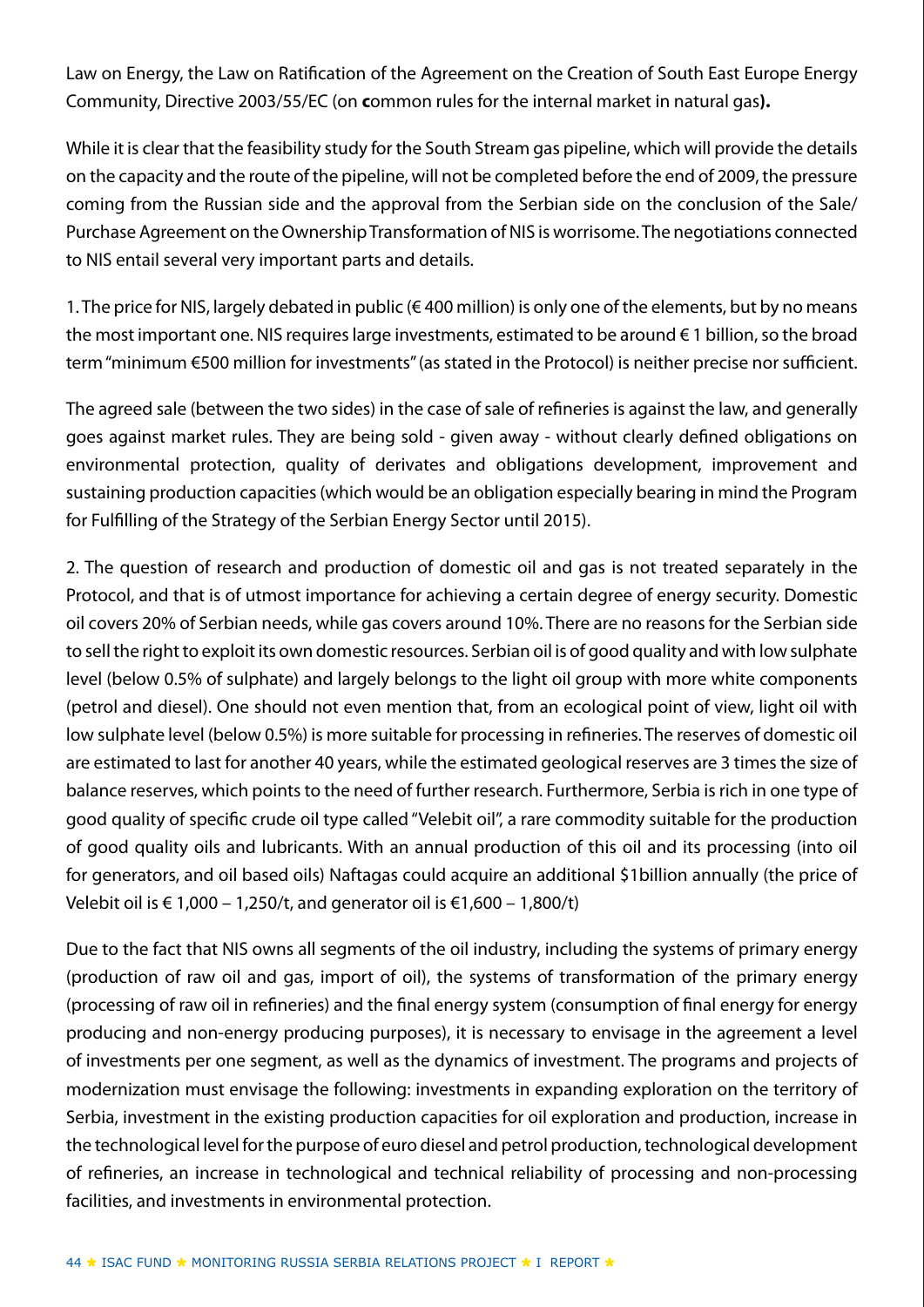Law on Energy, the Law on Ratification of the Agreement on the Creation of South East Europe Energy Community, Directive 2003/55/EC (on **c**ommon rules for the internal market in natural gas**).**

While it is clear that the feasibility study for the South Stream gas pipeline, which will provide the details on the capacity and the route of the pipeline, will not be completed before the end of 2009, the pressure coming from the Russian side and the approval from the Serbian side on the conclusion of the Sale/Purchase Agreement on the Ownership Transformation of NIS is worrisome. The negotiations connected to NIS entail several very important parts and details.

1. The price for NIS, largely debated in public (€ 400 million) is only one of the elements, but by no means the most important one. NIS requires large investments, estimated to be around € 1 billion, so the broad term "minimum €500 million for investments" (as stated in the Protocol) is neither precise nor sufficient.

The agreed sale (between the two sides) in the case of sale of refineries is against the law, and generally goes against market rules. They are being sold - given away - without clearly defined obligations on environmental protection, quality of derivates and obligations development, improvement and sustaining production capacities (which would be an obligation especially bearing in mind the Program for Fulfilling of the Strategy of the Serbian Energy Sector until 2015).

2. The question of research and production of domestic oil and gas is not treated separately in the Protocol, and that is of utmost importance for achieving a certain degree of energy security. Domestic oil covers 20% of Serbian needs, while gas covers around 10%. There are no reasons for the Serbian side to sell the right to exploit its own domestic resources. Serbian oil is of good quality and with low sulphate level (below 0.5% of sulphate) and largely belongs to the light oil group with more white components (petrol and diesel). One should not even mention that, from an ecological point of view, light oil with low sulphate level (below 0.5%) is more suitable for processing in refineries. The reserves of domestic oil are estimated to last for another 40 years, while the estimated geological reserves are 3 times the size of balance reserves, which points to the need of further research. Furthermore, Serbia is rich in one type of good quality of specific crude oil type called "Velebit oil", a rare commodity suitable for the production of good quality oils and lubricants. With an annual production of this oil and its processing (into oil for generators, and oil based oils) Naftagas could acquire an additional $1billion annually (the price of Velebit oil is € 1,000 – 1,250/t, and generator oil is €1,600 – 1,800/t)

Due to the fact that NIS owns all segments of the oil industry, including the systems of primary energy (production of raw oil and gas, import of oil), the systems of transformation of the primary energy (processing of raw oil in refineries) and the final energy system (consumption of final energy for energy producing and non-energy producing purposes), it is necessary to envisage in the agreement a level of investments per one segment, as well as the dynamics of investment. The programs and projects of modernization must envisage the following: investments in expanding exploration on the territory of Serbia, investment in the existing production capacities for oil exploration and production, increase in the technological level for the purpose of euro diesel and petrol production, technological development of refineries, an increase in technological and technical reliability of processing and non-processing facilities, and investments in environmental protection.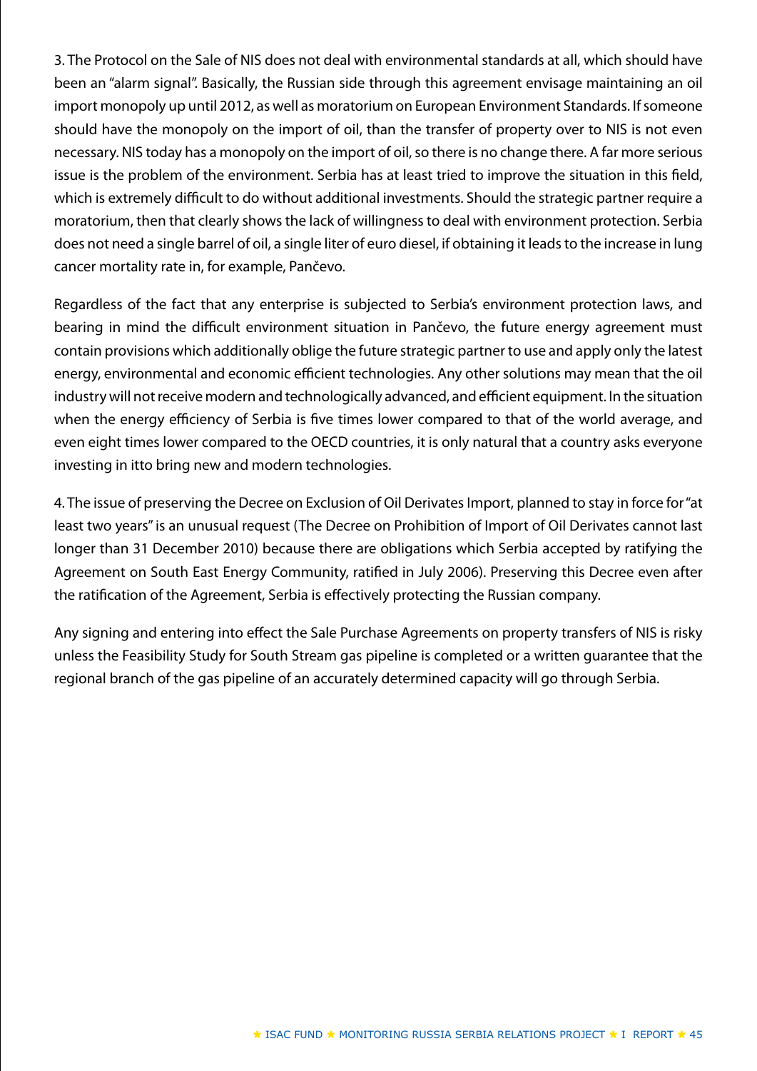3. The Protocol on the Sale of NIS does not deal with environmental standards at all, which should have been an "alarm signal". Basically, the Russian side through this agreement envisage maintaining an oil import monopoly up until 2012, as well as moratorium on European Environment Standards. If someone should have the monopoly on the import of oil, than the transfer of property over to NIS is not even necessary. NIS today has a monopoly on the import of oil, so there is no change there. A far more serious issue is the problem of the environment. Serbia has at least tried to improve the situation in this field, which is extremely difficult to do without additional investments. Should the strategic partner require a moratorium, then that clearly shows the lack of willingness to deal with environment protection. Serbia does not need a single barrel of oil, a single liter of euro diesel, if obtaining it leads to the increase in lung cancer mortality rate in, for example, Pančevo.

Regardless of the fact that any enterprise is subjected to Serbia's environment protection laws, and bearing in mind the difficult environment situation in Pančevo, the future energy agreement must contain provisions which additionally oblige the future strategic partner to use and apply only the latest energy, environmental and economic efficient technologies. Any other solutions may mean that the oil industry will not receive modern and technologically advanced, and efficient equipment. In the situation when the energy efficiency of Serbia is five times lower compared to that of the world average, and even eight times lower compared to the OECD countries, it is only natural that a country asks everyone investing in itto bring new and modern technologies.

4. The issue of preserving the Decree on Exclusion of Oil Derivates Import, planned to stay in force for "at least two years" is an unusual request (The Decree on Prohibition of Import of Oil Derivates cannot last longer than 31 December 2010) because there are obligations which Serbia accepted by ratifying the Agreement on South East Energy Community, ratified in July 2006). Preserving this Decree even after the ratification of the Agreement, Serbia is effectively protecting the Russian company.

Any signing and entering into effect the Sale Purchase Agreements on property transfers of NIS is risky unless the Feasibility Study for South Stream gas pipeline is completed or a written guarantee that the regional branch of the gas pipeline of an accurately determined capacity will go through Serbia.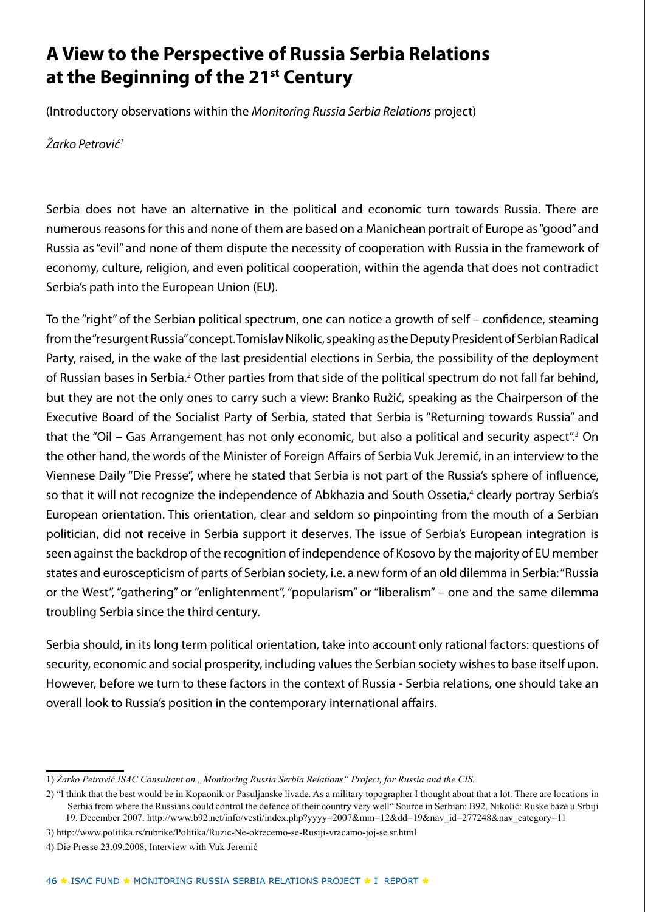# A View to the Perspective of Russia Serbia Relations at the Beginning of the 21st Century

(Introductory observations within the *Monitoring Russia Serbia Relations* project)

*Žarko Petrović*[1]

Serbia does not have an alternative in the political and economic turn towards Russia. There are numerous reasons for this and none of them are based on a Manichean portrait of Europe as "good" and Russia as "evil" and none of them dispute the necessity of cooperation with Russia in the framework of economy, culture, religion, and even political cooperation, within the agenda that does not contradict Serbia's path into the European Union (EU).

To the "right" of the Serbian political spectrum, one can notice a growth of self – confidence, steaming from the "resurgent Russia" concept. Tomislav Nikolic, speaking as the Deputy President of Serbian Radical Party, raised, in the wake of the last presidential elections in Serbia, the possibility of the deployment of Russian bases in Serbia.[2] Other parties from that side of the political spectrum do not fall far behind, but they are not the only ones to carry such a view: Branko Ružić, speaking as the Chairperson of the Executive Board of the Socialist Party of Serbia, stated that Serbia is "Returning towards Russia" and that the "Oil – Gas Arrangement has not only economic, but also a political and security aspect".[3] On the other hand, the words of the Minister of Foreign Affairs of Serbia Vuk Jeremić, in an interview to the Viennese Daily "Die Presse", where he stated that Serbia is not part of the Russia's sphere of influence, so that it will not recognize the independence of Abkhazia and South Ossetia,[4] clearly portray Serbia's European orientation. This orientation, clear and seldom so pinpointing from the mouth of a Serbian politician, did not receive in Serbia support it deserves. The issue of Serbia's European integration is seen against the backdrop of the recognition of independence of Kosovo by the majority of EU member states and euroscepticism of parts of Serbian society, i.e. a new form of an old dilemma in Serbia: "Russia or the West", "gathering" or "enlightenment", "popularism" or "liberalism" – one and the same dilemma troubling Serbia since the third century.

Serbia should, in its long term political orientation, take into account only rational factors: questions of security, economic and social prosperity, including values the Serbian society wishes to base itself upon. However, before we turn to these factors in the context of Russia - Serbia relations, one should take an overall look to Russia's position in the contemporary international affairs.

---

1) *Žarko Petrović ISAC Consultant on „Monitoring Russia Serbia Relations" Project, for Russia and the CIS.*

2) "I think that the best would be in Kopaonik or Pasuljanske livade. As a military topographer I thought about that a lot. There are locations in Serbia from where the Russians could control the defence of their country very well" Source in Serbian: B92, Nikolić: Ruske baze u Srbiji 19. December 2007. http://www.b92.net/info/vesti/index.php?yyyy=2007&mm=12&dd=19&nav_id=277248&nav_category=11

3) http://www.politika.rs/rubrike/Politika/Ruzic-Ne-okrecemo-se-Rusiji-vracamo-joj-se.sr.html

4) Die Presse 23.09.2008, Interview with Vuk Jeremić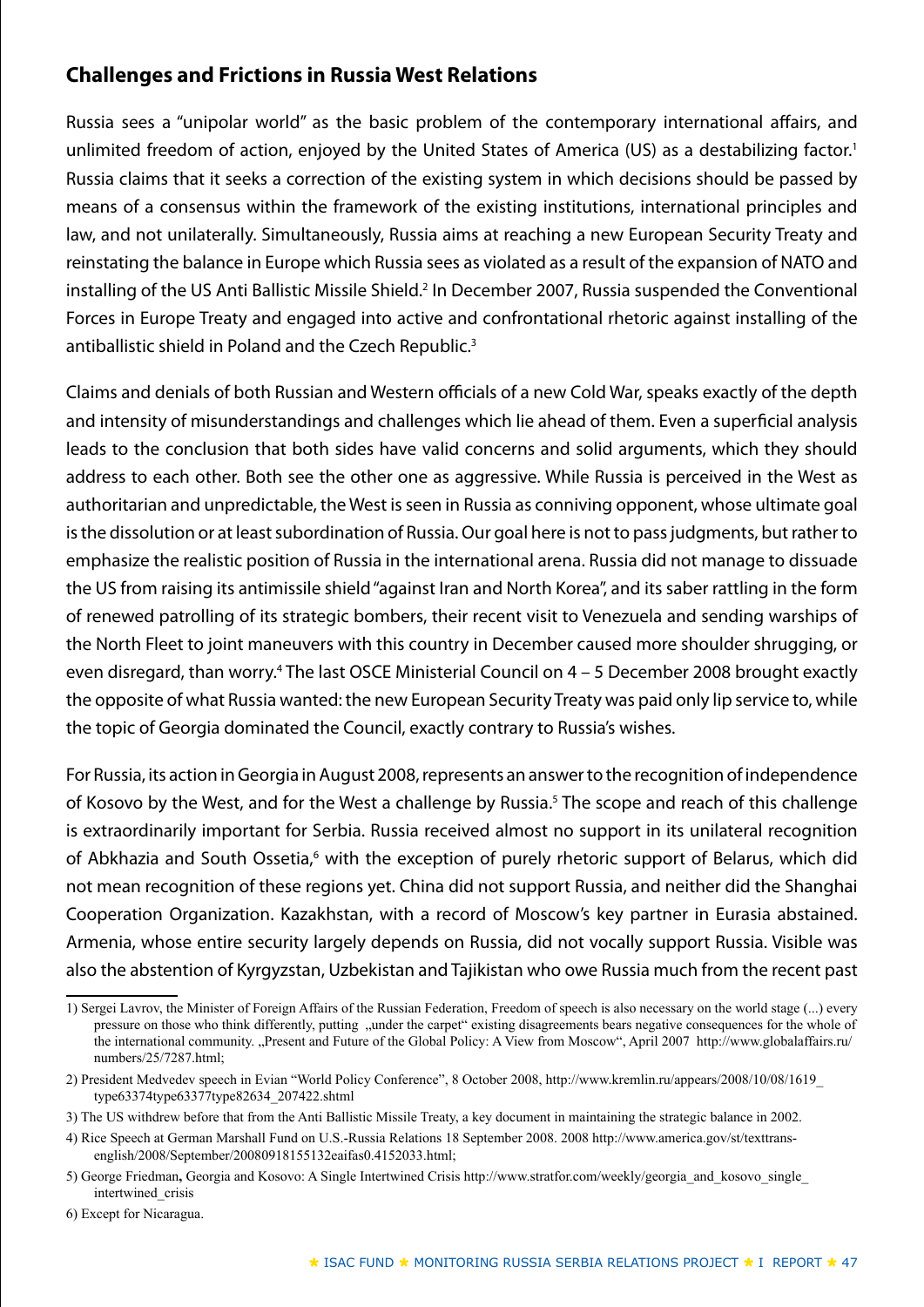## Challenges and Frictions in Russia West Relations

Russia sees a "unipolar world" as the basic problem of the contemporary international affairs, and unlimited freedom of action, enjoyed by the United States of America (US) as a destabilizing factor.[1] Russia claims that it seeks a correction of the existing system in which decisions should be passed by means of a consensus within the framework of the existing institutions, international principles and law, and not unilaterally. Simultaneously, Russia aims at reaching a new European Security Treaty and reinstating the balance in Europe which Russia sees as violated as a result of the expansion of NATO and installing of the US Anti Ballistic Missile Shield.[2] In December 2007, Russia suspended the Conventional Forces in Europe Treaty and engaged into active and confrontational rhetoric against installing of the antiballistic shield in Poland and the Czech Republic.[3]

Claims and denials of both Russian and Western officials of a new Cold War, speaks exactly of the depth and intensity of misunderstandings and challenges which lie ahead of them. Even a superficial analysis leads to the conclusion that both sides have valid concerns and solid arguments, which they should address to each other. Both see the other one as aggressive. While Russia is perceived in the West as authoritarian and unpredictable, the West is seen in Russia as conniving opponent, whose ultimate goal is the dissolution or at least subordination of Russia. Our goal here is not to pass judgments, but rather to emphasize the realistic position of Russia in the international arena. Russia did not manage to dissuade the US from raising its antimissile shield "against Iran and North Korea", and its saber rattling in the form of renewed patrolling of its strategic bombers, their recent visit to Venezuela and sending warships of the North Fleet to joint maneuvers with this country in December caused more shoulder shrugging, or even disregard, than worry.[4] The last OSCE Ministerial Council on 4 – 5 December 2008 brought exactly the opposite of what Russia wanted: the new European Security Treaty was paid only lip service to, while the topic of Georgia dominated the Council, exactly contrary to Russia's wishes.

For Russia, its action in Georgia in August 2008, represents an answer to the recognition of independence of Kosovo by the West, and for the West a challenge by Russia.[5] The scope and reach of this challenge is extraordinarily important for Serbia. Russia received almost no support in its unilateral recognition of Abkhazia and South Ossetia,[6] with the exception of purely rhetoric support of Belarus, which did not mean recognition of these regions yet. China did not support Russia, and neither did the Shanghai Cooperation Organization. Kazakhstan, with a record of Moscow's key partner in Eurasia abstained. Armenia, whose entire security largely depends on Russia, did not vocally support Russia. Visible was also the abstention of Kyrgyzstan, Uzbekistan and Tajikistan who owe Russia much from the recent past

---

1) Sergei Lavrov, the Minister of Foreign Affairs of the Russian Federation, Freedom of speech is also necessary on the world stage (...) every pressure on those who think differently, putting „under the carpet" existing disagreements bears negative consequences for the whole of the international community. „Present and Future of the Global Policy: A View from Moscow", April 2007 http://www.globalaffairs.ru/numbers/25/7287.html;

2) President Medvedev speech in Evian "World Policy Conference", 8 October 2008, http://www.kremlin.ru/appears/2008/10/08/1619_type63374type63377type82634_207422.shtml

3) The US withdrew before that from the Anti Ballistic Missile Treaty, a key document in maintaining the strategic balance in 2002.

4) Rice Speech at German Marshall Fund on U.S.-Russia Relations 18 September 2008. 2008 http://www.america.gov/st/texttrans-english/2008/September/20080918155132eaifas0.4152033.html;

5) George Friedman**,** Georgia and Kosovo: A Single Intertwined Crisis http://www.stratfor.com/weekly/georgia_and_kosovo_single_intertwined_crisis

6) Except for Nicaragua.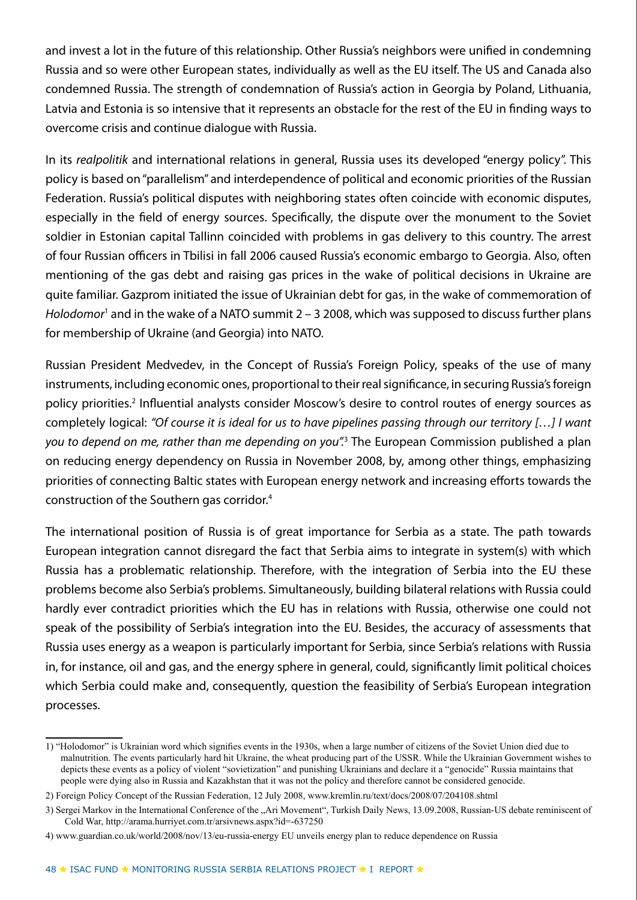and invest a lot in the future of this relationship. Other Russia's neighbors were unified in condemning Russia and so were other European states, individually as well as the EU itself. The US and Canada also condemned Russia. The strength of condemnation of Russia's action in Georgia by Poland, Lithuania, Latvia and Estonia is so intensive that it represents an obstacle for the rest of the EU in finding ways to overcome crisis and continue dialogue with Russia.

In its *realpolitik* and international relations in general, Russia uses its developed "energy policy". This policy is based on "parallelism" and interdependence of political and economic priorities of the Russian Federation. Russia's political disputes with neighboring states often coincide with economic disputes, especially in the field of energy sources. Specifically, the dispute over the monument to the Soviet soldier in Estonian capital Tallinn coincided with problems in gas delivery to this country. The arrest of four Russian officers in Tbilisi in fall 2006 caused Russia's economic embargo to Georgia. Also, often mentioning of the gas debt and raising gas prices in the wake of political decisions in Ukraine are quite familiar. Gazprom initiated the issue of Ukrainian debt for gas, in the wake of commemoration of *Holodomor*[1] and in the wake of a NATO summit 2 – 3 2008, which was supposed to discuss further plans for membership of Ukraine (and Georgia) into NATO.

Russian President Medvedev, in the Concept of Russia's Foreign Policy, speaks of the use of many instruments, including economic ones, proportional to their real significance, in securing Russia's foreign policy priorities.[2] Influential analysts consider Moscow's desire to control routes of energy sources as completely logical: *"Of course it is ideal for us to have pipelines passing through our territory […] I want you to depend on me, rather than me depending on you".*[3] The European Commission published a plan on reducing energy dependency on Russia in November 2008, by, among other things, emphasizing priorities of connecting Baltic states with European energy network and increasing efforts towards the construction of the Southern gas corridor.[4]

The international position of Russia is of great importance for Serbia as a state. The path towards European integration cannot disregard the fact that Serbia aims to integrate in system(s) with which Russia has a problematic relationship. Therefore, with the integration of Serbia into the EU these problems become also Serbia's problems. Simultaneously, building bilateral relations with Russia could hardly ever contradict priorities which the EU has in relations with Russia, otherwise one could not speak of the possibility of Serbia's integration into the EU. Besides, the accuracy of assessments that Russia uses energy as a weapon is particularly important for Serbia, since Serbia's relations with Russia in, for instance, oil and gas, and the energy sphere in general, could, significantly limit political choices which Serbia could make and, consequently, question the feasibility of Serbia's European integration processes.

---

1) "Holodomor" is Ukrainian word which signifies events in the 1930s, when a large number of citizens of the Soviet Union died due to malnutrition. The events particularly hard hit Ukraine, the wheat producing part of the USSR. While the Ukrainian Government wishes to depicts these events as a policy of violent "sovietization" and punishing Ukrainians and declare it a "genocide" Russia maintains that people were dying also in Russia and Kazakhstan that it was not the policy and therefore cannot be considered genocide.

2) Foreign Policy Concept of the Russian Federation, 12 July 2008, www.kremlin.ru/text/docs/2008/07/204108.shtml

3) Sergei Markov in the International Conference of the „Ari Movement", Turkish Daily News, 13.09.2008, Russian-US debate reminiscent of Cold War, http://arama.hurriyet.com.tr/arsivnews.aspx?id=-637250

4) www.guardian.co.uk/world/2008/nov/13/eu-russia-energy EU unveils energy plan to reduce dependence on Russia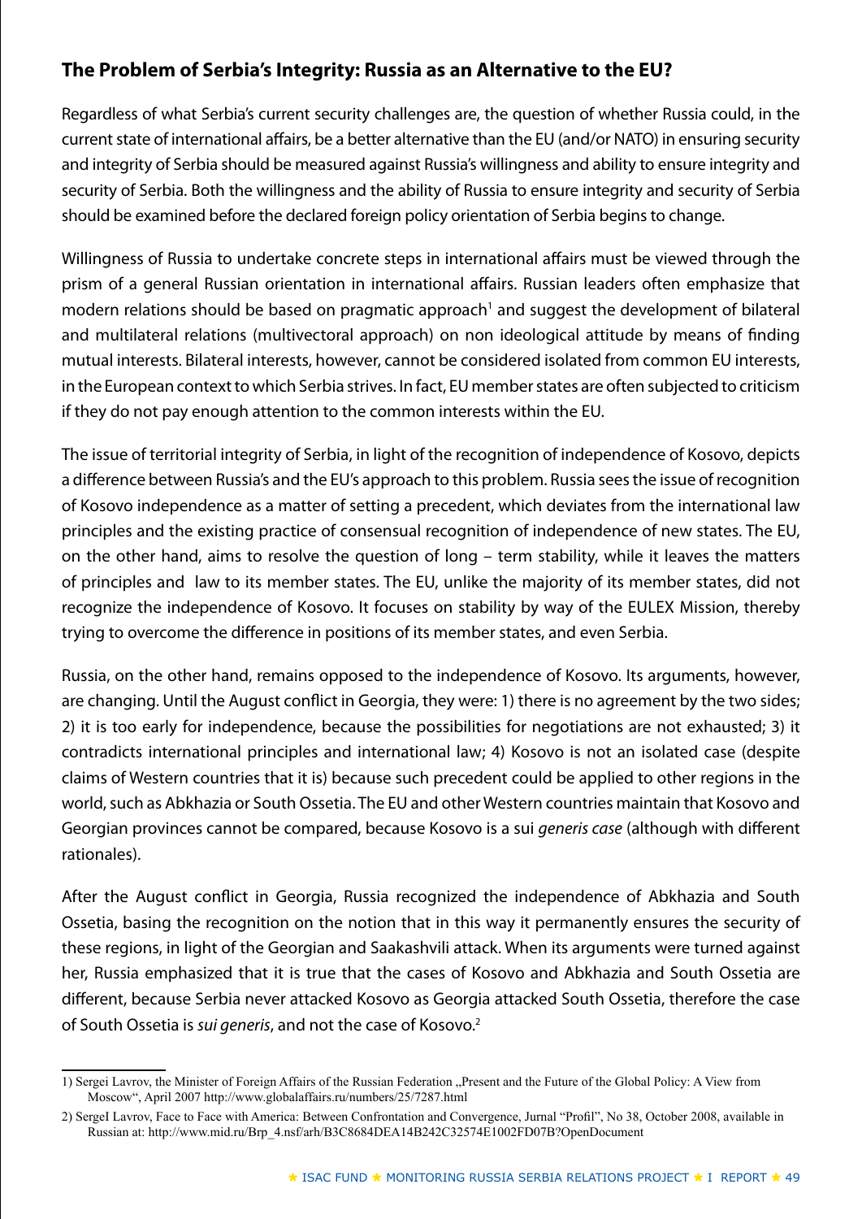## The Problem of Serbia's Integrity: Russia as an Alternative to the EU?

Regardless of what Serbia's current security challenges are, the question of whether Russia could, in the current state of international affairs, be a better alternative than the EU (and/or NATO) in ensuring security and integrity of Serbia should be measured against Russia's willingness and ability to ensure integrity and security of Serbia. Both the willingness and the ability of Russia to ensure integrity and security of Serbia should be examined before the declared foreign policy orientation of Serbia begins to change.

Willingness of Russia to undertake concrete steps in international affairs must be viewed through the prism of a general Russian orientation in international affairs. Russian leaders often emphasize that modern relations should be based on pragmatic approach[1] and suggest the development of bilateral and multilateral relations (multivectoral approach) on non ideological attitude by means of finding mutual interests. Bilateral interests, however, cannot be considered isolated from common EU interests, in the European context to which Serbia strives. In fact, EU member states are often subjected to criticism if they do not pay enough attention to the common interests within the EU.

The issue of territorial integrity of Serbia, in light of the recognition of independence of Kosovo, depicts a difference between Russia's and the EU's approach to this problem. Russia sees the issue of recognition of Kosovo independence as a matter of setting a precedent, which deviates from the international law principles and the existing practice of consensual recognition of independence of new states. The EU, on the other hand, aims to resolve the question of long – term stability, while it leaves the matters of principles and law to its member states. The EU, unlike the majority of its member states, did not recognize the independence of Kosovo. It focuses on stability by way of the EULEX Mission, thereby trying to overcome the difference in positions of its member states, and even Serbia.

Russia, on the other hand, remains opposed to the independence of Kosovo. Its arguments, however, are changing. Until the August conflict in Georgia, they were: 1) there is no agreement by the two sides; 2) it is too early for independence, because the possibilities for negotiations are not exhausted; 3) it contradicts international principles and international law; 4) Kosovo is not an isolated case (despite claims of Western countries that it is) because such precedent could be applied to other regions in the world, such as Abkhazia or South Ossetia. The EU and other Western countries maintain that Kosovo and Georgian provinces cannot be compared, because Kosovo is a sui *generis case* (although with different rationales).

After the August conflict in Georgia, Russia recognized the independence of Abkhazia and South Ossetia, basing the recognition on the notion that in this way it permanently ensures the security of these regions, in light of the Georgian and Saakashvili attack. When its arguments were turned against her, Russia emphasized that it is true that the cases of Kosovo and Abkhazia and South Ossetia are different, because Serbia never attacked Kosovo as Georgia attacked South Ossetia, therefore the case of South Ossetia is *sui generis*, and not the case of Kosovo.[2]

---

1) Sergei Lavrov, the Minister of Foreign Affairs of the Russian Federation „Present and the Future of the Global Policy: A View from Moscow", April 2007 http://www.globalaffairs.ru/numbers/25/7287.html

2) SergeI Lavrov, Face to Face with America: Between Confrontation and Convergence, Jurnal "Profil", No 38, October 2008, available in Russian at: http://www.mid.ru/Brp_4.nsf/arh/B3C8684DEA14B242C32574E1002FD07B?OpenDocument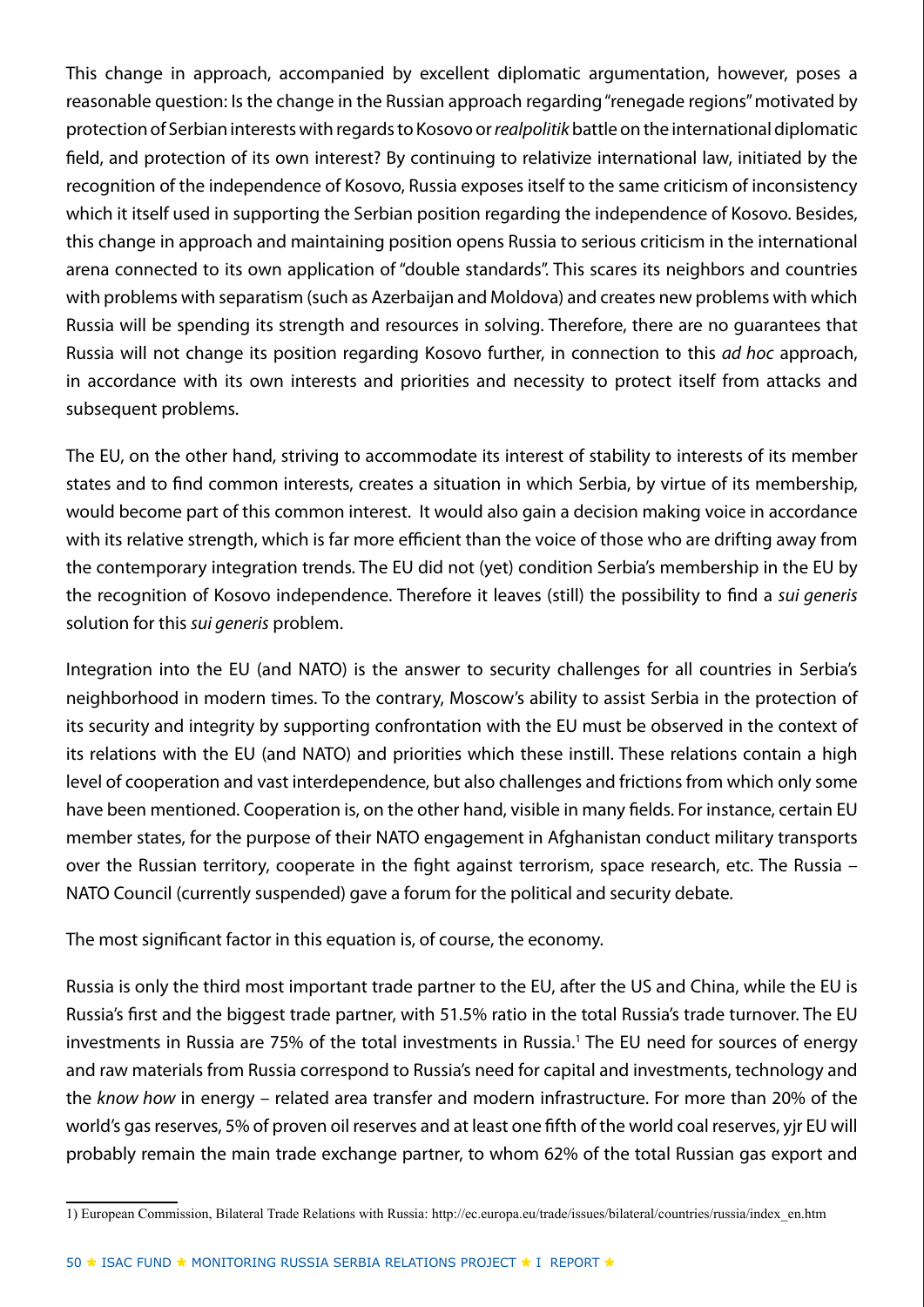This change in approach, accompanied by excellent diplomatic argumentation, however, poses a reasonable question: Is the change in the Russian approach regarding "renegade regions" motivated by protection of Serbian interests with regards to Kosovo or *realpolitik* battle on the international diplomatic field, and protection of its own interest? By continuing to relativize international law, initiated by the recognition of the independence of Kosovo, Russia exposes itself to the same criticism of inconsistency which it itself used in supporting the Serbian position regarding the independence of Kosovo. Besides, this change in approach and maintaining position opens Russia to serious criticism in the international arena connected to its own application of "double standards". This scares its neighbors and countries with problems with separatism (such as Azerbaijan and Moldova) and creates new problems with which Russia will be spending its strength and resources in solving. Therefore, there are no guarantees that Russia will not change its position regarding Kosovo further, in connection to this *ad hoc* approach, in accordance with its own interests and priorities and necessity to protect itself from attacks and subsequent problems.

The EU, on the other hand, striving to accommodate its interest of stability to interests of its member states and to find common interests, creates a situation in which Serbia, by virtue of its membership, would become part of this common interest. It would also gain a decision making voice in accordance with its relative strength, which is far more efficient than the voice of those who are drifting away from the contemporary integration trends. The EU did not (yet) condition Serbia's membership in the EU by the recognition of Kosovo independence. Therefore it leaves (still) the possibility to find a *sui generis* solution for this *sui generis* problem.

Integration into the EU (and NATO) is the answer to security challenges for all countries in Serbia's neighborhood in modern times. To the contrary, Moscow's ability to assist Serbia in the protection of its security and integrity by supporting confrontation with the EU must be observed in the context of its relations with the EU (and NATO) and priorities which these instill. These relations contain a high level of cooperation and vast interdependence, but also challenges and frictions from which only some have been mentioned. Cooperation is, on the other hand, visible in many fields. For instance, certain EU member states, for the purpose of their NATO engagement in Afghanistan conduct military transports over the Russian territory, cooperate in the fight against terrorism, space research, etc. The Russia – NATO Council (currently suspended) gave a forum for the political and security debate.

The most significant factor in this equation is, of course, the economy.

Russia is only the third most important trade partner to the EU, after the US and China, while the EU is Russia's first and the biggest trade partner, with 51.5% ratio in the total Russia's trade turnover. The EU investments in Russia are 75% of the total investments in Russia.[1] The EU need for sources of energy and raw materials from Russia correspond to Russia's need for capital and investments, technology and the *know how* in energy – related area transfer and modern infrastructure. For more than 20% of the world's gas reserves, 5% of proven oil reserves and at least one fifth of the world coal reserves, yjr EU will probably remain the main trade exchange partner, to whom 62% of the total Russian gas export and

1) European Commission, Bilateral Trade Relations with Russia: http://ec.europa.eu/trade/issues/bilateral/countries/russia/index_en.htm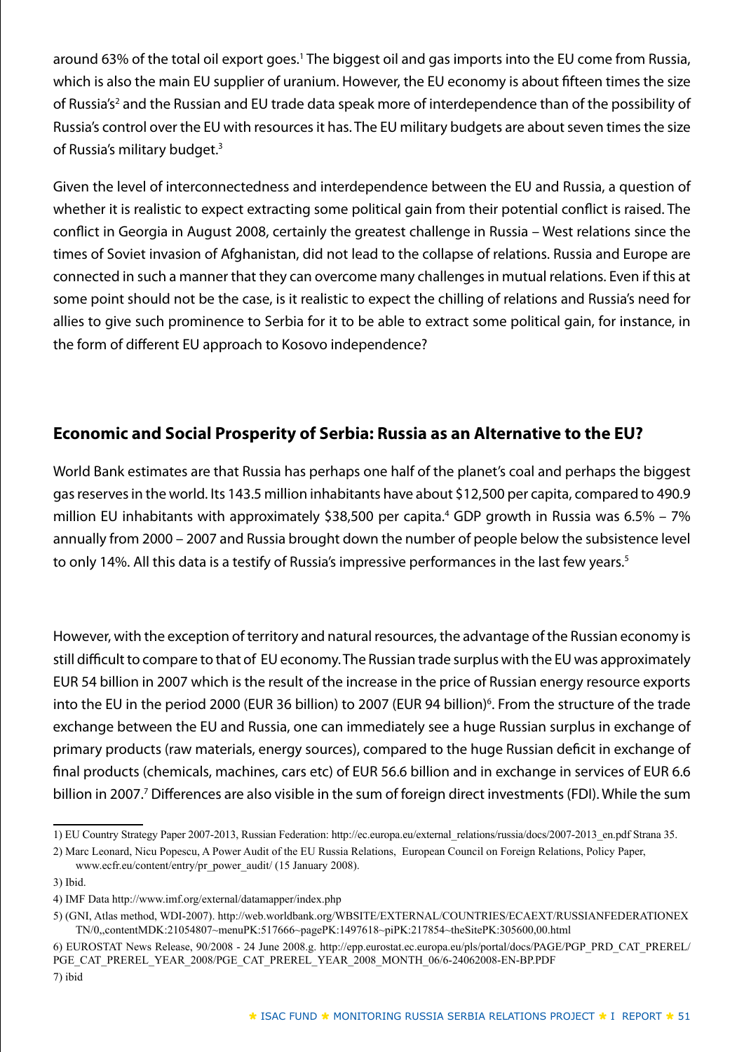around 63% of the total oil export goes.[1] The biggest oil and gas imports into the EU come from Russia, which is also the main EU supplier of uranium. However, the EU economy is about fifteen times the size of Russia's[2] and the Russian and EU trade data speak more of interdependence than of the possibility of Russia's control over the EU with resources it has. The EU military budgets are about seven times the size of Russia's military budget.[3]

Given the level of interconnectedness and interdependence between the EU and Russia, a question of whether it is realistic to expect extracting some political gain from their potential conflict is raised. The conflict in Georgia in August 2008, certainly the greatest challenge in Russia – West relations since the times of Soviet invasion of Afghanistan, did not lead to the collapse of relations. Russia and Europe are connected in such a manner that they can overcome many challenges in mutual relations. Even if this at some point should not be the case, is it realistic to expect the chilling of relations and Russia's need for allies to give such prominence to Serbia for it to be able to extract some political gain, for instance, in the form of different EU approach to Kosovo independence?

## Economic and Social Prosperity of Serbia: Russia as an Alternative to the EU?

World Bank estimates are that Russia has perhaps one half of the planet's coal and perhaps the biggest gas reserves in the world. Its 143.5 million inhabitants have about $12,500 per capita, compared to 490.9 million EU inhabitants with approximately $38,500 per capita.[4] GDP growth in Russia was 6.5% – 7% annually from 2000 – 2007 and Russia brought down the number of people below the subsistence level to only 14%. All this data is a testify of Russia's impressive performances in the last few years.[5]

However, with the exception of territory and natural resources, the advantage of the Russian economy is still difficult to compare to that of EU economy. The Russian trade surplus with the EU was approximately EUR 54 billion in 2007 which is the result of the increase in the price of Russian energy resource exports into the EU in the period 2000 (EUR 36 billion) to 2007 (EUR 94 billion)[6]. From the structure of the trade exchange between the EU and Russia, one can immediately see a huge Russian surplus in exchange of primary products (raw materials, energy sources), compared to the huge Russian deficit in exchange of final products (chemicals, machines, cars etc) of EUR 56.6 billion and in exchange in services of EUR 6.6 billion in 2007.[7] Differences are also visible in the sum of foreign direct investments (FDI). While the sum

---

1) EU Country Strategy Paper 2007-2013, Russian Federation: http://ec.europa.eu/external_relations/russia/docs/2007-2013_en.pdf Strana 35.

2) Marc Leonard, Nicu Popescu, A Power Audit of the EU Russia Relations, European Council on Foreign Relations, Policy Paper, www.ecfr.eu/content/entry/pr_power_audit/ (15 January 2008).

3) Ibid.

4) IMF Data http://www.imf.org/external/datamapper/index.php

5) (GNI, Atlas method, WDI-2007). http://web.worldbank.org/WBSITE/EXTERNAL/COUNTRIES/ECAEXT/RUSSIANFEDERATIONEXTN/0,,contentMDK:21054807~menuPK:517666~pagePK:1497618~piPK:217854~theSitePK:305600,00.html

6) EUROSTAT News Release, 90/2008 - 24 June 2008.g. http://epp.eurostat.ec.europa.eu/pls/portal/docs/PAGE/PGP_PRD_CAT_PREREL/PGE_CAT_PREREL_YEAR_2008/PGE_CAT_PREREL_YEAR_2008_MONTH_06/6-24062008-EN-BP.PDF

7) ibid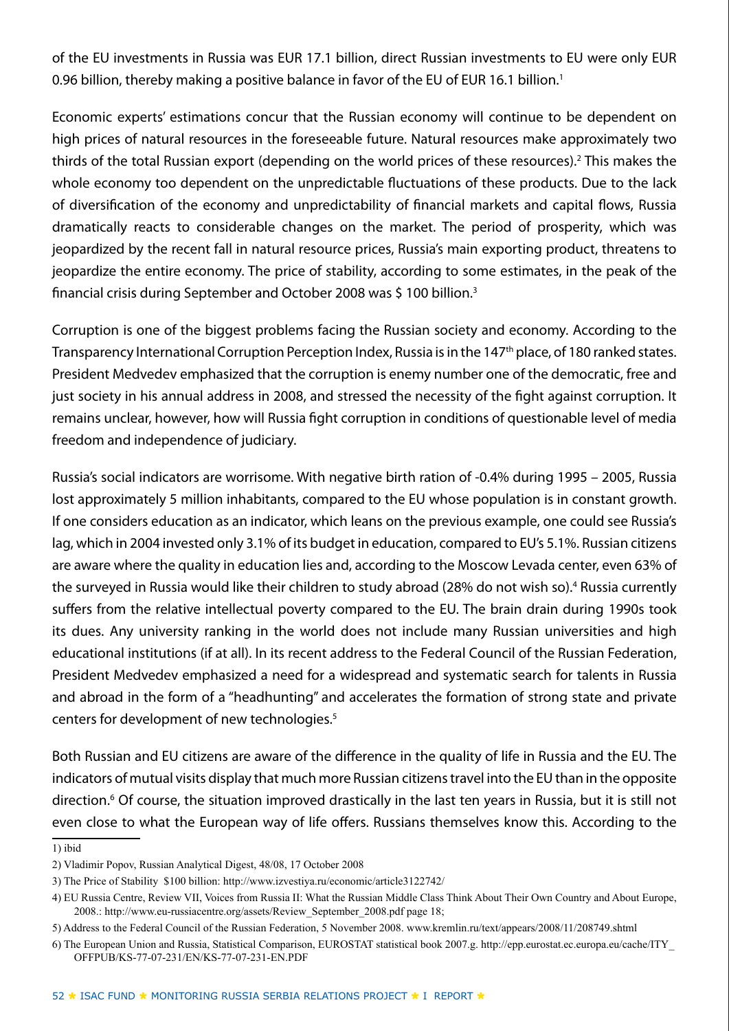of the EU investments in Russia was EUR 17.1 billion, direct Russian investments to EU were only EUR 0.96 billion, thereby making a positive balance in favor of the EU of EUR 16.1 billion.[1]

Economic experts' estimations concur that the Russian economy will continue to be dependent on high prices of natural resources in the foreseeable future. Natural resources make approximately two thirds of the total Russian export (depending on the world prices of these resources).[2] This makes the whole economy too dependent on the unpredictable fluctuations of these products. Due to the lack of diversification of the economy and unpredictability of financial markets and capital flows, Russia dramatically reacts to considerable changes on the market. The period of prosperity, which was jeopardized by the recent fall in natural resource prices, Russia's main exporting product, threatens to jeopardize the entire economy. The price of stability, according to some estimates, in the peak of the financial crisis during September and October 2008 was $ 100 billion.[3]

Corruption is one of the biggest problems facing the Russian society and economy. According to the Transparency International Corruption Perception Index, Russia is in the 147th place, of 180 ranked states. President Medvedev emphasized that the corruption is enemy number one of the democratic, free and just society in his annual address in 2008, and stressed the necessity of the fight against corruption. It remains unclear, however, how will Russia fight corruption in conditions of questionable level of media freedom and independence of judiciary.

Russia's social indicators are worrisome. With negative birth ration of -0.4% during 1995 – 2005, Russia lost approximately 5 million inhabitants, compared to the EU whose population is in constant growth. If one considers education as an indicator, which leans on the previous example, one could see Russia's lag, which in 2004 invested only 3.1% of its budget in education, compared to EU's 5.1%. Russian citizens are aware where the quality in education lies and, according to the Moscow Levada center, even 63% of the surveyed in Russia would like their children to study abroad (28% do not wish so).[4] Russia currently suffers from the relative intellectual poverty compared to the EU. The brain drain during 1990s took its dues. Any university ranking in the world does not include many Russian universities and high educational institutions (if at all). In its recent address to the Federal Council of the Russian Federation, President Medvedev emphasized a need for a widespread and systematic search for talents in Russia and abroad in the form of a "headhunting" and accelerates the formation of strong state and private centers for development of new technologies.[5]

Both Russian and EU citizens are aware of the difference in the quality of life in Russia and the EU. The indicators of mutual visits display that much more Russian citizens travel into the EU than in the opposite direction.[6] Of course, the situation improved drastically in the last ten years in Russia, but it is still not even close to what the European way of life offers. Russians themselves know this. According to the

---

1) ibid

2) Vladimir Popov, Russian Analytical Digest, 48/08, 17 October 2008

3) The Price of Stability $100 billion: http://www.izvestiya.ru/economic/article3122742/

4) EU Russia Centre, Review VII, Voices from Russia II: What the Russian Middle Class Think About Their Own Country and About Europe, 2008.: http://www.eu-russiacentre.org/assets/Review_September_2008.pdf page 18;

5) Address to the Federal Council of the Russian Federation, 5 November 2008. www.kremlin.ru/text/appears/2008/11/208749.shtml

6) The European Union and Russia, Statistical Comparison, EUROSTAT statistical book 2007.g. http://epp.eurostat.ec.europa.eu/cache/ITY_OFFPUB/KS-77-07-231/EN/KS-77-07-231-EN.PDF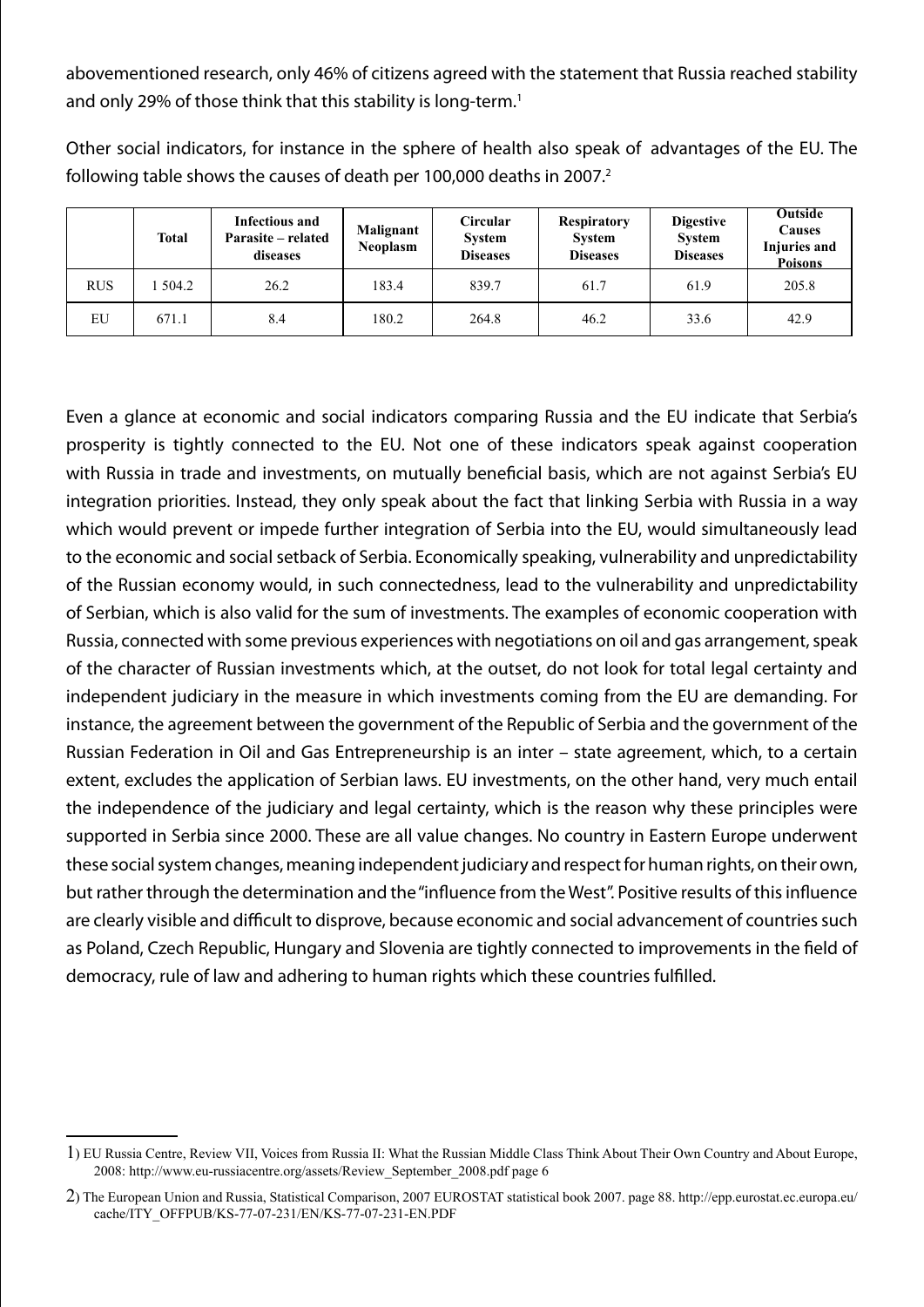abovementioned research, only 46% of citizens agreed with the statement that Russia reached stability and only 29% of those think that this stability is long-term.[1]

Other social indicators, for instance in the sphere of health also speak of advantages of the EU. The following table shows the causes of death per 100,000 deaths in 2007.[2]

| | Total | Infectious and Parasite – related diseases | Malignant Neoplasm | Circular System Diseases | Respiratory System Diseases | Digestive System Diseases | Outside Causes Injuries and Poisons |
|---|---|---|---|---|---|---|---|
| RUS | 1 504.2 | 26.2 | 183.4 | 839.7 | 61.7 | 61.9 | 205.8 |
| EU | 671.1 | 8.4 | 180.2 | 264.8 | 46.2 | 33.6 | 42.9 |

Even a glance at economic and social indicators comparing Russia and the EU indicate that Serbia's prosperity is tightly connected to the EU. Not one of these indicators speak against cooperation with Russia in trade and investments, on mutually beneficial basis, which are not against Serbia's EU integration priorities. Instead, they only speak about the fact that linking Serbia with Russia in a way which would prevent or impede further integration of Serbia into the EU, would simultaneously lead to the economic and social setback of Serbia. Economically speaking, vulnerability and unpredictability of the Russian economy would, in such connectedness, lead to the vulnerability and unpredictability of Serbian, which is also valid for the sum of investments. The examples of economic cooperation with Russia, connected with some previous experiences with negotiations on oil and gas arrangement, speak of the character of Russian investments which, at the outset, do not look for total legal certainty and independent judiciary in the measure in which investments coming from the EU are demanding. For instance, the agreement between the government of the Republic of Serbia and the government of the Russian Federation in Oil and Gas Entrepreneurship is an inter – state agreement, which, to a certain extent, excludes the application of Serbian laws. EU investments, on the other hand, very much entail the independence of the judiciary and legal certainty, which is the reason why these principles were supported in Serbia since 2000. These are all value changes. No country in Eastern Europe underwent these social system changes, meaning independent judiciary and respect for human rights, on their own, but rather through the determination and the "influence from the West". Positive results of this influence are clearly visible and difficult to disprove, because economic and social advancement of countries such as Poland, Czech Republic, Hungary and Slovenia are tightly connected to improvements in the field of democracy, rule of law and adhering to human rights which these countries fulfilled.

---

1) EU Russia Centre, Review VII, Voices from Russia II: What the Russian Middle Class Think About Their Own Country and About Europe, 2008: http://www.eu-russiacentre.org/assets/Review_September_2008.pdf page 6

2) The European Union and Russia, Statistical Comparison, 2007 EUROSTAT statistical book 2007. page 88. http://epp.eurostat.ec.europa.eu/cache/ITY_OFFPUB/KS-77-07-231/EN/KS-77-07-231-EN.PDF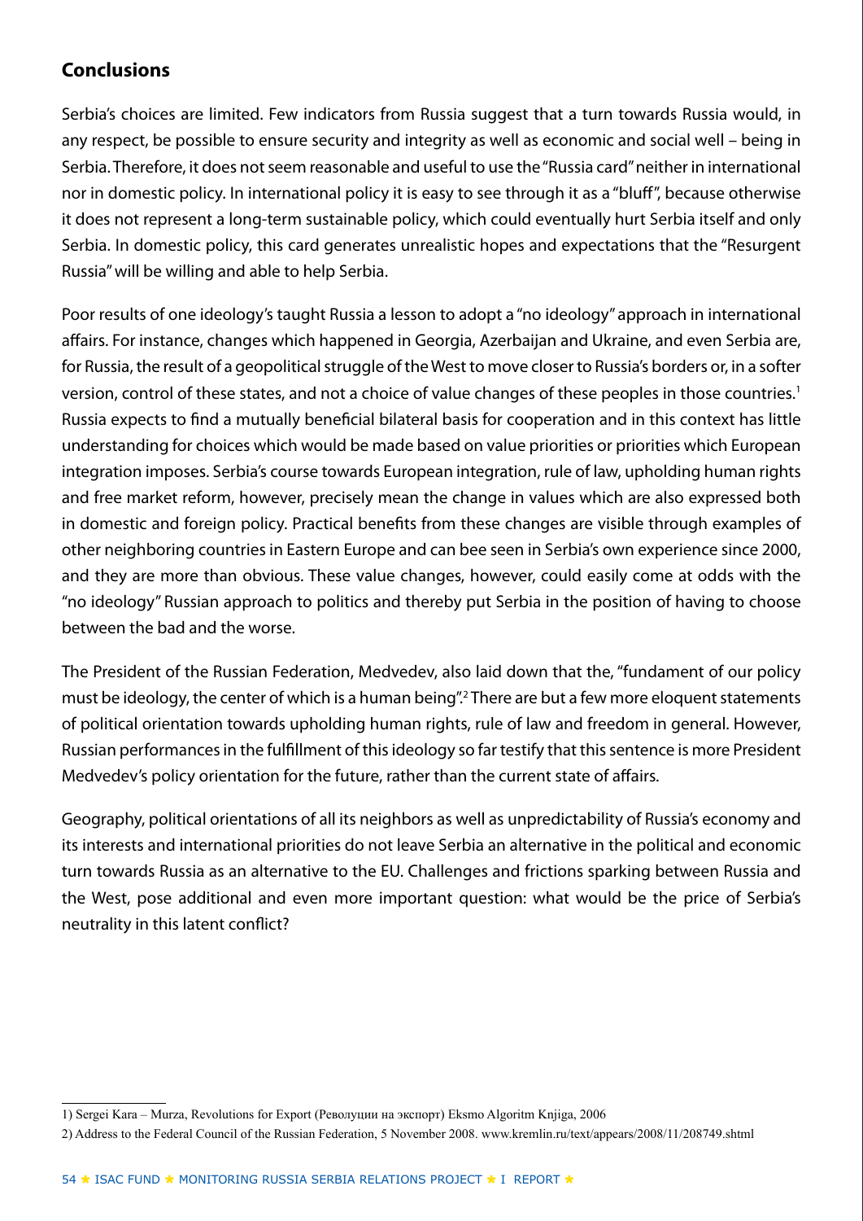## Conclusions

Serbia's choices are limited. Few indicators from Russia suggest that a turn towards Russia would, in any respect, be possible to ensure security and integrity as well as economic and social well – being in Serbia. Therefore, it does not seem reasonable and useful to use the "Russia card" neither in international nor in domestic policy. In international policy it is easy to see through it as a "bluff", because otherwise it does not represent a long-term sustainable policy, which could eventually hurt Serbia itself and only Serbia. In domestic policy, this card generates unrealistic hopes and expectations that the "Resurgent Russia" will be willing and able to help Serbia.

Poor results of one ideology's taught Russia a lesson to adopt a "no ideology" approach in international affairs. For instance, changes which happened in Georgia, Azerbaijan and Ukraine, and even Serbia are, for Russia, the result of a geopolitical struggle of the West to move closer to Russia's borders or, in a softer version, control of these states, and not a choice of value changes of these peoples in those countries.[1] Russia expects to find a mutually beneficial bilateral basis for cooperation and in this context has little understanding for choices which would be made based on value priorities or priorities which European integration imposes. Serbia's course towards European integration, rule of law, upholding human rights and free market reform, however, precisely mean the change in values which are also expressed both in domestic and foreign policy. Practical benefits from these changes are visible through examples of other neighboring countries in Eastern Europe and can bee seen in Serbia's own experience since 2000, and they are more than obvious. These value changes, however, could easily come at odds with the "no ideology" Russian approach to politics and thereby put Serbia in the position of having to choose between the bad and the worse.

The President of the Russian Federation, Medvedev, also laid down that the, "fundament of our policy must be ideology, the center of which is a human being".[2] There are but a few more eloquent statements of political orientation towards upholding human rights, rule of law and freedom in general. However, Russian performances in the fulfillment of this ideology so far testify that this sentence is more President Medvedev's policy orientation for the future, rather than the current state of affairs.

Geography, political orientations of all its neighbors as well as unpredictability of Russia's economy and its interests and international priorities do not leave Serbia an alternative in the political and economic turn towards Russia as an alternative to the EU. Challenges and frictions sparking between Russia and the West, pose additional and even more important question: what would be the price of Serbia's neutrality in this latent conflict?

---

1) Sergei Kara – Murza, Revolutions for Export (Революции на экспорт) Eksmo Algoritm Knjiga, 2006

2) Address to the Federal Council of the Russian Federation, 5 November 2008. www.kremlin.ru/text/appears/2008/11/208749.shtml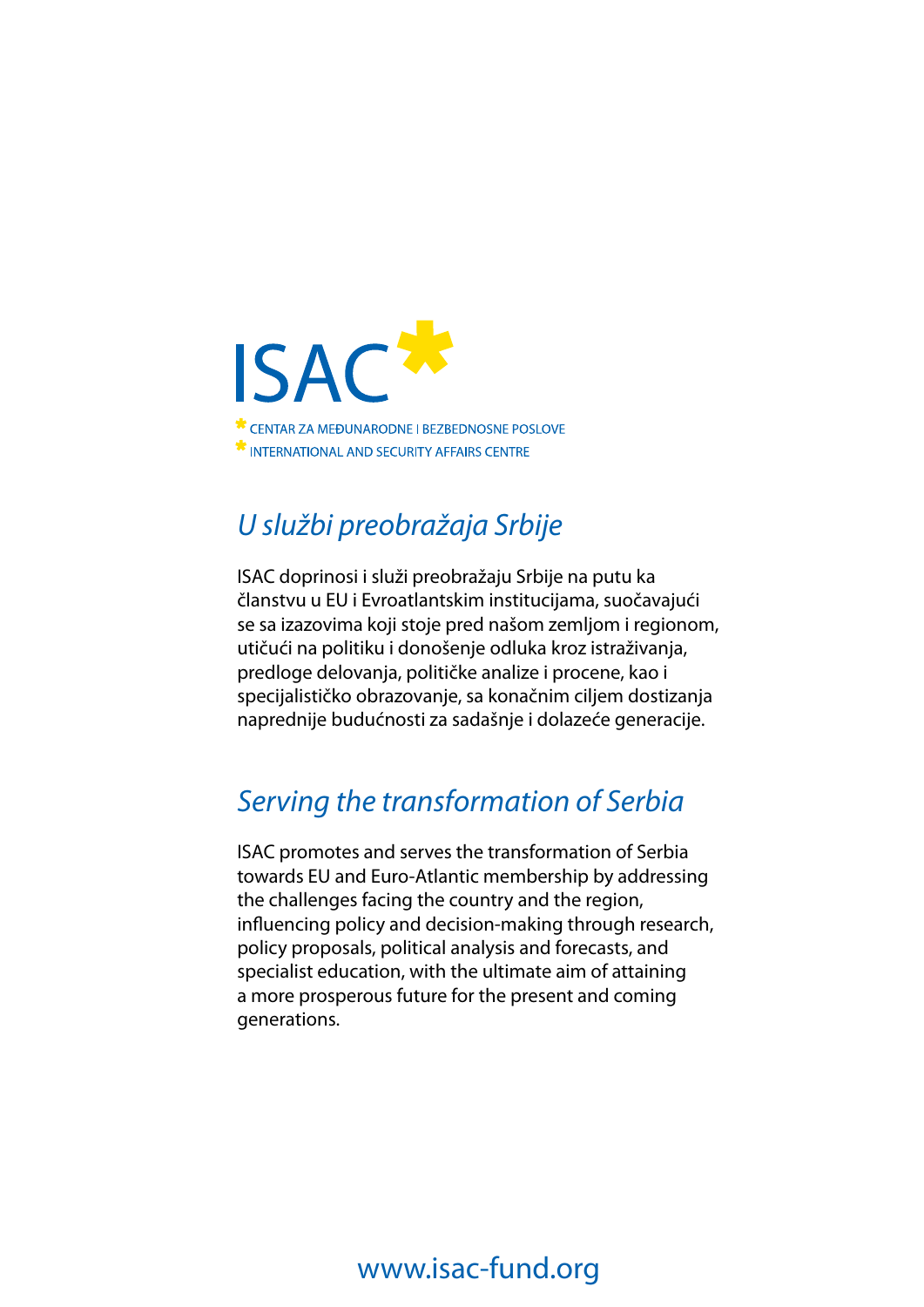ISAC*

* CENTAR ZA MEĐUNARODNE I BEZBEDNOSNE POSLOVE
* INTERNATIONAL AND SECURITY AFFAIRS CENTRE

## *U službi preobražaja Srbije*

ISAC doprinosi i služi preobražaju Srbije na putu ka članstvu u EU i Evroatlantskim institucijama, suočavajući se sa izazovima koji stoje pred našom zemljom i regionom, utičući na politiku i donošenje odluka kroz istraživanja, predloge delovanja, političke analize i procene, kao i specijalističko obrazovanje, sa konačnim ciljem dostizanja naprednije budućnosti za sadašnje i dolazeće generacije.

## *Serving the transformation of Serbia*

ISAC promotes and serves the transformation of Serbia towards EU and Euro-Atlantic membership by addressing the challenges facing the country and the region, influencing policy and decision-making through research, policy proposals, political analysis and forecasts, and specialist education, with the ultimate aim of attaining a more prosperous future for the present and coming generations.

www.isac-fund.org